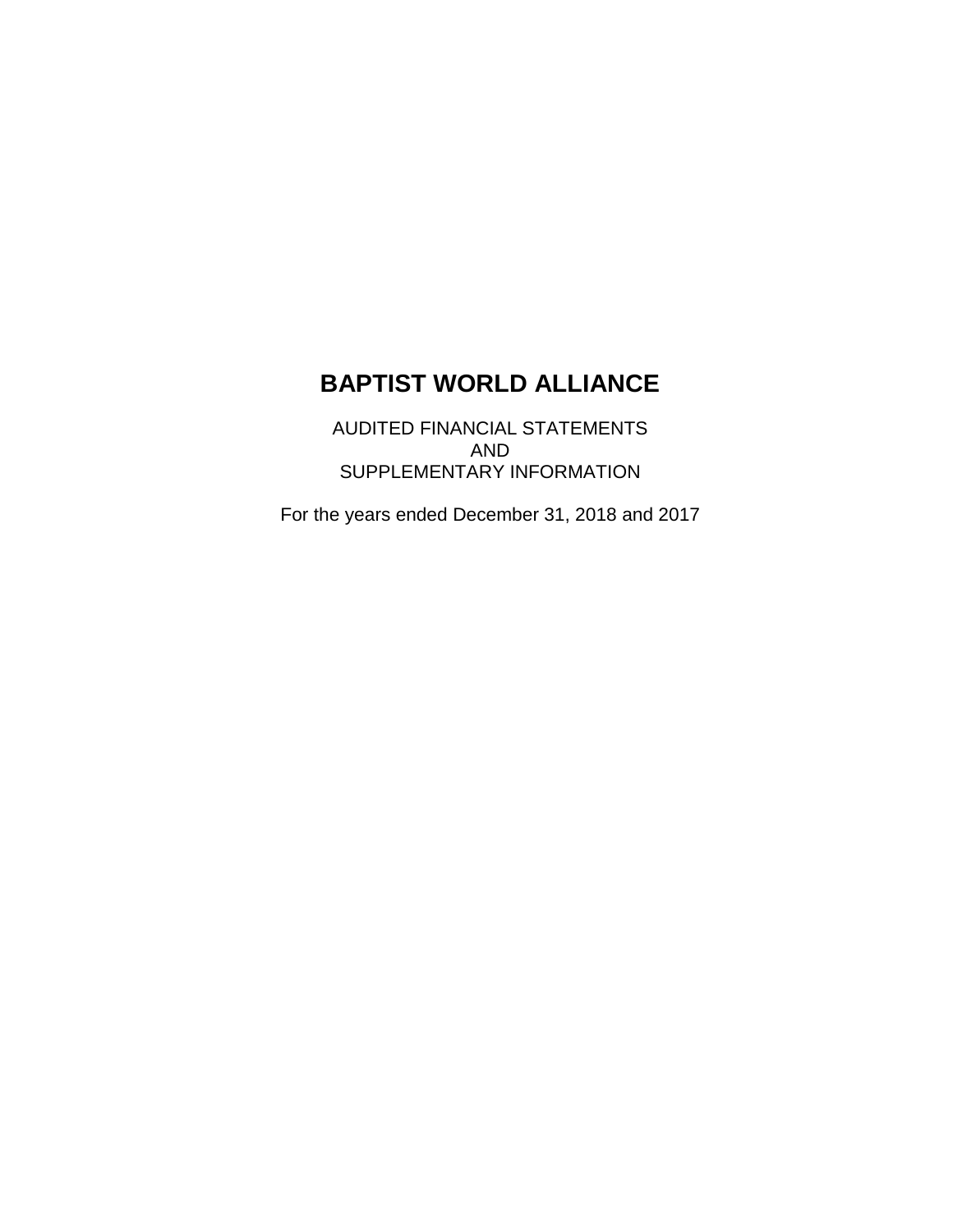# BAPTIST WORLD ALLIANCE

AUDITED FINANCIAL STATEMENTS
AND
SUPPLEMENTARY INFORMATION

For the years ended December 31, 2018 and 2017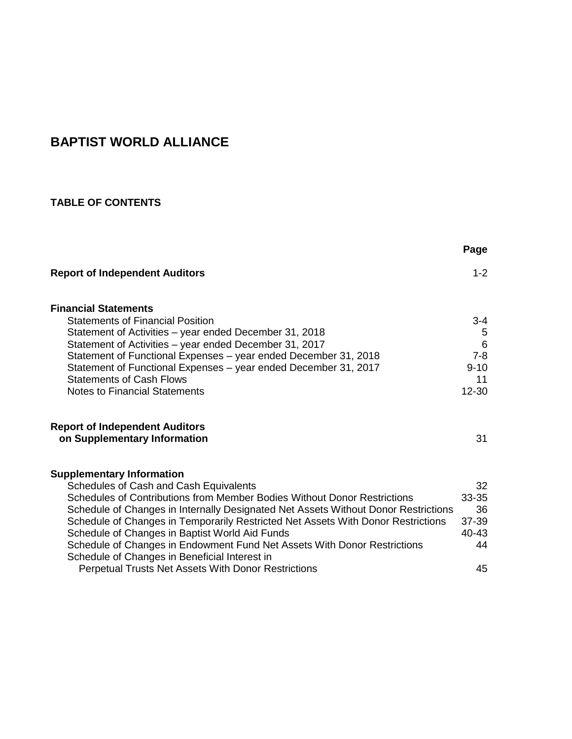# BAPTIST WORLD ALLIANCE

## TABLE OF CONTENTS

| | Page |
|---|---|
| **Report of Independent Auditors** | 1-2 |
| **Financial Statements** | |
| Statements of Financial Position | 3-4 |
| Statement of Activities – year ended December 31, 2018 | 5 |
| Statement of Activities – year ended December 31, 2017 | 6 |
| Statement of Functional Expenses – year ended December 31, 2018 | 7-8 |
| Statement of Functional Expenses – year ended December 31, 2017 | 9-10 |
| Statements of Cash Flows | 11 |
| Notes to Financial Statements | 12-30 |
| **Report of Independent Auditors on Supplementary Information** | 31 |
| **Supplementary Information** | |
| Schedules of Cash and Cash Equivalents | 32 |
| Schedules of Contributions from Member Bodies Without Donor Restrictions | 33-35 |
| Schedule of Changes in Internally Designated Net Assets Without Donor Restrictions | 36 |
| Schedule of Changes in Temporarily Restricted Net Assets With Donor Restrictions | 37-39 |
| Schedule of Changes in Baptist World Aid Funds | 40-43 |
| Schedule of Changes in Endowment Fund Net Assets With Donor Restrictions | 44 |
| Schedule of Changes in Beneficial Interest in Perpetual Trusts Net Assets With Donor Restrictions | 45 |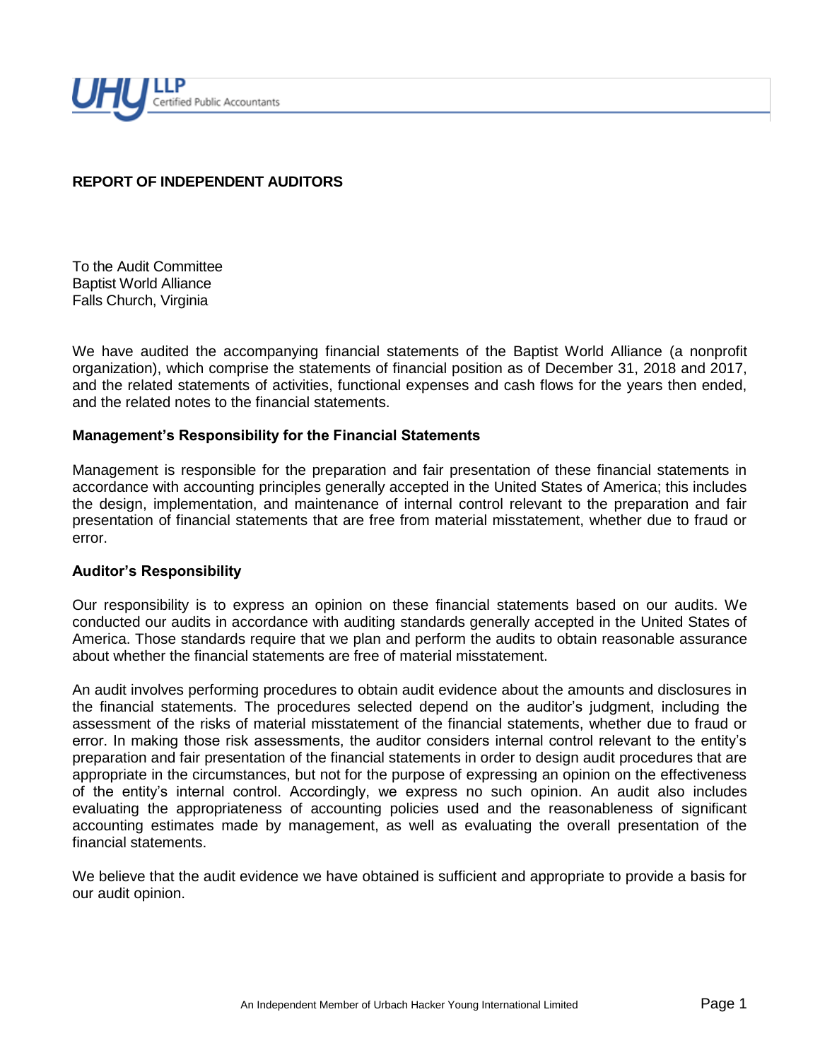## REPORT OF INDEPENDENT AUDITORS

To the Audit Committee
Baptist World Alliance
Falls Church, Virginia

We have audited the accompanying financial statements of the Baptist World Alliance (a nonprofit organization), which comprise the statements of financial position as of December 31, 2018 and 2017, and the related statements of activities, functional expenses and cash flows for the years then ended, and the related notes to the financial statements.

### Management's Responsibility for the Financial Statements

Management is responsible for the preparation and fair presentation of these financial statements in accordance with accounting principles generally accepted in the United States of America; this includes the design, implementation, and maintenance of internal control relevant to the preparation and fair presentation of financial statements that are free from material misstatement, whether due to fraud or error.

### Auditor's Responsibility

Our responsibility is to express an opinion on these financial statements based on our audits. We conducted our audits in accordance with auditing standards generally accepted in the United States of America. Those standards require that we plan and perform the audits to obtain reasonable assurance about whether the financial statements are free of material misstatement.

An audit involves performing procedures to obtain audit evidence about the amounts and disclosures in the financial statements. The procedures selected depend on the auditor's judgment, including the assessment of the risks of material misstatement of the financial statements, whether due to fraud or error. In making those risk assessments, the auditor considers internal control relevant to the entity's preparation and fair presentation of the financial statements in order to design audit procedures that are appropriate in the circumstances, but not for the purpose of expressing an opinion on the effectiveness of the entity's internal control. Accordingly, we express no such opinion. An audit also includes evaluating the appropriateness of accounting policies used and the reasonableness of significant accounting estimates made by management, as well as evaluating the overall presentation of the financial statements.

We believe that the audit evidence we have obtained is sufficient and appropriate to provide a basis for our audit opinion.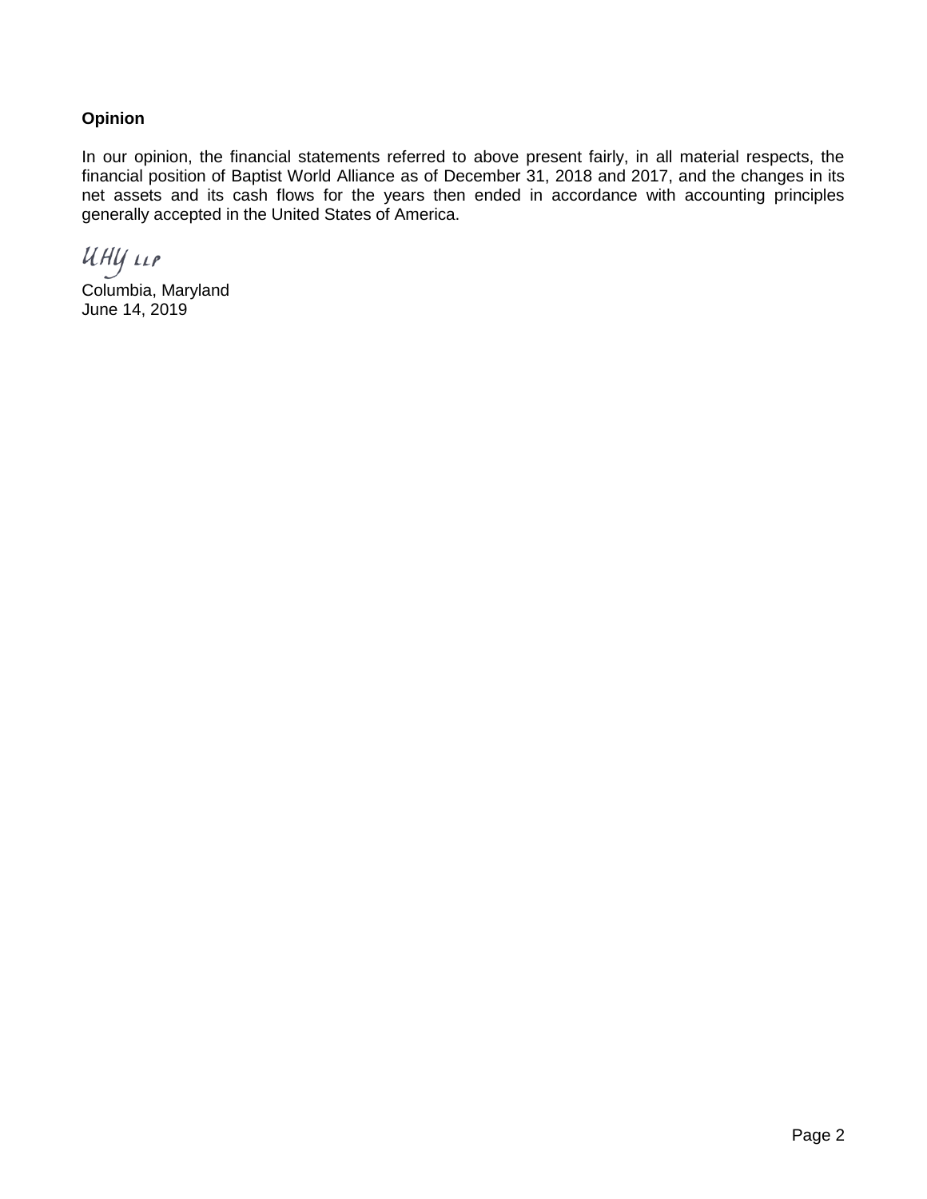**Opinion**

In our opinion, the financial statements referred to above present fairly, in all material respects, the financial position of Baptist World Alliance as of December 31, 2018 and 2017, and the changes in its net assets and its cash flows for the years then ended in accordance with accounting principles generally accepted in the United States of America.

*UHY LLP*

Columbia, Maryland
June 14, 2019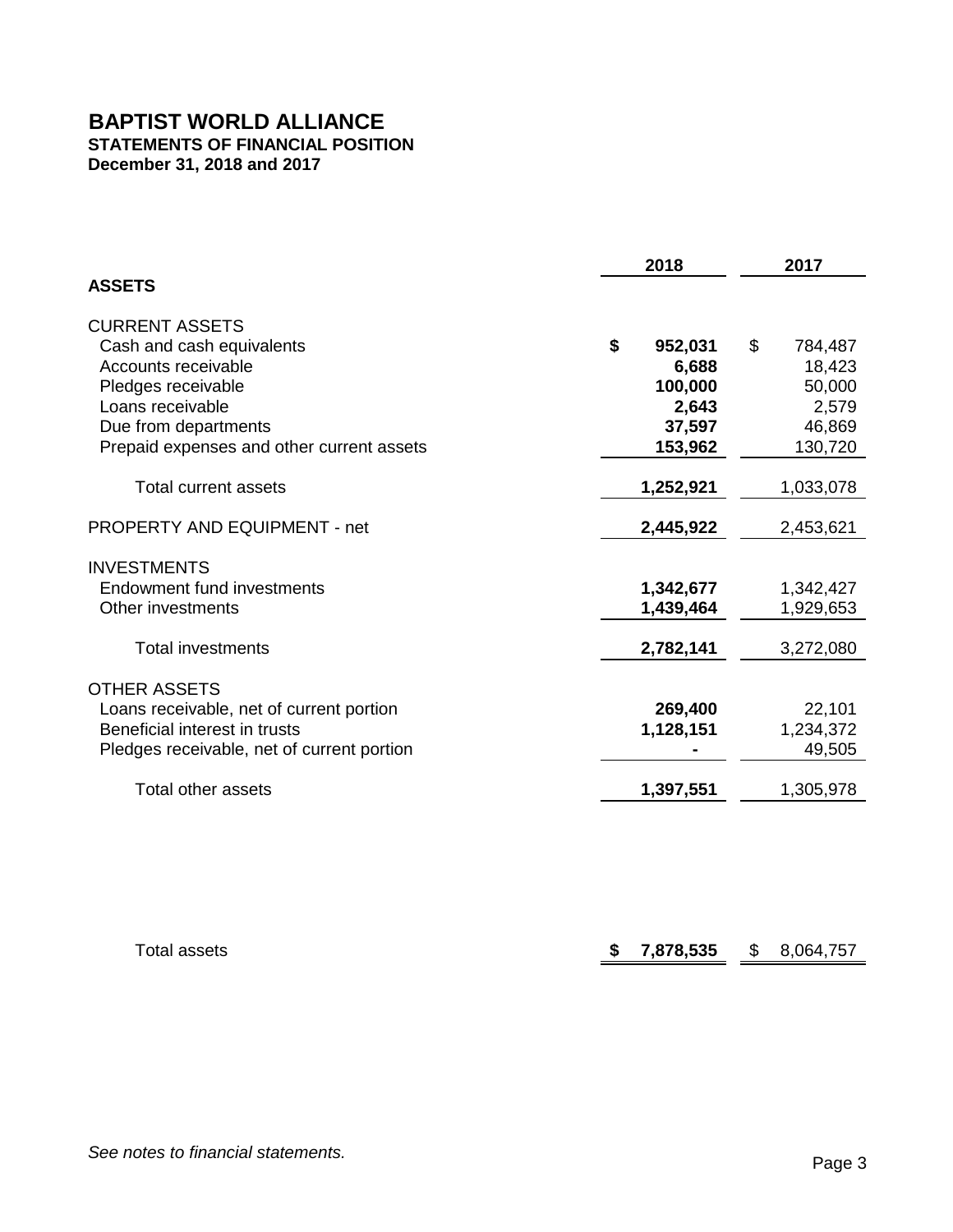# BAPTIST WORLD ALLIANCE

**STATEMENTS OF FINANCIAL POSITION**

**December 31, 2018 and 2017**

| | 2018 | 2017 |
|---|---|---|
| **ASSETS** | | |
| CURRENT ASSETS | | |
| Cash and cash equivalents | **$ 952,031** | $ 784,487 |
| Accounts receivable | **6,688** | 18,423 |
| Pledges receivable | **100,000** | 50,000 |
| Loans receivable | **2,643** | 2,579 |
| Due from departments | **37,597** | 46,869 |
| Prepaid expenses and other current assets | **153,962** | 130,720 |
| Total current assets | **1,252,921** | 1,033,078 |
| PROPERTY AND EQUIPMENT - net | **2,445,922** | 2,453,621 |
| INVESTMENTS | | |
| Endowment fund investments | **1,342,677** | 1,342,427 |
| Other investments | **1,439,464** | 1,929,653 |
| Total investments | **2,782,141** | 3,272,080 |
| OTHER ASSETS | | |
| Loans receivable, net of current portion | **269,400** | 22,101 |
| Beneficial interest in trusts | **1,128,151** | 1,234,372 |
| Pledges receivable, net of current portion | **-** | 49,505 |
| Total other assets | **1,397,551** | 1,305,978 |
| Total assets | **$ 7,878,535** | $ 8,064,757 |

*See notes to financial statements.*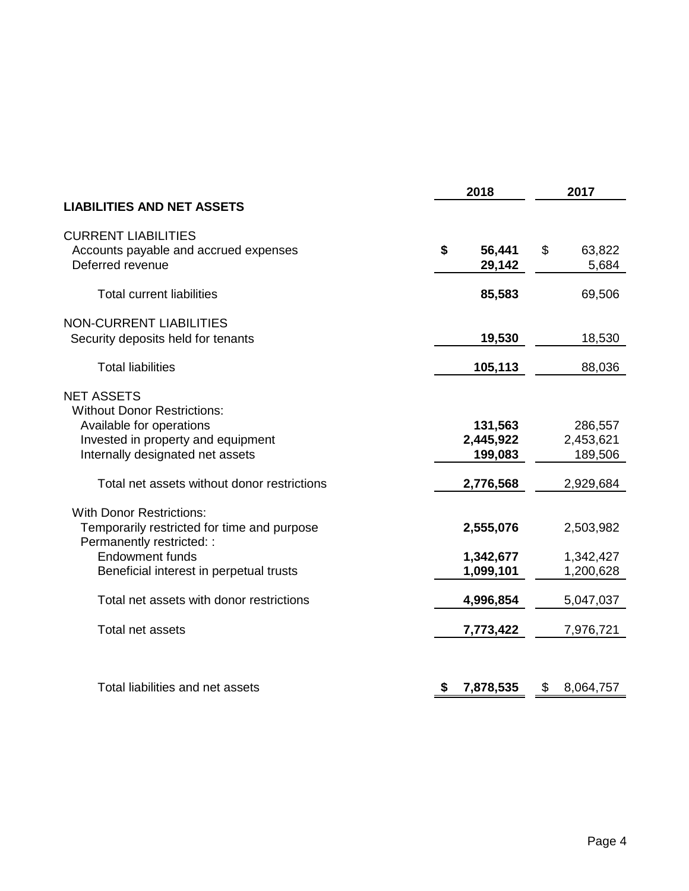| | 2018 | 2017 |
|---|---|---|
| **LIABILITIES AND NET ASSETS** | | |
| CURRENT LIABILITIES | | |
| Accounts payable and accrued expenses | **$ 56,441** | $ 63,822 |
| Deferred revenue | **29,142** | 5,684 |
| Total current liabilities | **85583** | 69,506 |
| NON-CURRENT LIABILITIES | | |
| Security deposits held for tenants | **19,530** | 18,530 |
| Total liabilities | **105,113** | 88,036 |
| NET ASSETS | | |
| Without Donor Restrictions: | | |
| Available for operations | **131,563** | 286,557 |
| Invested in property and equipment | **2,445,922** | 2,453,621 |
| Internally designated net assets | **199,083** | 189,506 |
| Total net assets without donor restrictions | **2,776,568** | 2,929,684 |
| With Donor Restrictions: | | |
| Temporarily restricted for time and purpose | **2,555,076** | 2,503,982 |
| Permanently restricted: : | | |
| Endowment funds | **1,342,677** | 1,342,427 |
| Beneficial interest in perpetual trusts | **1,099,101** | 1,200,628 |
| Total net assets with donor restrictions | **4,996,854** | 5,047,037 |
| Total net assets | **7,773,422** | 7,976,721 |
| Total liabilities and net assets | **$ 7,878,535** | $ 8,064,757 |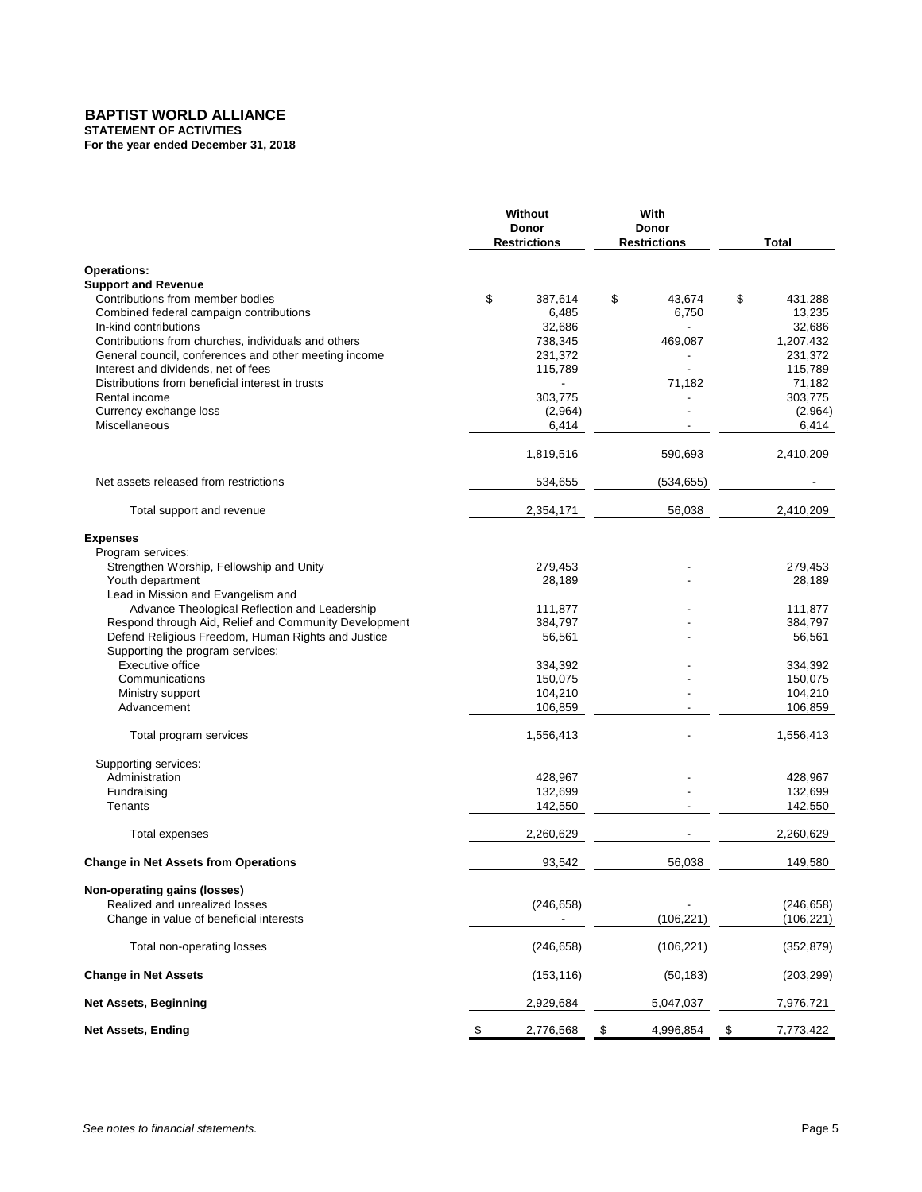# BAPTIST WORLD ALLIANCE

**STATEMENT OF ACTIVITIES**

**For the year ended December 31, 2018**

| | Without Donor Restrictions | With Donor Restrictions | Total |
|---|---|---|---|
| **Operations:** | | | |
| **Support and Revenue** | | | |
| Contributions from member bodies | $ 387,614 | $ 43,674 | $ 431,288 |
| Combined federal campaign contributions | 6,485 | 6,750 | 13,235 |
| In-kind contributions | 32,686 | - | 32,686 |
| Contributions from churches, individuals and others | 738,345 | 469,087 | 1,207,432 |
| General council, conferences and other meeting income | 231,372 | - | 231,372 |
| Interest and dividends, net of fees | 115,789 | - | 115,789 |
| Distributions from beneficial interest in trusts | - | 71,182 | 71,182 |
| Rental income | 303,775 | - | 303,775 |
| Currency exchange loss | (2,964) | - | (2,964) |
| Miscellaneous | 6,414 | - | 6,414 |
| | 1,819,516 | 590,693 | 2,410,209 |
| Net assets released from restrictions | 534,655 | (534,655) | - |
| Total support and revenue | 2,354,171 | 56,038 | 2,410,209 |
| **Expenses** | | | |
| Program services: | | | |
| Strengthen Worship, Fellowship and Unity | 279,453 | - | 279,453 |
| Youth department | 28,189 | - | 28,189 |
| Lead in Mission and Evangelism and Advance Theological Reflection and Leadership | 111,877 | - | 111,877 |
| Respond through Aid, Relief and Community Development | 384,797 | - | 384,797 |
| Defend Religious Freedom, Human Rights and Justice | 56,561 | - | 56,561 |
| Supporting the program services: | | | |
| Executive office | 334,392 | - | 334,392 |
| Communications | 150,075 | - | 150,075 |
| Ministry support | 104,210 | - | 104,210 |
| Advancement | 106,859 | - | 106,859 |
| Total program services | 1,556,413 | - | 1,556,413 |
| Supporting services: | | | |
| Administration | 428,967 | - | 428,967 |
| Fundraising | 132,699 | - | 132,699 |
| Tenants | 142,550 | - | 142,550 |
| Total expenses | 2,260,629 | - | 2,260,629 |
| **Change in Net Assets from Operations** | 93,542 | 56,038 | 149,580 |
| **Non-operating gains (losses)** | | | |
| Realized and unrealized losses | (246,658) | - | (246,658) |
| Change in value of beneficial interests | - | (106,221) | (106,221) |
| Total non-operating losses | (246,658) | (106,221) | (352,879) |
| **Change in Net Assets** | (153,116) | (50,183) | (203,299) |
| **Net Assets, Beginning** | 2,929,684 | 5,047,037 | 7,976,721 |
| **Net Assets, Ending** | $ 2,776,568 | $ 4,996,854 | $ 7,773,422 |

*See notes to financial statements.*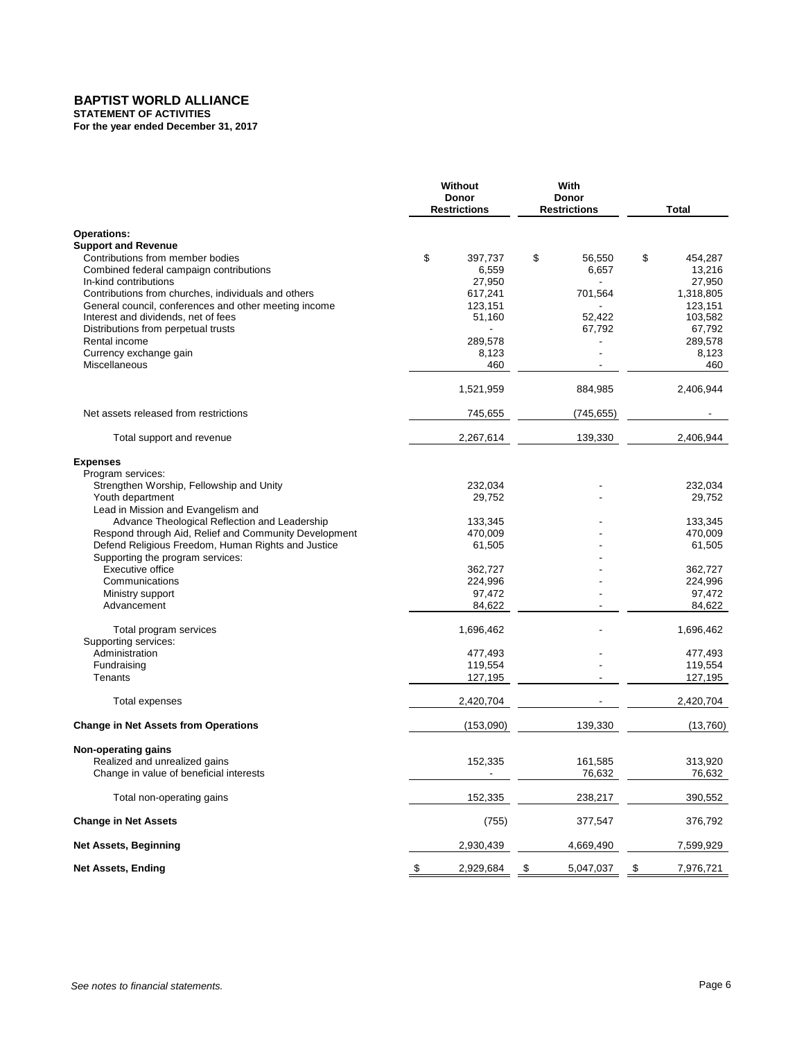# BAPTIST WORLD ALLIANCE

**STATEMENT OF ACTIVITIES**

**For the year ended December 31, 2017**

| | Without Donor Restrictions | With Donor Restrictions | Total |
|---|---|---|---|
| **Operations:** | | | |
| **Support and Revenue** | | | |
| Contributions from member bodies | $ 397,737 | $ 56,550 | $ 454,287 |
| Combined federal campaign contributions | 6,559 | 6,657 | 13,216 |
| In-kind contributions | 27,950 | - | 27,950 |
| Contributions from churches, individuals and others | 617,241 | 701,564 | 1,318,805 |
| General council, conferences and other meeting income | 123,151 | - | 123,151 |
| Interest and dividends, net of fees | 51,160 | 52,422 | 103,582 |
| Distributions from perpetual trusts | - | 67,792 | 67,792 |
| Rental income | 289,578 | - | 289,578 |
| Currency exchange gain | 8,123 | - | 8,123 |
| Miscellaneous | 460 | - | 460 |
| | 1,521,959 | 884,985 | 2,406,944 |
| Net assets released from restrictions | 745,655 | (745,655) | - |
| Total support and revenue | 2,267,614 | 139,330 | 2,406,944 |
| **Expenses** | | | |
| Program services: | | | |
| Strengthen Worship, Fellowship and Unity | 232,034 | - | 232,034 |
| Youth department | 29,752 | - | 29,752 |
| Lead in Mission and Evangelism and Advance Theological Reflection and Leadership | 133,345 | - | 133,345 |
| Respond through Aid, Relief and Community Development | 470,009 | - | 470,009 |
| Defend Religious Freedom, Human Rights and Justice | 61,505 | - | 61,505 |
| Supporting the program services: | | - | |
| Executive office | 362,727 | - | 362,727 |
| Communications | 224,996 | - | 224,996 |
| Ministry support | 97,472 | - | 97,472 |
| Advancement | 84,622 | - | 84,622 |
| Total program services | 1,696,462 | - | 1,696,462 |
| Supporting services: | | | |
| Administration | 477,493 | - | 477,493 |
| Fundraising | 119,554 | - | 119,554 |
| Tenants | 127,195 | - | 127,195 |
| Total expenses | 2,420,704 | - | 2,420,704 |
| **Change in Net Assets from Operations** | (153,090) | 139,330 | (13,760) |
| **Non-operating gains** | | | |
| Realized and unrealized gains | 152,335 | 161,585 | 313,920 |
| Change in value of beneficial interests | - | 76,632 | 76,632 |
| Total non-operating gains | 152,335 | 238,217 | 390,552 |
| **Change in Net Assets** | (755) | 377,547 | 376,792 |
| **Net Assets, Beginning** | 2,930,439 | 4,669,490 | 7,599,929 |
| **Net Assets, Ending** | $ 2,929,684 | $ 5,047,037 | $ 7,976,721 |

*See notes to financial statements.*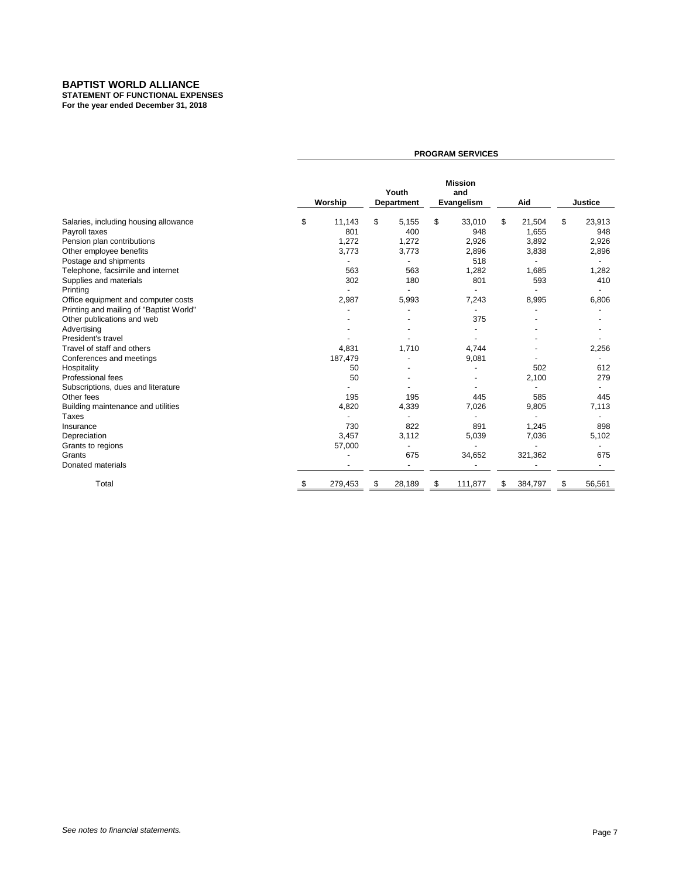**BAPTIST WORLD ALLIANCE**
**STATEMENT OF FUNCTIONAL EXPENSES**
**For the year ended December 31, 2018**

| | PROGRAM SERVICES | | | | |
|---|---|---|---|---|---|
| | Worship | Youth Department | Mission and Evangelism | Aid | Justice |
| Salaries, including housing allowance | $ 11,143 | $ 5,155 | $ 33,010 | $ 21,504 | $ 23,913 |
| Payroll taxes | 801 | 400 | 948 | 1,655 | 948 |
| Pension plan contributions | 1,272 | 1,272 | 2,926 | 3,892 | 2,926 |
| Other employee benefits | 3,773 | 3,773 | 2,896 | 3,838 | 2,896 |
| Postage and shipments | - | - | 518 | - | - |
| Telephone, facsimile and internet | 563 | 563 | 1,282 | 1,685 | 1,282 |
| Supplies and materials | 302 | 180 | 801 | 593 | 410 |
| Printing | - | - | - | - | - |
| Office equipment and computer costs | 2,987 | 5,993 | 7,243 | 8,995 | 6,806 |
| Printing and mailing of "Baptist World" | - | - | - | - | - |
| Other publications and web | - | - | 375 | - | - |
| Advertising | - | - | - | - | - |
| President's travel | - | - | - | - | - |
| Travel of staff and others | 4,831 | 1,710 | 4,744 | - | 2,256 |
| Conferences and meetings | 187,479 | - | 9,081 | - | - |
| Hospitality | 50 | - | - | 502 | 612 |
| Professional fees | 50 | - | - | 2,100 | 279 |
| Subscriptions, dues and literature | - | - | - | - | - |
| Other fees | 195 | 195 | 445 | 585 | 445 |
| Building maintenance and utilities | 4,820 | 4,339 | 7,026 | 9,805 | 7,113 |
| Taxes | - | - | - | - | - |
| Insurance | 730 | 822 | 891 | 1,245 | 898 |
| Depreciation | 3,457 | 3,112 | 5,039 | 7,036 | 5,102 |
| Grants to regions | 57,000 | - | - | - | - |
| Grants | - | 675 | 34,652 | 321,362 | 675 |
| Donated materials | - | - | - | - | - |
| Total | $ 279,453 | $ 28,189 | $ 111,877 | $ 384,797 | $ 56,561 |

*See notes to financial statements.*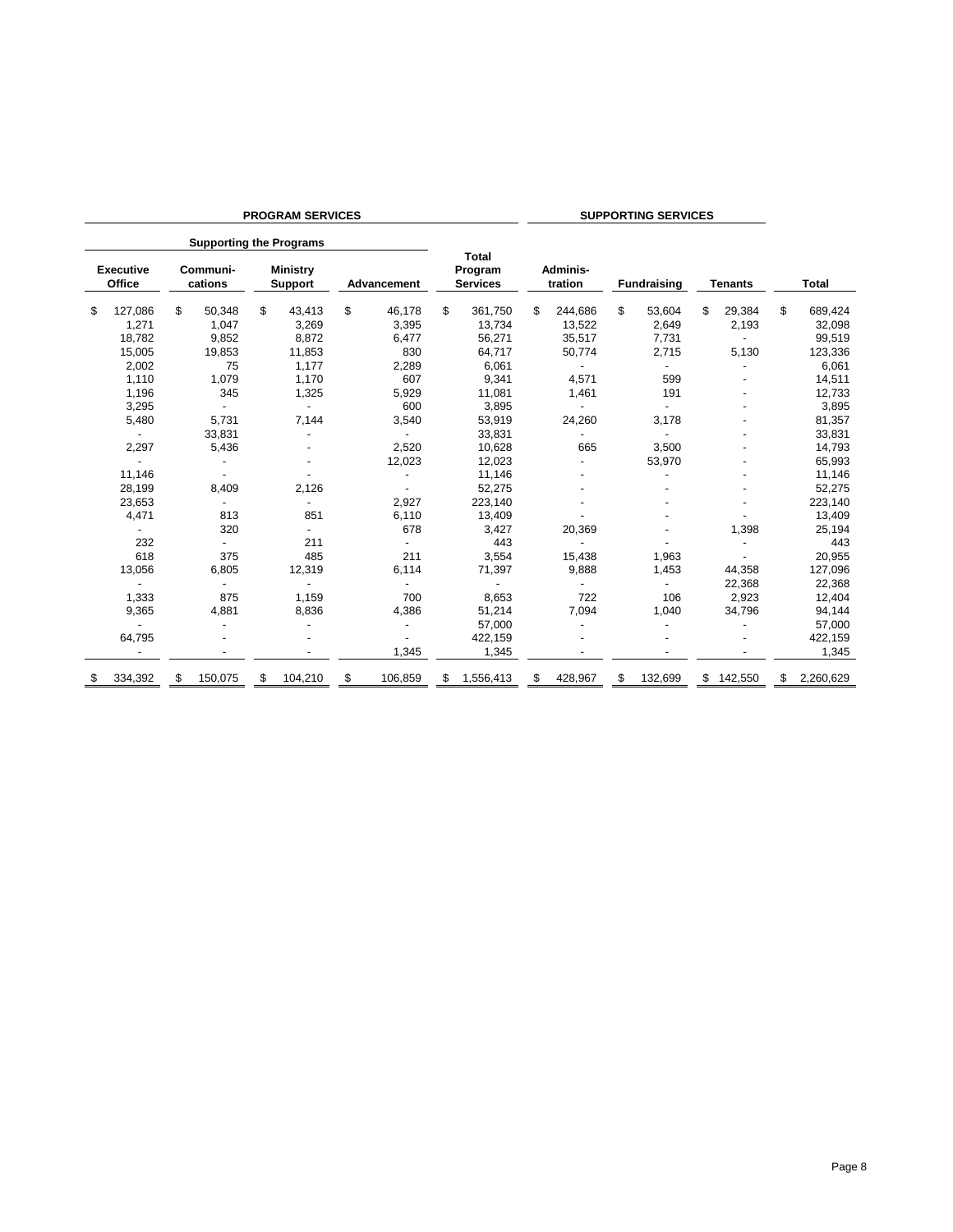| PROGRAM SERVICES | | | | | SUPPORTING SERVICES | | | |
|---|---|---|---|---|---|---|---|---|
| Supporting the Programs | | | | | | | | |
| Executive Office | Communi- cations | Ministry Support | Advancement | Total Program Services | Adminis- tration | Fundraising | Tenants | Total |
| $ 127,086 | $ 50,348 | $ 43,413 | $ 46,178 | $ 361,750 | $ 244,686 | $ 53,604 | $ 29,384 | $ 689,424 |
| 1,271 | 1,047 | 3,269 | 3,395 | 13,734 | 13,522 | 2,649 | 2,193 | 32,098 |
| 18,782 | 9,852 | 8,872 | 6,477 | 56,271 | 35,517 | 7,731 | - | 99,519 |
| 15,005 | 19,853 | 11,853 | 830 | 64,717 | 50,774 | 2,715 | 5,130 | 123,336 |
| 2,002 | 75 | 1,177 | 2,289 | 6,061 | - | - | - | 6,061 |
| 1,110 | 1,079 | 1,170 | 607 | 9,341 | 4,571 | 599 | - | 14,511 |
| 1,196 | 345 | 1,325 | 5,929 | 11,081 | 1,461 | 191 | - | 12,733 |
| 3,295 | - | - | 600 | 3,895 | - | - | - | 3,895 |
| 5,480 | 5,731 | 7,144 | 3,540 | 53,919 | 24,260 | 3,178 | - | 81,357 |
| - | 33,831 | - | - | 33,831 | - | - | - | 33,831 |
| 2,297 | 5,436 | - | 2,520 | 10,628 | 665 | 3,500 | - | 14,793 |
| - | - | - | 12,023 | 12,023 | - | 53,970 | - | 65,993 |
| 11,146 | - | - | - | 11,146 | - | - | - | 11,146 |
| 28,199 | 8,409 | 2,126 | - | 52,275 | - | - | - | 52,275 |
| 23,653 | - | - | 2,927 | 223,140 | - | - | - | 223,140 |
| 4,471 | 813 | 851 | 6,110 | 13,409 | - | - | - | 13,409 |
| - | 320 | - | 678 | 3,427 | 20,369 | - | 1,398 | 25,194 |
| 232 | - | 211 | - | 443 | - | - | - | 443 |
| 618 | 375 | 485 | 211 | 3,554 | 15,438 | 1,963 | - | 20,955 |
| 13,056 | 6,805 | 12,319 | 6,114 | 71,397 | 9,888 | 1,453 | 44,358 | 127,096 |
| - | - | - | - | - | - | - | 22,368 | 22,368 |
| 1,333 | 875 | 1,159 | 700 | 8,653 | 722 | 106 | 2,923 | 12,404 |
| 9,365 | 4,881 | 8,836 | 4,386 | 51,214 | 7,094 | 1,040 | 34,796 | 94,144 |
| - | - | - | - | 57,000 | - | - | - | 57,000 |
| 64,795 | - | - | - | 422,159 | - | - | - | 422,159 |
| - | - | - | 1,345 | 1,345 | - | - | - | 1,345 |
| $ 334,392 | $ 150,075 | $ 104,210 | $ 106,859 | $ 1,556,413 | $ 428,967 | $ 132,699 | $ 142,550 | $ 2,260,629 |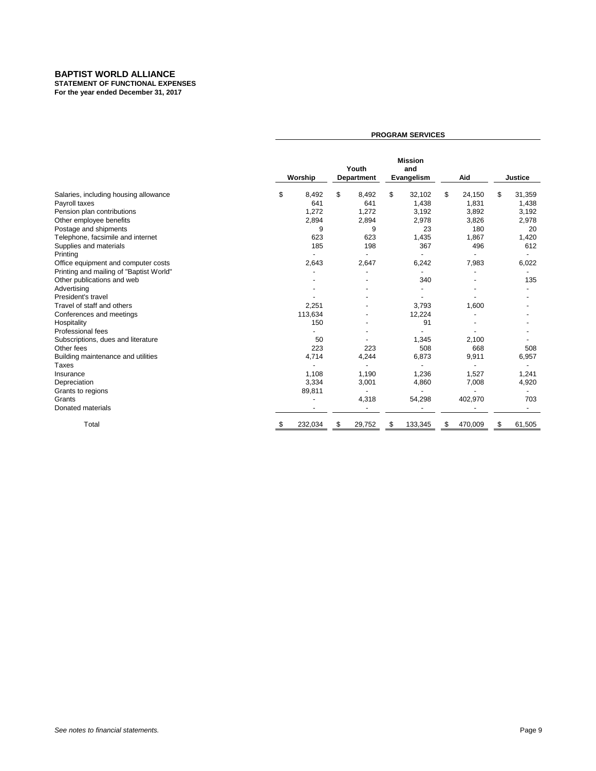**BAPTIST WORLD ALLIANCE**
**STATEMENT OF FUNCTIONAL EXPENSES**
**For the year ended December 31, 2017**

| | PROGRAM SERVICES | | | | |
|---|---|---|---|---|---|
| | Worship | Youth Department | Mission and Evangelism | Aid | Justice |
| Salaries, including housing allowance | $ 8,492 | $ 8,492 | $ 32,102 | $ 24,150 | $ 31,359 |
| Payroll taxes | 641 | 641 | 1,438 | 1,831 | 1,438 |
| Pension plan contributions | 1,272 | 1,272 | 3,192 | 3,892 | 3,192 |
| Other employee benefits | 2,894 | 2,894 | 2,978 | 3,826 | 2,978 |
| Postage and shipments | 9 | 9 | 23 | 180 | 20 |
| Telephone, facsimile and internet | 623 | 623 | 1,435 | 1,867 | 1,420 |
| Supplies and materials | 185 | 198 | 367 | 496 | 612 |
| Printing | - | - | - | - | - |
| Office equipment and computer costs | 2,643 | 2,647 | 6,242 | 7,983 | 6,022 |
| Printing and mailing of "Baptist World" | - | - | - | - | - |
| Other publications and web | - | - | 340 | - | 135 |
| Advertising | - | - | - | - | - |
| President's travel | - | - | - | - | - |
| Travel of staff and others | 2,251 | - | 3,793 | 1,600 | - |
| Conferences and meetings | 113,634 | - | 12,224 | - | - |
| Hospitality | 150 | - | 91 | - | - |
| Professional fees | - | - | - | - | - |
| Subscriptions, dues and literature | 50 | - | 1,345 | 2,100 | - |
| Other fees | 223 | 223 | 508 | 668 | 508 |
| Building maintenance and utilities | 4,714 | 4,244 | 6,873 | 9,911 | 6,957 |
| Taxes | - | - | - | - | - |
| Insurance | 1,108 | 1,190 | 1,236 | 1,527 | 1,241 |
| Depreciation | 3,334 | 3,001 | 4,860 | 7,008 | 4,920 |
| Grants to regions | 89,811 | - | - | - | - |
| Grants | - | 4,318 | 54,298 | 402,970 | 703 |
| Donated materials | - | - | - | - | - |
| Total | $ 232,034 | $ 29,752 | $ 133,345 | $ 470,009 | $ 61,505 |

*See notes to financial statements.*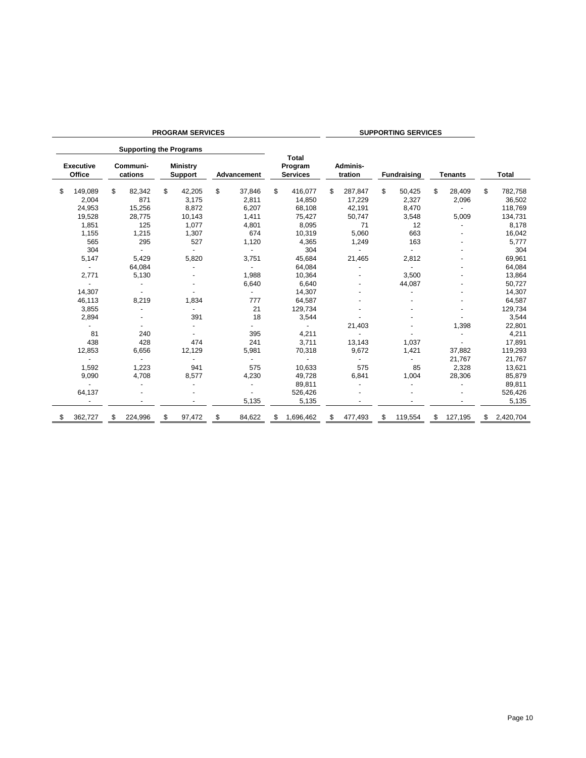| PROGRAM SERVICES | | | | | SUPPORTING SERVICES | | | |
|---|---|---|---|---|---|---|---|---|
| Supporting the Programs | | | | | | | | |
| Executive Office | Communi-cations | Ministry Support | Advancement | Total Program Services | Adminis-tration | Fundraising | Tenants | Total |
| $ 149,089 | $ 82,342 | $ 42,205 | $ 37,846 | $ 416,077 | $ 287,847 | $ 50,425 | $ 28,409 | $ 782,758 |
| 2,004 | 871 | 3,175 | 2,811 | 14,850 | 17,229 | 2,327 | 2,096 | 36,502 |
| 24,953 | 15,256 | 8,872 | 6,207 | 68,108 | 42,191 | 8,470 | - | 118,769 |
| 19,528 | 28,775 | 10,143 | 1,411 | 75,427 | 50,747 | 3,548 | 5,009 | 134,731 |
| 1,851 | 125 | 1,077 | 4,801 | 8,095 | 71 | 12 | - | 8,178 |
| 1,155 | 1,215 | 1,307 | 674 | 10,319 | 5,060 | 663 | - | 16,042 |
| 565 | 295 | 527 | 1,120 | 4,365 | 1,249 | 163 | - | 5,777 |
| 304 | - | - | - | 304 | - | - | - | 304 |
| 5,147 | 5,429 | 5,820 | 3,751 | 45,684 | 21,465 | 2,812 | - | 69,961 |
| - | 64,084 | - | - | 64,084 | - | - | - | 64,084 |
| 2,771 | 5,130 | - | 1,988 | 10,364 | - | 3,500 | - | 13,864 |
| - | - | - | 6,640 | 6,640 | - | 44,087 | - | 50,727 |
| 14,307 | - | - | - | 14,307 | - | - | - | 14,307 |
| 46,113 | 8,219 | 1,834 | 777 | 64,587 | - | - | - | 64,587 |
| 3,855 | - | - | 21 | 129,734 | - | - | - | 129,734 |
| 2,894 | - | 391 | 18 | 3,544 | - | - | - | 3,544 |
| - | - | - | - | - | 21,403 | - | 1,398 | 22,801 |
| 81 | 240 | - | 395 | 4,211 | - | - | - | 4,211 |
| 438 | 428 | 474 | 241 | 3,711 | 13,143 | 1,037 | - | 17,891 |
| 12,853 | 6,656 | 12,129 | 5,981 | 70,318 | 9,672 | 1,421 | 37,882 | 119,293 |
| - | - | - | - | - | - | - | 21,767 | 21,767 |
| 1,592 | 1,223 | 941 | 575 | 10,633 | 575 | 85 | 2,328 | 13,621 |
| 9,090 | 4,708 | 8,577 | 4,230 | 49,728 | 6,841 | 1,004 | 28,306 | 85,879 |
| - | - | - | - | 89,811 | - | - | - | 89,811 |
| 64,137 | - | - | - | 526,426 | - | - | - | 526,426 |
| - | - | - | 5,135 | 5,135 | - | - | - | 5,135 |
| $ 362,727 | $ 224,996 | $ 97,472 | $ 84,622 | $ 1,696,462 | $ 477,493 | $ 119,554 | $ 127,195 | $ 2,420,704 |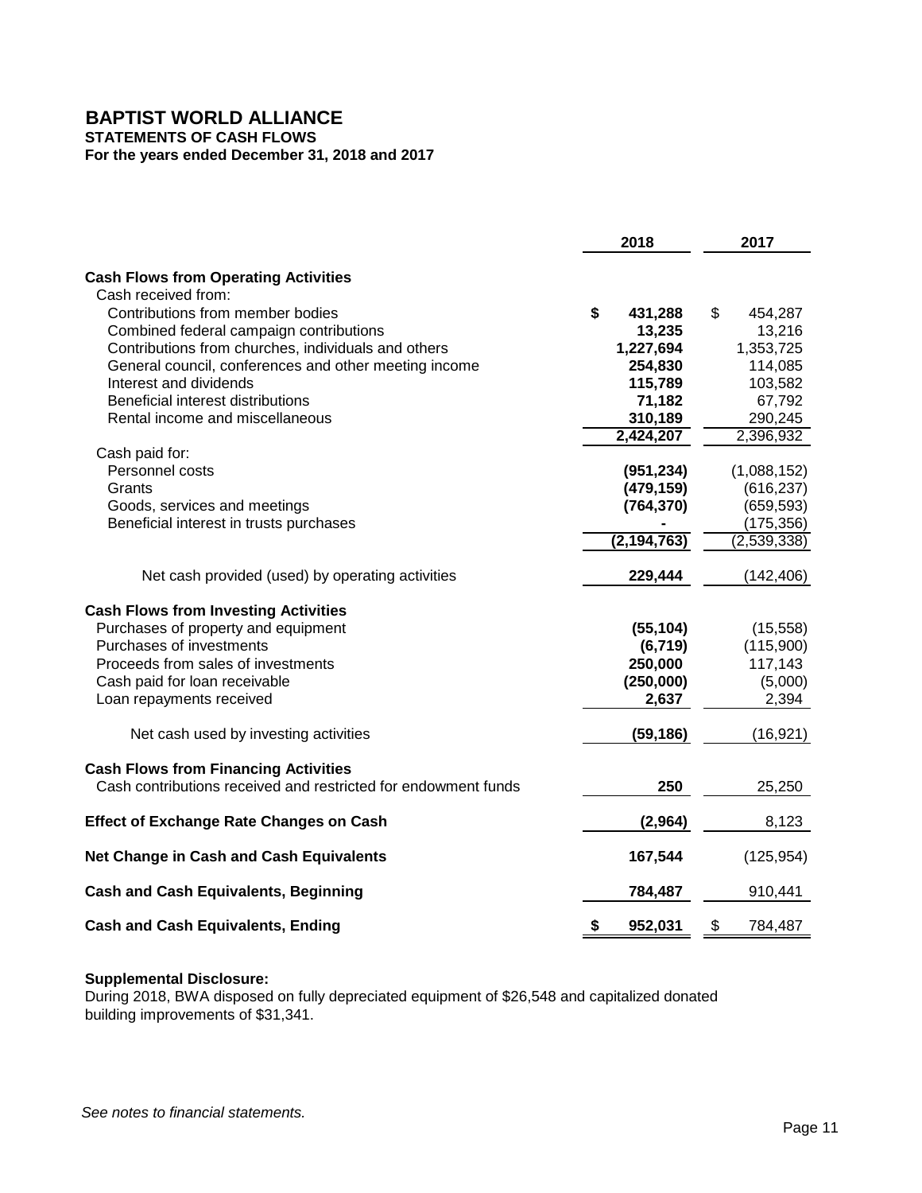# BAPTIST WORLD ALLIANCE
**STATEMENTS OF CASH FLOWS**
**For the years ended December 31, 2018 and 2017**

| | 2018 | 2017 |
|---|---|---|
| **Cash Flows from Operating Activities** | | |
| Cash received from: | | |
| Contributions from member bodies | **$ 431,288** | $ 454,287 |
| Combined federal campaign contributions | **13,235** | 13,216 |
| Contributions from churches, individuals and others | **1,227,694** | 1,353,725 |
| General council, conferences and other meeting income | **254,830** | 114,085 |
| Interest and dividends | **115,789** | 103,582 |
| Beneficial interest distributions | **71,182** | 67,792 |
| Rental income and miscellaneous | **310,189** | 290,245 |
| | **2,424,207** | 2,396,932 |
| Cash paid for: | | |
| Personnel costs | **(951,234)** | (1,088,152) |
| Grants | **(479,159)** | (616,237) |
| Goods, services and meetings | **(764,370)** | (659,593) |
| Beneficial interest in trusts purchases | **-** | (175,356) |
| | **(2,194,763)** | (2,539,338) |
| Net cash provided (used) by operating activities | **229,444** | (142,406) |
| **Cash Flows from Investing Activities** | | |
| Purchases of property and equipment | **(55,104)** | (15,558) |
| Purchases of investments | **(6,719)** | (115,900) |
| Proceeds from sales of investments | **250,000** | 117,143 |
| Cash paid for loan receivable | **(250,000)** | (5,000) |
| Loan repayments received | **2,637** | 2,394 |
| Net cash used by investing activities | **(59,186)** | (16,921) |
| **Cash Flows from Financing Activities** | | |
| Cash contributions received and restricted for endowment funds | **250** | 25,250 |
| **Effect of Exchange Rate Changes on Cash** | **(2,964)** | 8,123 |
| **Net Change in Cash and Cash Equivalents** | **167,544** | (125,954) |
| **Cash and Cash Equivalents, Beginning** | **784,487** | 910,441 |
| **Cash and Cash Equivalents, Ending** | **$ 952,031** | $ 784,487 |

**Supplemental Disclosure:**
During 2018, BWA disposed on fully depreciated equipment of $26,548 and capitalized donated building improvements of $31,341.

*See notes to financial statements.*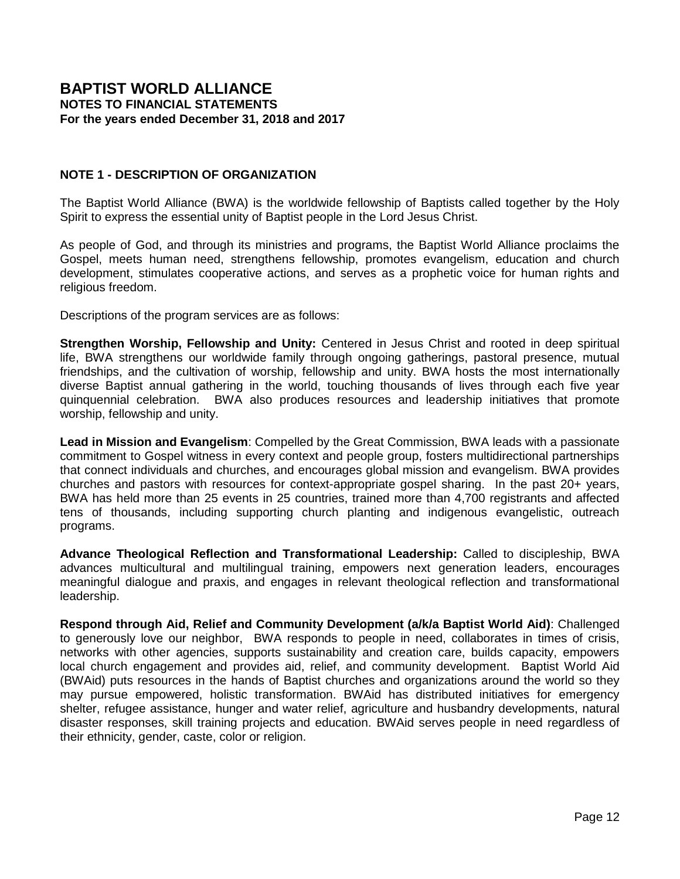# BAPTIST WORLD ALLIANCE

**NOTES TO FINANCIAL STATEMENTS**
**For the years ended December 31, 2018 and 2017**

## NOTE 1 - DESCRIPTION OF ORGANIZATION

The Baptist World Alliance (BWA) is the worldwide fellowship of Baptists called together by the Holy Spirit to express the essential unity of Baptist people in the Lord Jesus Christ.

As people of God, and through its ministries and programs, the Baptist World Alliance proclaims the Gospel, meets human need, strengthens fellowship, promotes evangelism, education and church development, stimulates cooperative actions, and serves as a prophetic voice for human rights and religious freedom.

Descriptions of the program services are as follows:

**Strengthen Worship, Fellowship and Unity:** Centered in Jesus Christ and rooted in deep spiritual life, BWA strengthens our worldwide family through ongoing gatherings, pastoral presence, mutual friendships, and the cultivation of worship, fellowship and unity. BWA hosts the most internationally diverse Baptist annual gathering in the world, touching thousands of lives through each five year quinquennial celebration. BWA also produces resources and leadership initiatives that promote worship, fellowship and unity.

**Lead in Mission and Evangelism**: Compelled by the Great Commission, BWA leads with a passionate commitment to Gospel witness in every context and people group, fosters multidirectional partnerships that connect individuals and churches, and encourages global mission and evangelism. BWA provides churches and pastors with resources for context-appropriate gospel sharing. In the past 20+ years, BWA has held more than 25 events in 25 countries, trained more than 4,700 registrants and affected tens of thousands, including supporting church planting and indigenous evangelistic, outreach programs.

**Advance Theological Reflection and Transformational Leadership:** Called to discipleship, BWA advances multicultural and multilingual training, empowers next generation leaders, encourages meaningful dialogue and praxis, and engages in relevant theological reflection and transformational leadership.

**Respond through Aid, Relief and Community Development (a/k/a Baptist World Aid)**: Challenged to generously love our neighbor, BWA responds to people in need, collaborates in times of crisis, networks with other agencies, supports sustainability and creation care, builds capacity, empowers local church engagement and provides aid, relief, and community development. Baptist World Aid (BWAid) puts resources in the hands of Baptist churches and organizations around the world so they may pursue empowered, holistic transformation. BWAid has distributed initiatives for emergency shelter, refugee assistance, hunger and water relief, agriculture and husbandry developments, natural disaster responses, skill training projects and education. BWAid serves people in need regardless of their ethnicity, gender, caste, color or religion.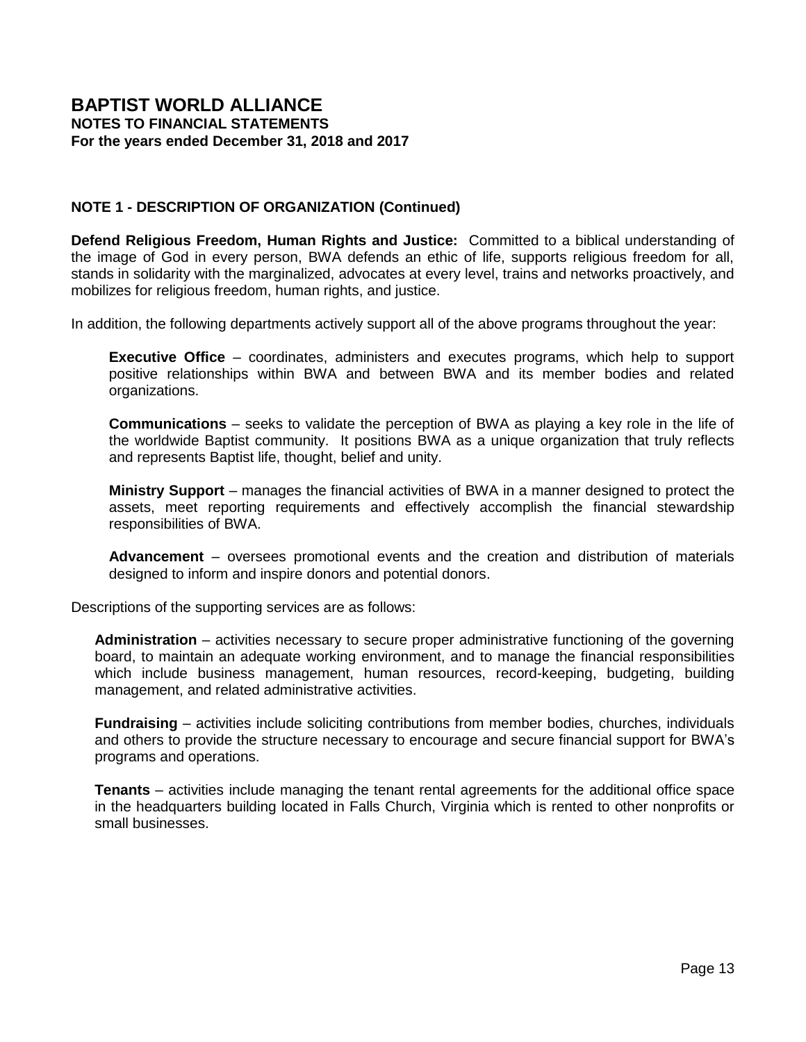# BAPTIST WORLD ALLIANCE
**NOTES TO FINANCIAL STATEMENTS**
**For the years ended December 31, 2018 and 2017**

### NOTE 1 - DESCRIPTION OF ORGANIZATION (Continued)

**Defend Religious Freedom, Human Rights and Justice:** Committed to a biblical understanding of the image of God in every person, BWA defends an ethic of life, supports religious freedom for all, stands in solidarity with the marginalized, advocates at every level, trains and networks proactively, and mobilizes for religious freedom, human rights, and justice.

In addition, the following departments actively support all of the above programs throughout the year:

**Executive Office** – coordinates, administers and executes programs, which help to support positive relationships within BWA and between BWA and its member bodies and related organizations.

**Communications** – seeks to validate the perception of BWA as playing a key role in the life of the worldwide Baptist community. It positions BWA as a unique organization that truly reflects and represents Baptist life, thought, belief and unity.

**Ministry Support** – manages the financial activities of BWA in a manner designed to protect the assets, meet reporting requirements and effectively accomplish the financial stewardship responsibilities of BWA.

**Advancement** – oversees promotional events and the creation and distribution of materials designed to inform and inspire donors and potential donors.

Descriptions of the supporting services are as follows:

**Administration** – activities necessary to secure proper administrative functioning of the governing board, to maintain an adequate working environment, and to manage the financial responsibilities which include business management, human resources, record-keeping, budgeting, building management, and related administrative activities.

**Fundraising** – activities include soliciting contributions from member bodies, churches, individuals and others to provide the structure necessary to encourage and secure financial support for BWA's programs and operations.

**Tenants** – activities include managing the tenant rental agreements for the additional office space in the headquarters building located in Falls Church, Virginia which is rented to other nonprofits or small businesses.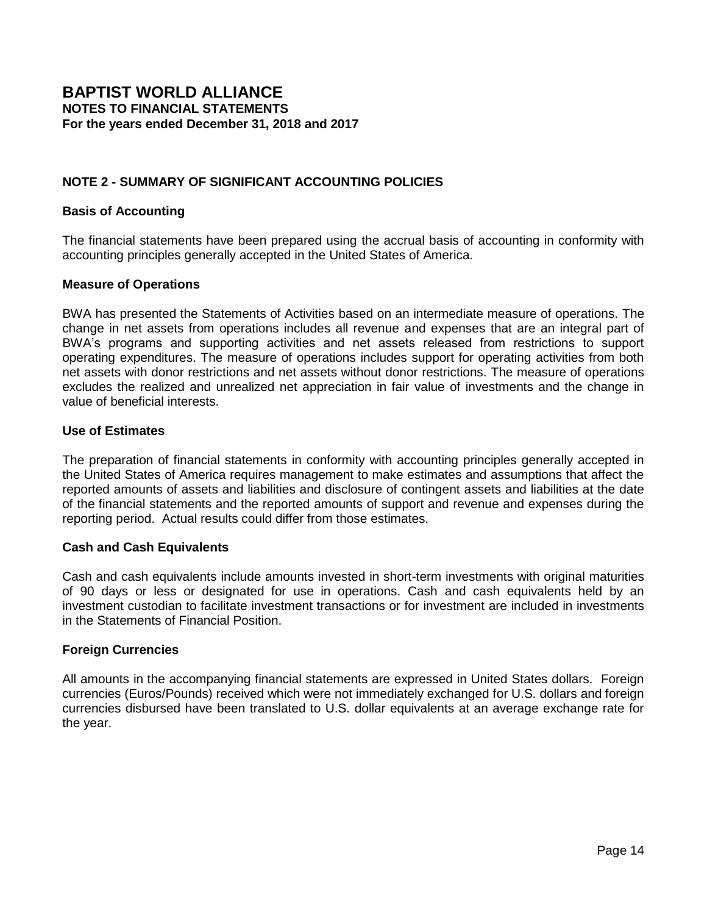# BAPTIST WORLD ALLIANCE

**NOTES TO FINANCIAL STATEMENTS**

**For the years ended December 31, 2018 and 2017**

## NOTE 2 - SUMMARY OF SIGNIFICANT ACCOUNTING POLICIES

### Basis of Accounting

The financial statements have been prepared using the accrual basis of accounting in conformity with accounting principles generally accepted in the United States of America.

### Measure of Operations

BWA has presented the Statements of Activities based on an intermediate measure of operations. The change in net assets from operations includes all revenue and expenses that are an integral part of BWA's programs and supporting activities and net assets released from restrictions to support operating expenditures. The measure of operations includes support for operating activities from both net assets with donor restrictions and net assets without donor restrictions. The measure of operations excludes the realized and unrealized net appreciation in fair value of investments and the change in value of beneficial interests.

### Use of Estimates

The preparation of financial statements in conformity with accounting principles generally accepted in the United States of America requires management to make estimates and assumptions that affect the reported amounts of assets and liabilities and disclosure of contingent assets and liabilities at the date of the financial statements and the reported amounts of support and revenue and expenses during the reporting period. Actual results could differ from those estimates.

### Cash and Cash Equivalents

Cash and cash equivalents include amounts invested in short-term investments with original maturities of 90 days or less or designated for use in operations. Cash and cash equivalents held by an investment custodian to facilitate investment transactions or for investment are included in investments in the Statements of Financial Position.

### Foreign Currencies

All amounts in the accompanying financial statements are expressed in United States dollars. Foreign currencies (Euros/Pounds) received which were not immediately exchanged for U.S. dollars and foreign currencies disbursed have been translated to U.S. dollar equivalents at an average exchange rate for the year.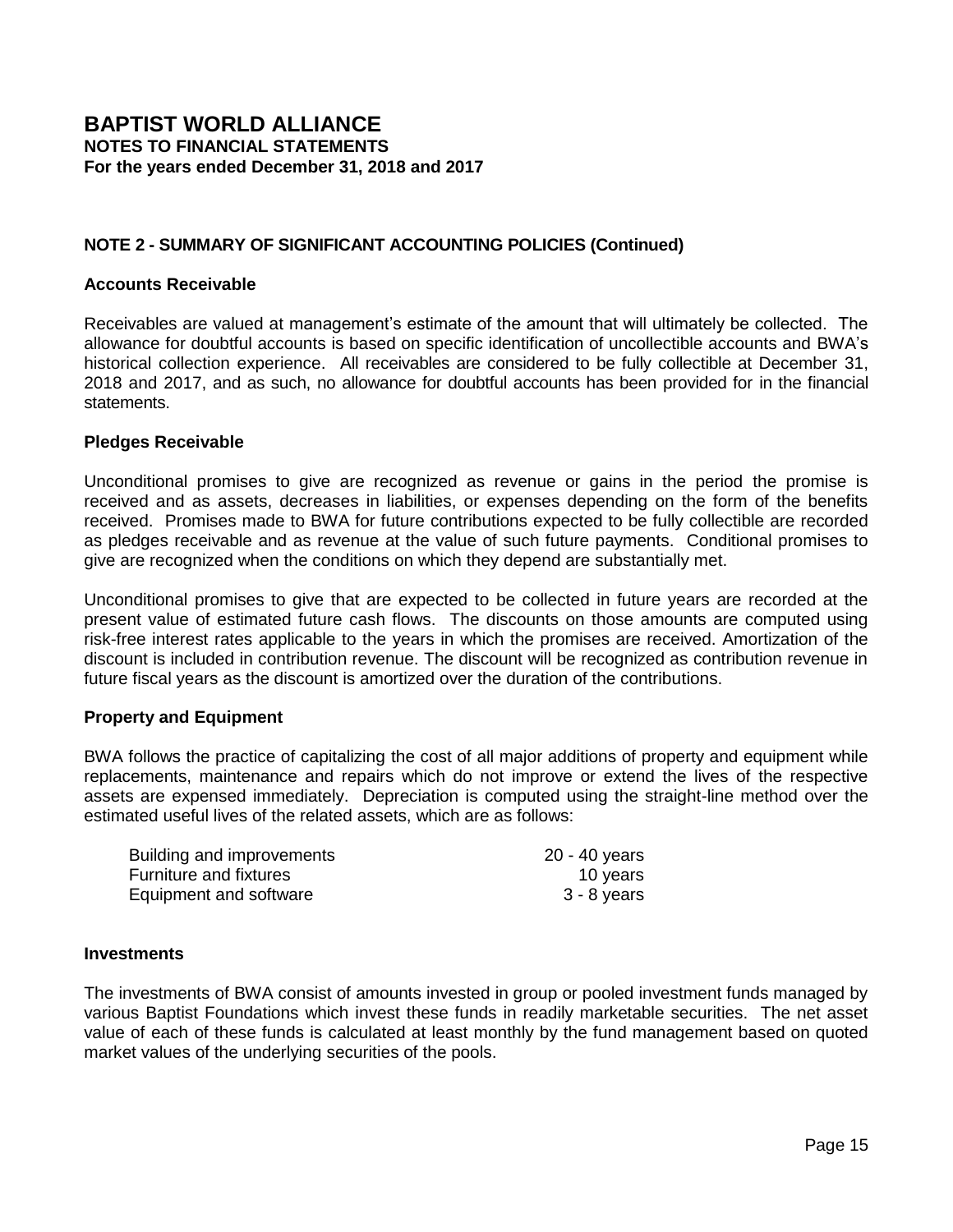# BAPTIST WORLD ALLIANCE
**NOTES TO FINANCIAL STATEMENTS**
**For the years ended December 31, 2018 and 2017**

## NOTE 2 - SUMMARY OF SIGNIFICANT ACCOUNTING POLICIES (Continued)

### Accounts Receivable

Receivables are valued at management's estimate of the amount that will ultimately be collected. The allowance for doubtful accounts is based on specific identification of uncollectible accounts and BWA's historical collection experience. All receivables are considered to be fully collectible at December 31, 2018 and 2017, and as such, no allowance for doubtful accounts has been provided for in the financial statements.

### Pledges Receivable

Unconditional promises to give are recognized as revenue or gains in the period the promise is received and as assets, decreases in liabilities, or expenses depending on the form of the benefits received. Promises made to BWA for future contributions expected to be fully collectible are recorded as pledges receivable and as revenue at the value of such future payments. Conditional promises to give are recognized when the conditions on which they depend are substantially met.

Unconditional promises to give that are expected to be collected in future years are recorded at the present value of estimated future cash flows. The discounts on those amounts are computed using risk-free interest rates applicable to the years in which the promises are received. Amortization of the discount is included in contribution revenue. The discount will be recognized as contribution revenue in future fiscal years as the discount is amortized over the duration of the contributions.

### Property and Equipment

BWA follows the practice of capitalizing the cost of all major additions of property and equipment while replacements, maintenance and repairs which do not improve or extend the lives of the respective assets are expensed immediately. Depreciation is computed using the straight-line method over the estimated useful lives of the related assets, which are as follows:

| | |
|---|---|
| Building and improvements | 20 - 40 years |
| Furniture and fixtures | 10 years |
| Equipment and software | 3 - 8 years |

### Investments

The investments of BWA consist of amounts invested in group or pooled investment funds managed by various Baptist Foundations which invest these funds in readily marketable securities. The net asset value of each of these funds is calculated at least monthly by the fund management based on quoted market values of the underlying securities of the pools.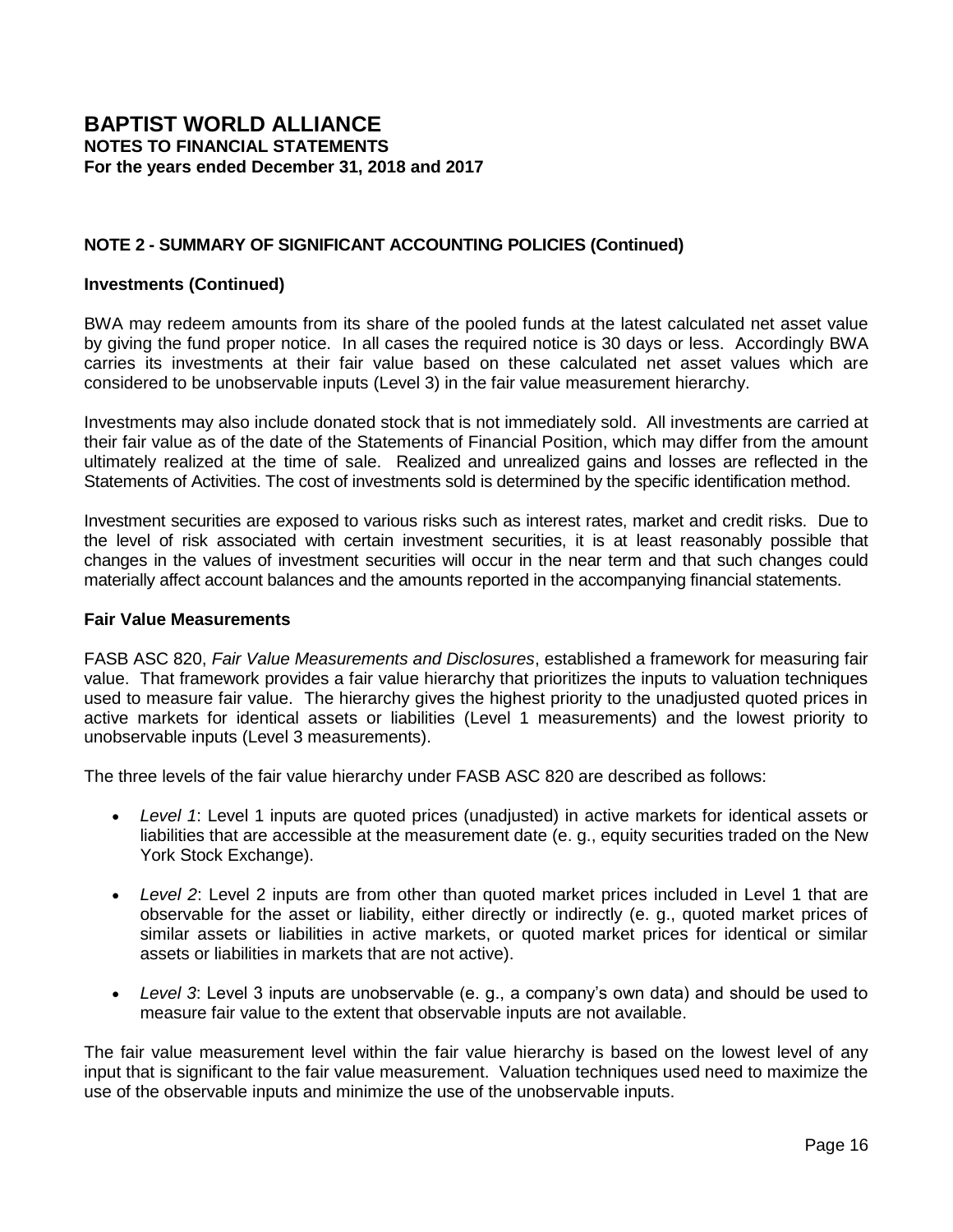# BAPTIST WORLD ALLIANCE
**NOTES TO FINANCIAL STATEMENTS**
**For the years ended December 31, 2018 and 2017**

## NOTE 2 - SUMMARY OF SIGNIFICANT ACCOUNTING POLICIES (Continued)

### Investments (Continued)

BWA may redeem amounts from its share of the pooled funds at the latest calculated net asset value by giving the fund proper notice. In all cases the required notice is 30 days or less. Accordingly BWA carries its investments at their fair value based on these calculated net asset values which are considered to be unobservable inputs (Level 3) in the fair value measurement hierarchy.

Investments may also include donated stock that is not immediately sold. All investments are carried at their fair value as of the date of the Statements of Financial Position, which may differ from the amount ultimately realized at the time of sale. Realized and unrealized gains and losses are reflected in the Statements of Activities. The cost of investments sold is determined by the specific identification method.

Investment securities are exposed to various risks such as interest rates, market and credit risks. Due to the level of risk associated with certain investment securities, it is at least reasonably possible that changes in the values of investment securities will occur in the near term and that such changes could materially affect account balances and the amounts reported in the accompanying financial statements.

### Fair Value Measurements

FASB ASC 820, *Fair Value Measurements and Disclosures*, established a framework for measuring fair value. That framework provides a fair value hierarchy that prioritizes the inputs to valuation techniques used to measure fair value. The hierarchy gives the highest priority to the unadjusted quoted prices in active markets for identical assets or liabilities (Level 1 measurements) and the lowest priority to unobservable inputs (Level 3 measurements).

The three levels of the fair value hierarchy under FASB ASC 820 are described as follows:

- *Level 1*: Level 1 inputs are quoted prices (unadjusted) in active markets for identical assets or liabilities that are accessible at the measurement date (e. g., equity securities traded on the New York Stock Exchange).
- *Level 2*: Level 2 inputs are from other than quoted market prices included in Level 1 that are observable for the asset or liability, either directly or indirectly (e. g., quoted market prices of similar assets or liabilities in active markets, or quoted market prices for identical or similar assets or liabilities in markets that are not active).
- *Level 3*: Level 3 inputs are unobservable (e. g., a company's own data) and should be used to measure fair value to the extent that observable inputs are not available.

The fair value measurement level within the fair value hierarchy is based on the lowest level of any input that is significant to the fair value measurement. Valuation techniques used need to maximize the use of the observable inputs and minimize the use of the unobservable inputs.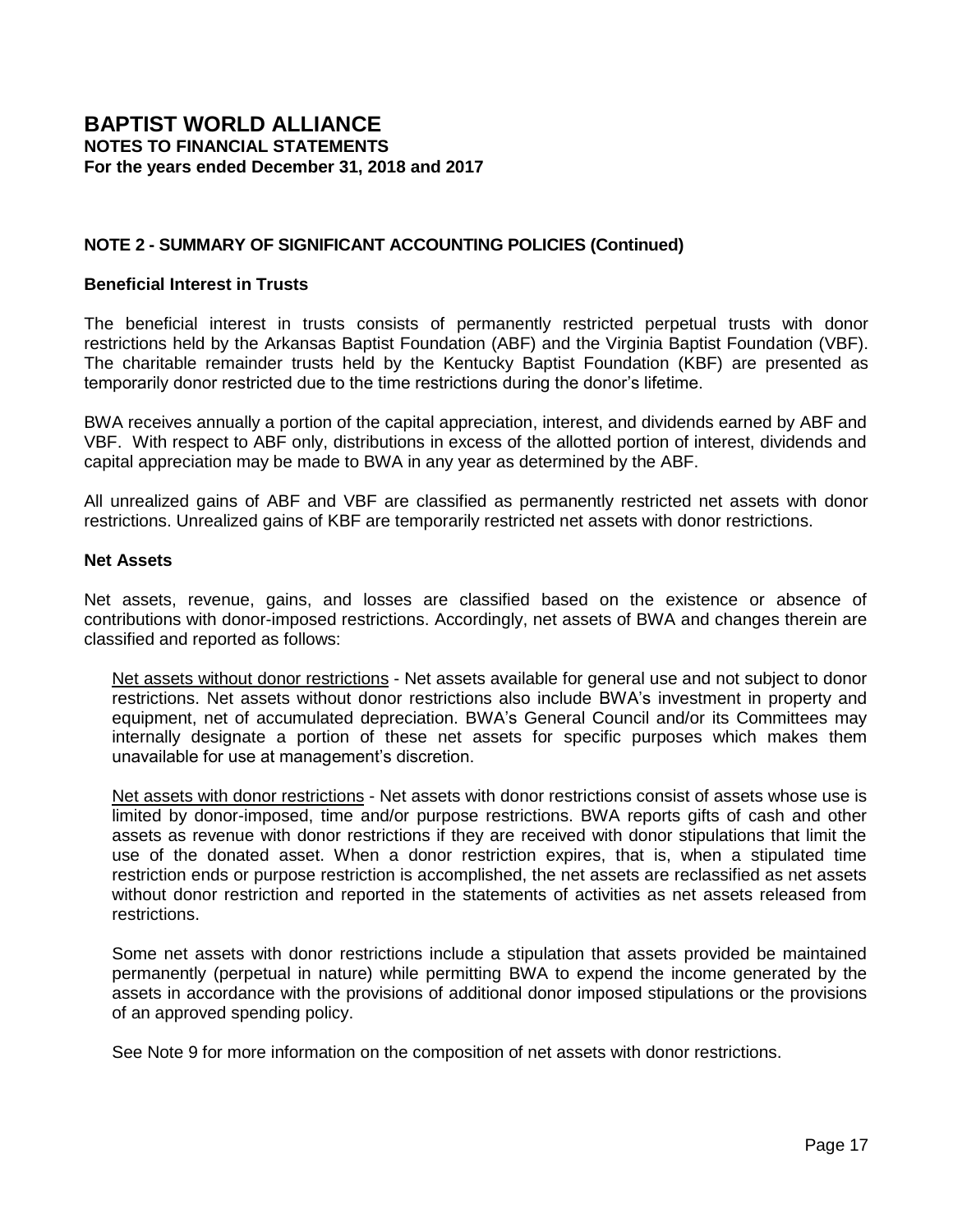## NOTE 2 - SUMMARY OF SIGNIFICANT ACCOUNTING POLICIES (Continued)

### Beneficial Interest in Trusts

The beneficial interest in trusts consists of permanently restricted perpetual trusts with donor restrictions held by the Arkansas Baptist Foundation (ABF) and the Virginia Baptist Foundation (VBF). The charitable remainder trusts held by the Kentucky Baptist Foundation (KBF) are presented as temporarily donor restricted due to the time restrictions during the donor's lifetime.

BWA receives annually a portion of the capital appreciation, interest, and dividends earned by ABF and VBF. With respect to ABF only, distributions in excess of the allotted portion of interest, dividends and capital appreciation may be made to BWA in any year as determined by the ABF.

All unrealized gains of ABF and VBF are classified as permanently restricted net assets with donor restrictions. Unrealized gains of KBF are temporarily restricted net assets with donor restrictions.

### Net Assets

Net assets, revenue, gains, and losses are classified based on the existence or absence of contributions with donor-imposed restrictions. Accordingly, net assets of BWA and changes therein are classified and reported as follows:

Net assets without donor restrictions - Net assets available for general use and not subject to donor restrictions. Net assets without donor restrictions also include BWA's investment in property and equipment, net of accumulated depreciation. BWA's General Council and/or its Committees may internally designate a portion of these net assets for specific purposes which makes them unavailable for use at management's discretion.

Net assets with donor restrictions - Net assets with donor restrictions consist of assets whose use is limited by donor-imposed, time and/or purpose restrictions. BWA reports gifts of cash and other assets as revenue with donor restrictions if they are received with donor stipulations that limit the use of the donated asset. When a donor restriction expires, that is, when a stipulated time restriction ends or purpose restriction is accomplished, the net assets are reclassified as net assets without donor restriction and reported in the statements of activities as net assets released from restrictions.

Some net assets with donor restrictions include a stipulation that assets provided be maintained permanently (perpetual in nature) while permitting BWA to expend the income generated by the assets in accordance with the provisions of additional donor imposed stipulations or the provisions of an approved spending policy.

See Note 9 for more information on the composition of net assets with donor restrictions.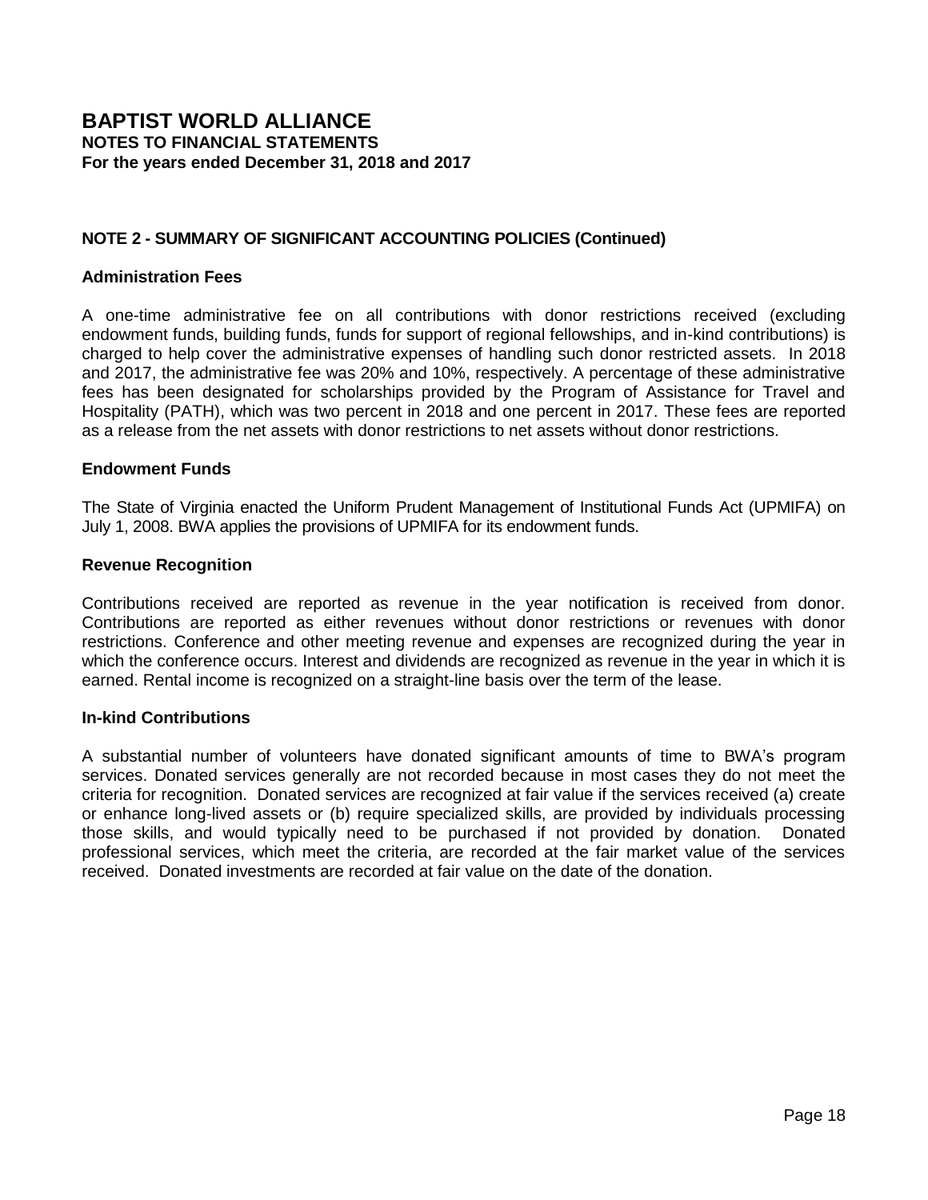# BAPTIST WORLD ALLIANCE

**NOTES TO FINANCIAL STATEMENTS**
**For the years ended December 31, 2018 and 2017**

## NOTE 2 - SUMMARY OF SIGNIFICANT ACCOUNTING POLICIES (Continued)

### Administration Fees

A one-time administrative fee on all contributions with donor restrictions received (excluding endowment funds, building funds, funds for support of regional fellowships, and in-kind contributions) is charged to help cover the administrative expenses of handling such donor restricted assets. In 2018 and 2017, the administrative fee was 20% and 10%, respectively. A percentage of these administrative fees has been designated for scholarships provided by the Program of Assistance for Travel and Hospitality (PATH), which was two percent in 2018 and one percent in 2017. These fees are reported as a release from the net assets with donor restrictions to net assets without donor restrictions.

### Endowment Funds

The State of Virginia enacted the Uniform Prudent Management of Institutional Funds Act (UPMIFA) on July 1, 2008. BWA applies the provisions of UPMIFA for its endowment funds.

### Revenue Recognition

Contributions received are reported as revenue in the year notification is received from donor. Contributions are reported as either revenues without donor restrictions or revenues with donor restrictions. Conference and other meeting revenue and expenses are recognized during the year in which the conference occurs. Interest and dividends are recognized as revenue in the year in which it is earned. Rental income is recognized on a straight-line basis over the term of the lease.

### In-kind Contributions

A substantial number of volunteers have donated significant amounts of time to BWA's program services. Donated services generally are not recorded because in most cases they do not meet the criteria for recognition. Donated services are recognized at fair value if the services received (a) create or enhance long-lived assets or (b) require specialized skills, are provided by individuals processing those skills, and would typically need to be purchased if not provided by donation. Donated professional services, which meet the criteria, are recorded at the fair market value of the services received. Donated investments are recorded at fair value on the date of the donation.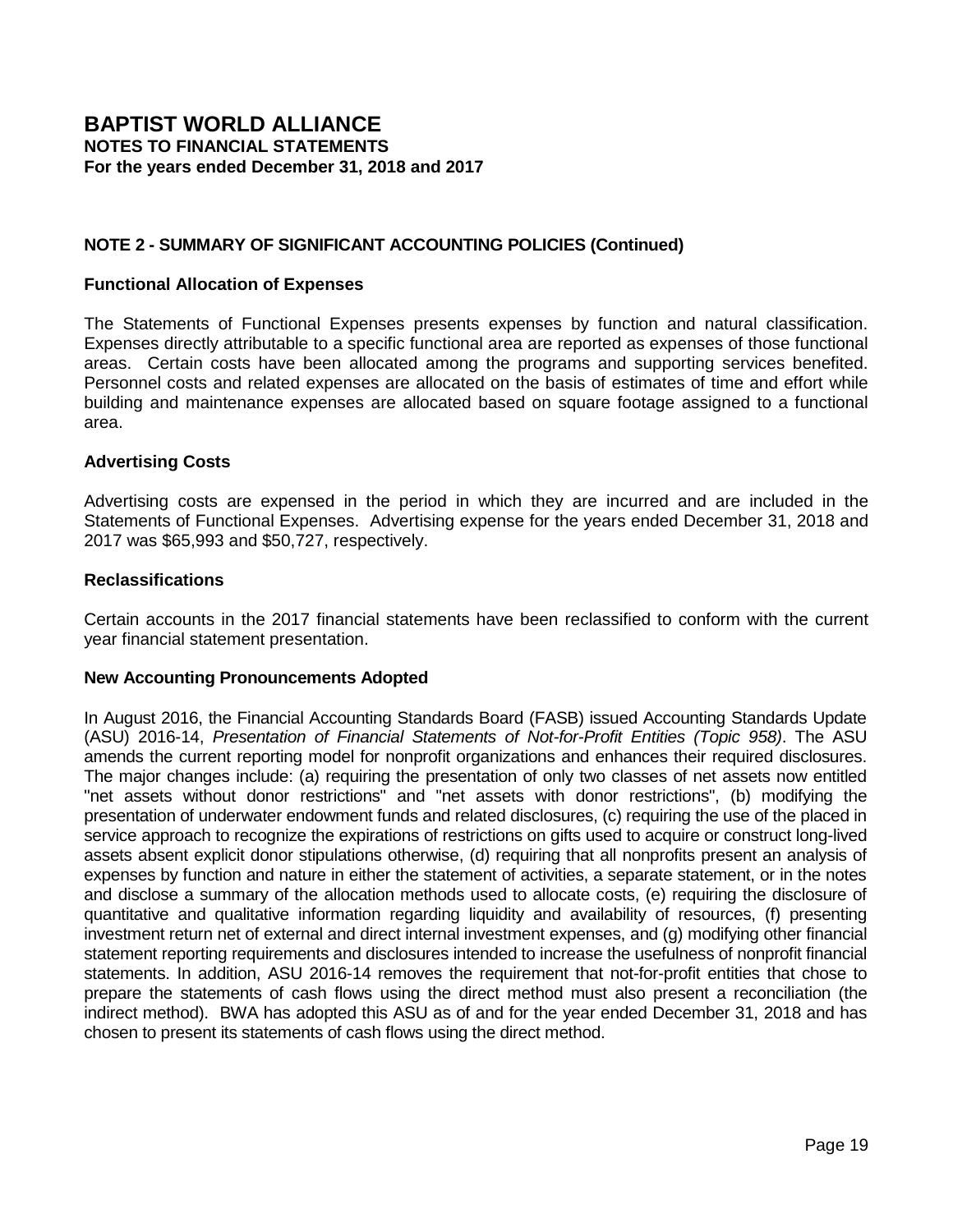# BAPTIST WORLD ALLIANCE
**NOTES TO FINANCIAL STATEMENTS**
**For the years ended December 31, 2018 and 2017**

## NOTE 2 - SUMMARY OF SIGNIFICANT ACCOUNTING POLICIES (Continued)

### Functional Allocation of Expenses

The Statements of Functional Expenses presents expenses by function and natural classification. Expenses directly attributable to a specific functional area are reported as expenses of those functional areas. Certain costs have been allocated among the programs and supporting services benefited. Personnel costs and related expenses are allocated on the basis of estimates of time and effort while building and maintenance expenses are allocated based on square footage assigned to a functional area.

### Advertising Costs

Advertising costs are expensed in the period in which they are incurred and are included in the Statements of Functional Expenses. Advertising expense for the years ended December 31, 2018 and 2017 was $65,993 and $50,727, respectively.

### Reclassifications

Certain accounts in the 2017 financial statements have been reclassified to conform with the current year financial statement presentation.

### New Accounting Pronouncements Adopted

In August 2016, the Financial Accounting Standards Board (FASB) issued Accounting Standards Update (ASU) 2016-14, *Presentation of Financial Statements of Not-for-Profit Entities (Topic 958)*. The ASU amends the current reporting model for nonprofit organizations and enhances their required disclosures. The major changes include: (a) requiring the presentation of only two classes of net assets now entitled "net assets without donor restrictions" and "net assets with donor restrictions", (b) modifying the presentation of underwater endowment funds and related disclosures, (c) requiring the use of the placed in service approach to recognize the expirations of restrictions on gifts used to acquire or construct long-lived assets absent explicit donor stipulations otherwise, (d) requiring that all nonprofits present an analysis of expenses by function and nature in either the statement of activities, a separate statement, or in the notes and disclose a summary of the allocation methods used to allocate costs, (e) requiring the disclosure of quantitative and qualitative information regarding liquidity and availability of resources, (f) presenting investment return net of external and direct internal investment expenses, and (g) modifying other financial statement reporting requirements and disclosures intended to increase the usefulness of nonprofit financial statements. In addition, ASU 2016-14 removes the requirement that not-for-profit entities that chose to prepare the statements of cash flows using the direct method must also present a reconciliation (the indirect method). BWA has adopted this ASU as of and for the year ended December 31, 2018 and has chosen to present its statements of cash flows using the direct method.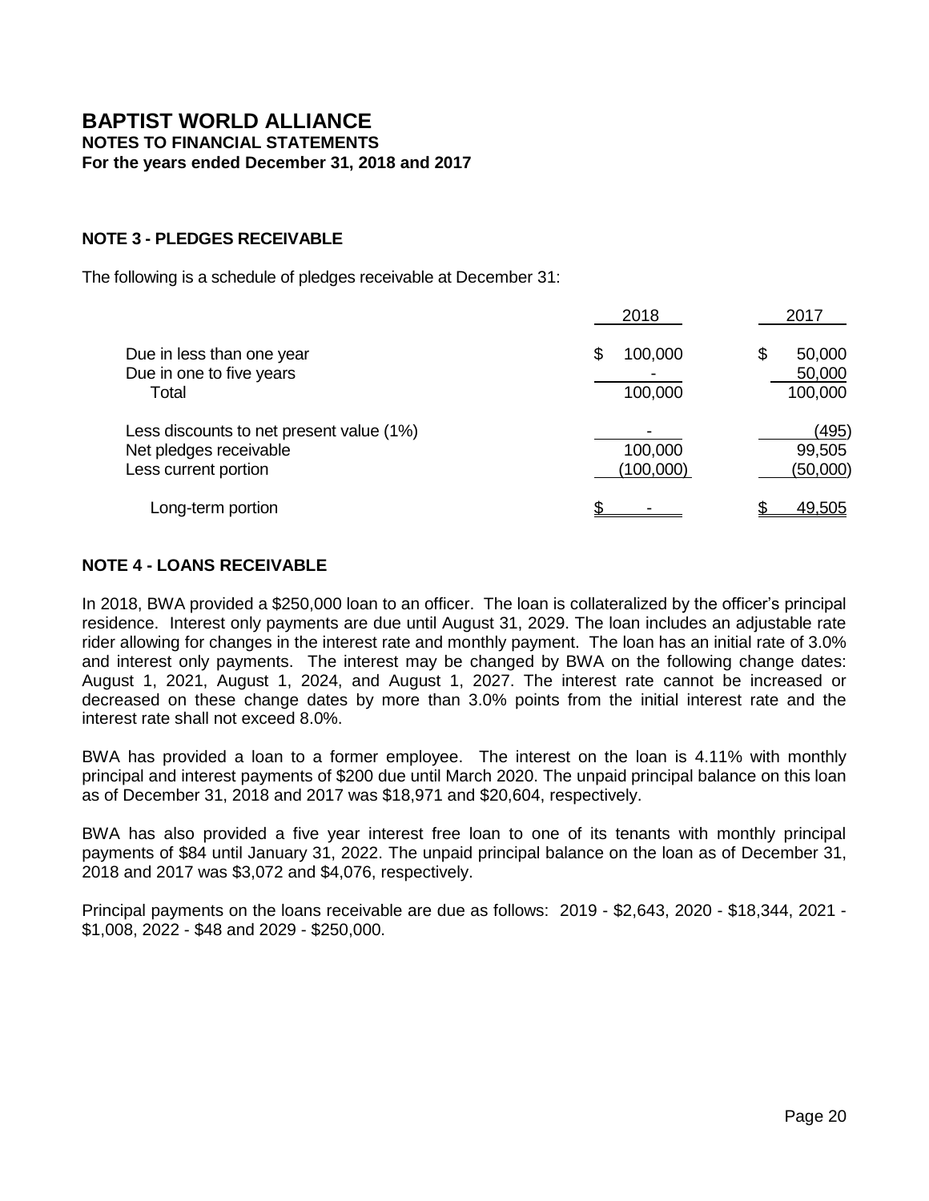# BAPTIST WORLD ALLIANCE

**NOTES TO FINANCIAL STATEMENTS**

**For the years ended December 31, 2018 and 2017**

### NOTE 3 - PLEDGES RECEIVABLE

The following is a schedule of pledges receivable at December 31:

| | 2018 | 2017 |
|---|---|---|
| Due in less than one year | $ 100,000 | $ 50,000 |
| Due in one to five years | - | 50,000 |
| Total | 100,000 | 100,000 |
| Less discounts to net present value (1%) | - | (495) |
| Net pledges receivable | 100,000 | 99,505 |
| Less current portion | (100,000) | (50,000) |
| Long-term portion | $ - | $ 49,505 |

### NOTE 4 - LOANS RECEIVABLE

In 2018, BWA provided a $250,000 loan to an officer. The loan is collateralized by the officer's principal residence. Interest only payments are due until August 31, 2029. The loan includes an adjustable rate rider allowing for changes in the interest rate and monthly payment. The loan has an initial rate of 3.0% and interest only payments. The interest may be changed by BWA on the following change dates: August 1, 2021, August 1, 2024, and August 1, 2027. The interest rate cannot be increased or decreased on these change dates by more than 3.0% points from the initial interest rate and the interest rate shall not exceed 8.0%.

BWA has provided a loan to a former employee. The interest on the loan is 4.11% with monthly principal and interest payments of $200 due until March 2020. The unpaid principal balance on this loan as of December 31, 2018 and 2017 was $18,971 and $20,604, respectively.

BWA has also provided a five year interest free loan to one of its tenants with monthly principal payments of $84 until January 31, 2022. The unpaid principal balance on the loan as of December 31, 2018 and 2017 was $3,072 and $4,076, respectively.

Principal payments on the loans receivable are due as follows: 2019 - $2,643, 2020 - $18,344, 2021 - $1,008, 2022 - $48 and 2029 - $250,000.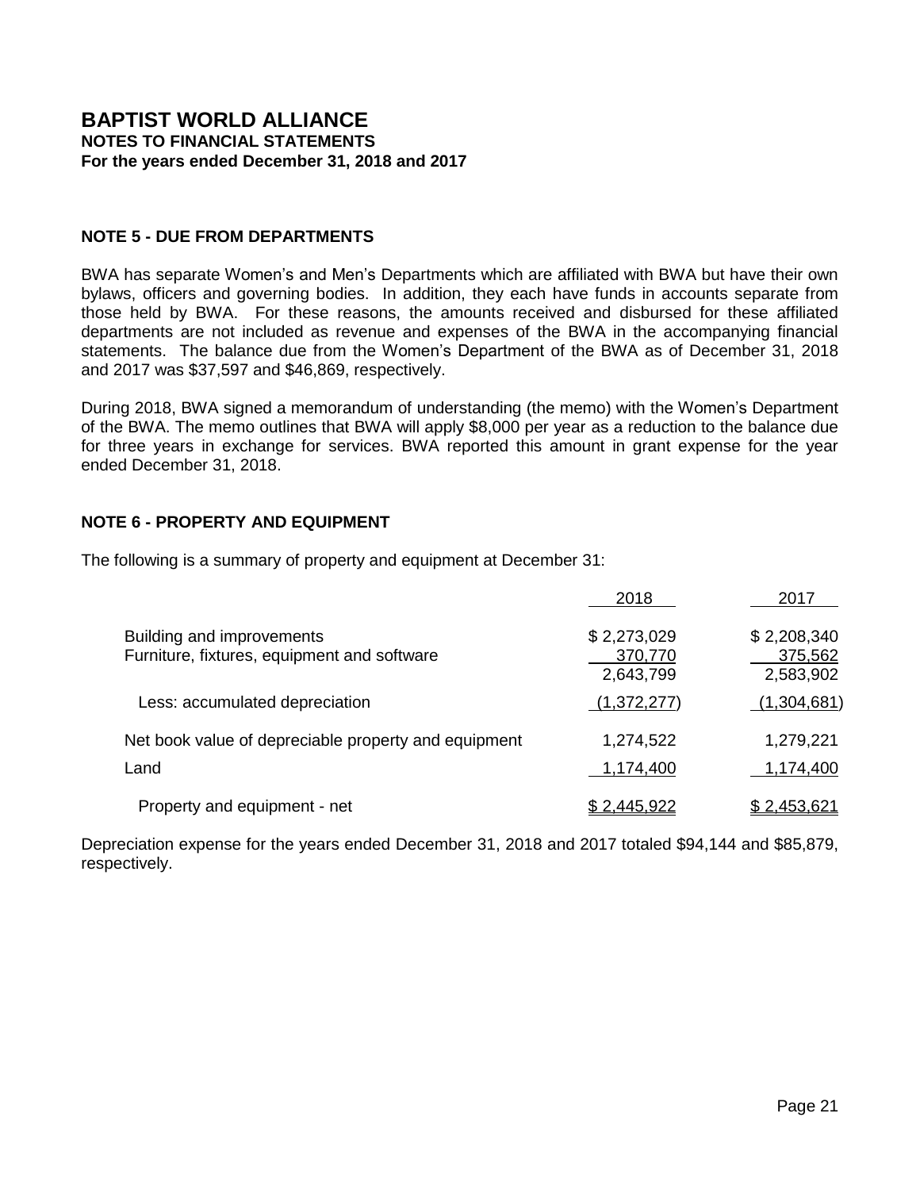# BAPTIST WORLD ALLIANCE
**NOTES TO FINANCIAL STATEMENTS**
**For the years ended December 31, 2018 and 2017**

## NOTE 5 - DUE FROM DEPARTMENTS

BWA has separate Women's and Men's Departments which are affiliated with BWA but have their own bylaws, officers and governing bodies. In addition, they each have funds in accounts separate from those held by BWA. For these reasons, the amounts received and disbursed for these affiliated departments are not included as revenue and expenses of the BWA in the accompanying financial statements. The balance due from the Women's Department of the BWA as of December 31, 2018 and 2017 was $37,597 and $46,869, respectively.

During 2018, BWA signed a memorandum of understanding (the memo) with the Women's Department of the BWA. The memo outlines that BWA will apply $8,000 per year as a reduction to the balance due for three years in exchange for services. BWA reported this amount in grant expense for the year ended December 31, 2018.

## NOTE 6 - PROPERTY AND EQUIPMENT

The following is a summary of property and equipment at December 31:

| | 2018 | 2017 |
|---|---|---|
| Building and improvements | $ 2,273,029 | $ 2,208,340 |
| Furniture, fixtures, equipment and software | 370,770 | 375,562 |
| | 2,643,799 | 2,583,902 |
| Less: accumulated depreciation | (1,372,277) | (1,304,681) |
| Net book value of depreciable property and equipment | 1,274,522 | 1,279,221 |
| Land | 1,174,400 | 1,174,400 |
| Property and equipment - net | $ 2,445,922 | $ 2,453,621 |

Depreciation expense for the years ended December 31, 2018 and 2017 totaled $94,144 and $85,879, respectively.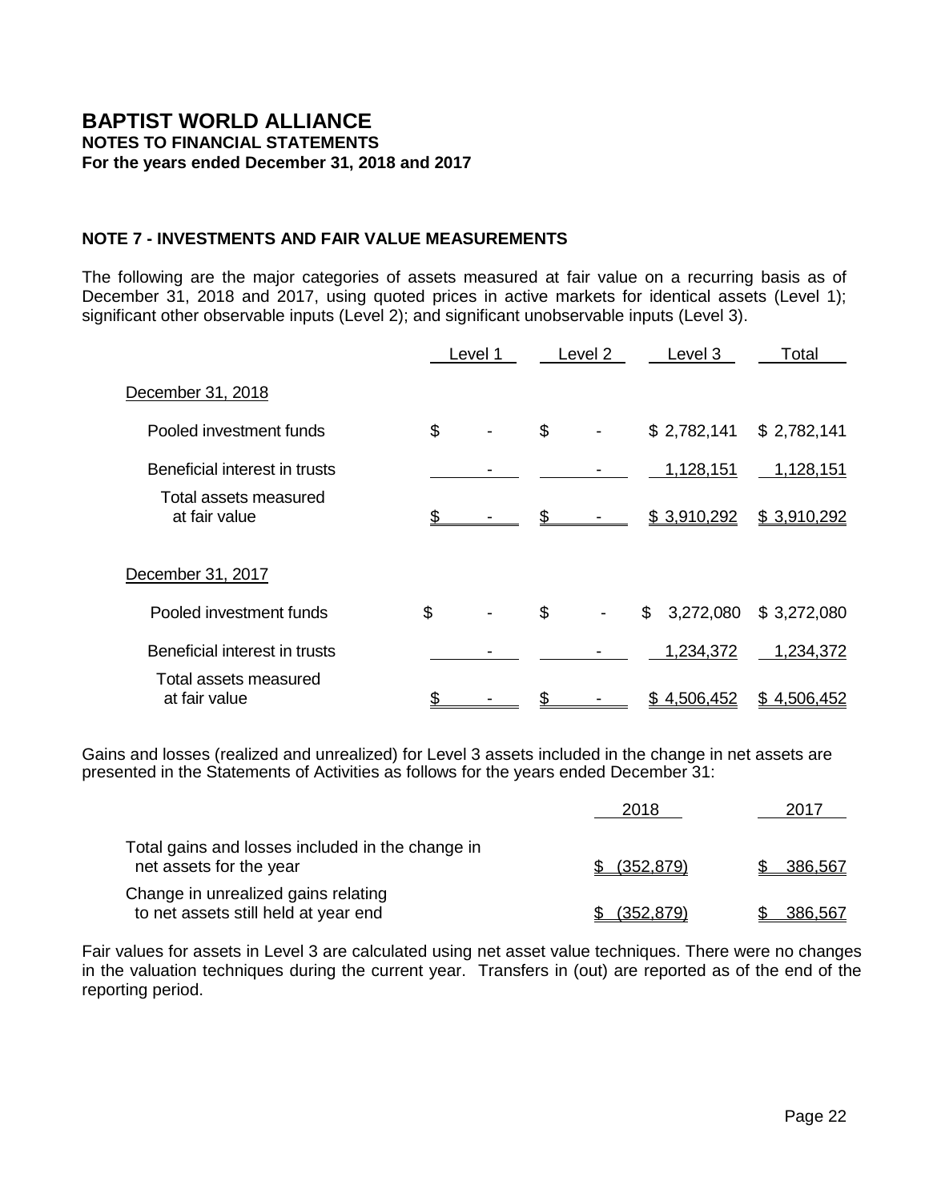# BAPTIST WORLD ALLIANCE
**NOTES TO FINANCIAL STATEMENTS**
**For the years ended December 31, 2018 and 2017**

## NOTE 7 - INVESTMENTS AND FAIR VALUE MEASUREMENTS

The following are the major categories of assets measured at fair value on a recurring basis as of December 31, 2018 and 2017, using quoted prices in active markets for identical assets (Level 1); significant other observable inputs (Level 2); and significant unobservable inputs (Level 3).

| | Level 1 | Level 2 | Level 3 | Total |
|---|---|---|---|---|
| December 31, 2018 | | | | |
| Pooled investment funds | $ - | $ - | $ 2,782,141 | $ 2,782,141 |
| Beneficial interest in trusts | - | - | 1,128,151 | 1,128,151 |
| Total assets measured at fair value | $ - | $ - | $ 3,910,292 | $ 3,910,292 |
| December 31, 2017 | | | | |
| Pooled investment funds | $ - | $ - | $ 3,272,080 | $ 3,272,080 |
| Beneficial interest in trusts | - | - | 1,234,372 | 1,234,372 |
| Total assets measured at fair value | $ - | $ - | $ 4,506,452 | $ 4,506,452 |

Gains and losses (realized and unrealized) for Level 3 assets included in the change in net assets are presented in the Statements of Activities as follows for the years ended December 31:

| | 2018 | 2017 |
|---|---|---|
| Total gains and losses included in the change in net assets for the year | $ (352,879) | $ 386,567 |
| Change in unrealized gains relating to net assets still held at year end | $ (352,879) | $ 386,567 |

Fair values for assets in Level 3 are calculated using net asset value techniques. There were no changes in the valuation techniques during the current year. Transfers in (out) are reported as of the end of the reporting period.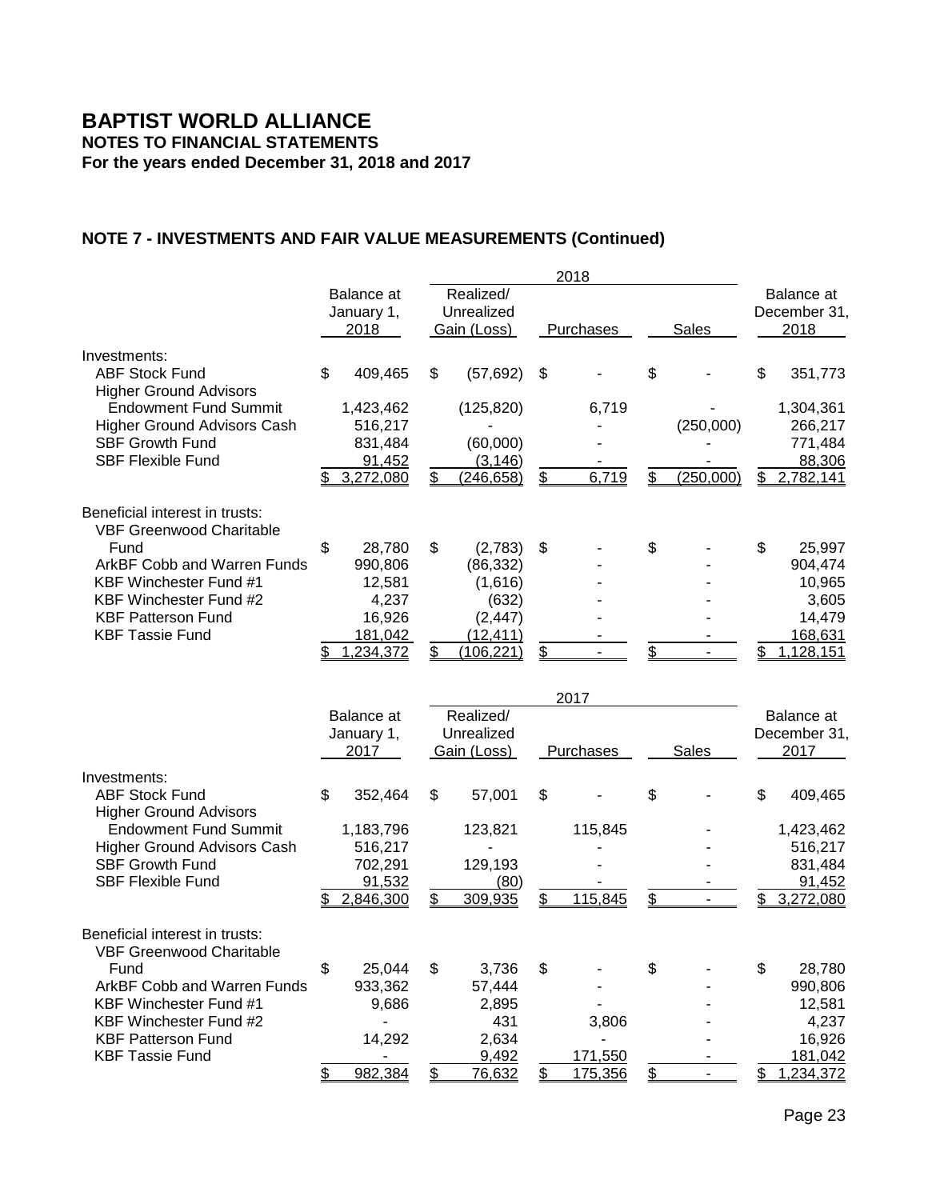# BAPTIST WORLD ALLIANCE

**NOTES TO FINANCIAL STATEMENTS**
**For the years ended December 31, 2018 and 2017**

## NOTE 7 - INVESTMENTS AND FAIR VALUE MEASUREMENTS (Continued)

| | Balance at January 1, 2018 | 2018 Realized/ Unrealized Gain (Loss) | Purchases | Sales | Balance at December 31, 2018 |
|---|---|---|---|---|---|
| Investments: | | | | | |
| ABF Stock Fund | $ 409,465 | $ (57,692) | $ - | $ - | $ 351,773 |
| Higher Ground Advisors Endowment Fund Summit | 1,423,462 | (125,820) | 6,719 | - | 1,304,361 |
| Higher Ground Advisors Cash | 516,217 | - | - | (250,000) | 266,217 |
| SBF Growth Fund | 831,484 | (60,000) | - | - | 771,484 |
| SBF Flexible Fund | 91,452 | (3,146) | - | - | 88,306 |
| | $ 3,272,080 | $ (246,658) | $ 6,719 | $ (250,000) | $ 2,782,141 |
| Beneficial interest in trusts: | | | | | |
| VBF Greenwood Charitable Fund | $ 28,780 | $ (2,783) | $ - | $ - | $ 25,997 |
| ArkBF Cobb and Warren Funds | 990,806 | (86,332) | - | - | 904,474 |
| KBF Winchester Fund #1 | 12,581 | (1,616) | - | - | 10,965 |
| KBF Winchester Fund #2 | 4,237 | (632) | - | - | 3,605 |
| KBF Patterson Fund | 16,926 | (2,447) | - | - | 14,479 |
| KBF Tassie Fund | 181,042 | (12,411) | - | - | 168,631 |
| | $ 1,234,372 | $ (106,221) | $ - | $ - | $ 1,128,151 |

| | Balance at January 1, 2017 | 2017 Realized/ Unrealized Gain (Loss) | Purchases | Sales | Balance at December 31, 2017 |
|---|---|---|---|---|---|
| Investments: | | | | | |
| ABF Stock Fund | $ 352,464 | $ 57,001 | $ - | $ - | $ 409,465 |
| Higher Ground Advisors Endowment Fund Summit | 1,183,796 | 123,821 | 115,845 | - | 1,423,462 |
| Higher Ground Advisors Cash | 516,217 | - | - | - | 516,217 |
| SBF Growth Fund | 702,291 | 129,193 | - | - | 831,484 |
| SBF Flexible Fund | 91,532 | (80) | - | - | 91,452 |
| | $ 2,846,300 | $ 309,935 | $ 115,845 | $ - | $ 3,272,080 |
| Beneficial interest in trusts: | | | | | |
| VBF Greenwood Charitable Fund | $ 25,044 | $ 3,736 | $ - | $ - | $ 28,780 |
| ArkBF Cobb and Warren Funds | 933,362 | 57,444 | - | - | 990,806 |
| KBF Winchester Fund #1 | 9,686 | 2,895 | - | - | 12,581 |
| KBF Winchester Fund #2 | - | 431 | 3,806 | - | 4,237 |
| KBF Patterson Fund | 14,292 | 2,634 | - | - | 16,926 |
| KBF Tassie Fund | - | 9,492 | 171,550 | - | 181,042 |
| | $ 982,384 | $ 76,632 | $ 175,356 | $ - | $ 1,234,372 |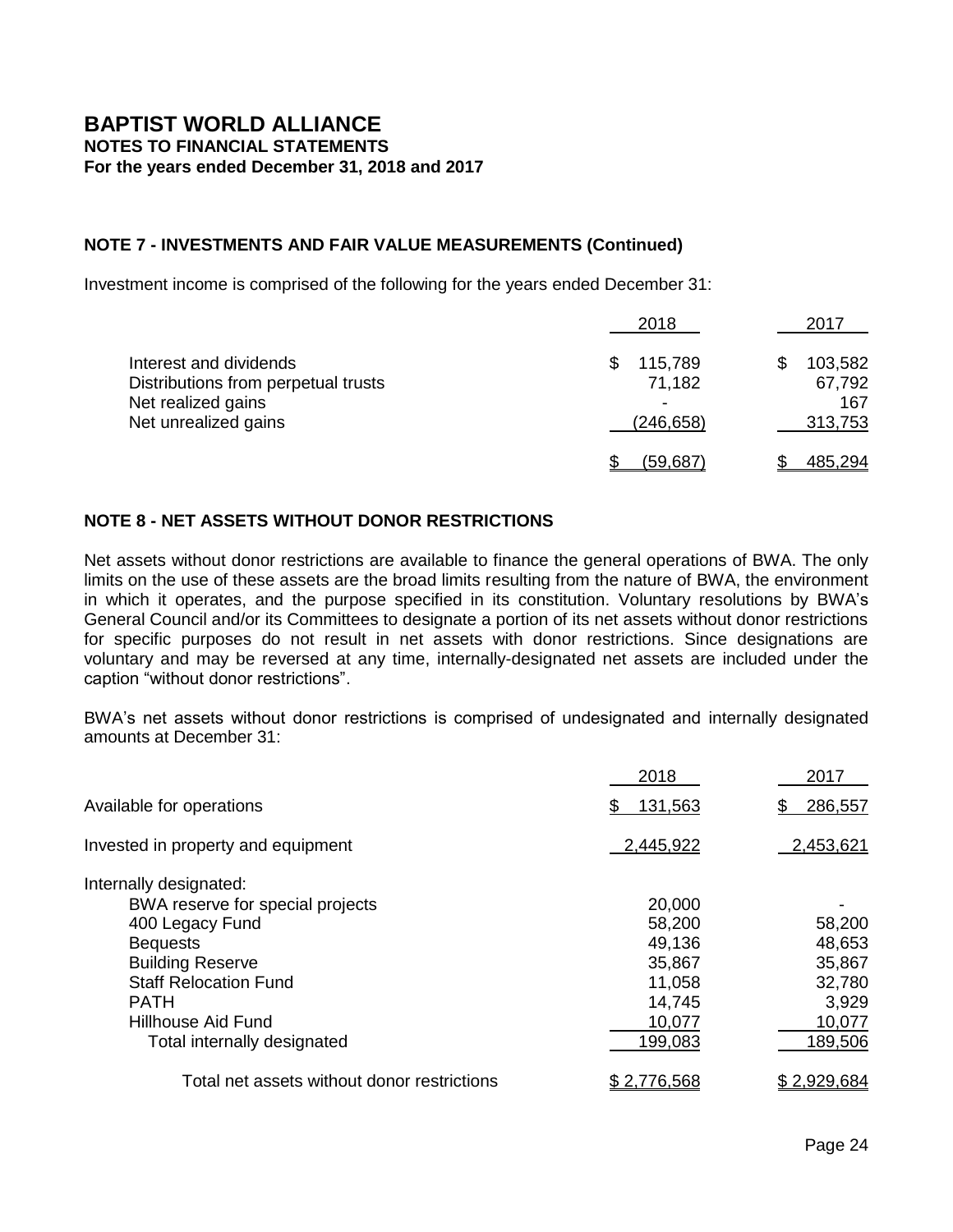# BAPTIST WORLD ALLIANCE

**NOTES TO FINANCIAL STATEMENTS**
**For the years ended December 31, 2018 and 2017**

## NOTE 7 - INVESTMENTS AND FAIR VALUE MEASUREMENTS (Continued)

Investment income is comprised of the following for the years ended December 31:

| | 2018 | 2017 |
|---|---|---|
| Interest and dividends | $ 115,789 | $ 103,582 |
| Distributions from perpetual trusts | 71,182 | 67,792 |
| Net realized gains | - | 167 |
| Net unrealized gains | (246,658) | 313,753 |
| | $ (59,687) | $ 485,294 |

## NOTE 8 - NET ASSETS WITHOUT DONOR RESTRICTIONS

Net assets without donor restrictions are available to finance the general operations of BWA. The only limits on the use of these assets are the broad limits resulting from the nature of BWA, the environment in which it operates, and the purpose specified in its constitution. Voluntary resolutions by BWA's General Council and/or its Committees to designate a portion of its net assets without donor restrictions for specific purposes do not result in net assets with donor restrictions. Since designations are voluntary and may be reversed at any time, internally-designated net assets are included under the caption "without donor restrictions".

BWA's net assets without donor restrictions is comprised of undesignated and internally designated amounts at December 31:

| | 2018 | 2017 |
|---|---|---|
| Available for operations | $ 131,563 | $ 286,557 |
| Invested in property and equipment | 2,445,922 | 2,453,621 |
| Internally designated: | | |
| BWA reserve for special projects | 20,000 | - |
| 400 Legacy Fund | 58,200 | 58,200 |
| Bequests | 49,136 | 48,653 |
| Building Reserve | 35,867 | 35,867 |
| Staff Relocation Fund | 11,058 | 32,780 |
| PATH | 14,745 | 3,929 |
| Hillhouse Aid Fund | 10,077 | 10,077 |
| Total internally designated | 199,083 | 189,506 |
| Total net assets without donor restrictions | $ 2,776,568 | $ 2,929,684 |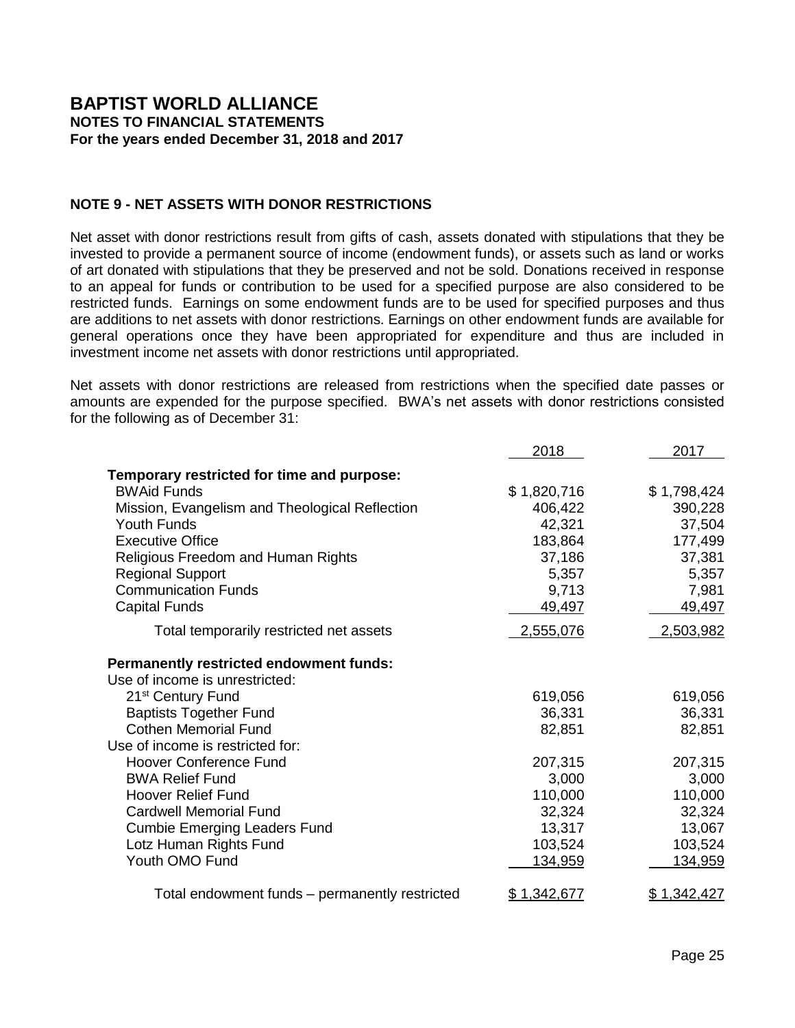# BAPTIST WORLD ALLIANCE
**NOTES TO FINANCIAL STATEMENTS**
**For the years ended December 31, 2018 and 2017**

## NOTE 9 - NET ASSETS WITH DONOR RESTRICTIONS

Net asset with donor restrictions result from gifts of cash, assets donated with stipulations that they be invested to provide a permanent source of income (endowment funds), or assets such as land or works of art donated with stipulations that they be preserved and not be sold. Donations received in response to an appeal for funds or contribution to be used for a specified purpose are also considered to be restricted funds. Earnings on some endowment funds are to be used for specified purposes and thus are additions to net assets with donor restrictions. Earnings on other endowment funds are available for general operations once they have been appropriated for expenditure and thus are included in investment income net assets with donor restrictions until appropriated.

Net assets with donor restrictions are released from restrictions when the specified date passes or amounts are expended for the purpose specified. BWA's net assets with donor restrictions consisted for the following as of December 31:

| | 2018 | 2017 |
|---|---|---|
| **Temporary restricted for time and purpose:** | | |
| BWAid Funds | $ 1,820,716 | $ 1,798,424 |
| Mission, Evangelism and Theological Reflection | 406,422 | 390,228 |
| Youth Funds | 42,321 | 37,504 |
| Executive Office | 183,864 | 177,499 |
| Religious Freedom and Human Rights | 37,186 | 37,381 |
| Regional Support | 5,357 | 5,357 |
| Communication Funds | 9,713 | 7,981 |
| Capital Funds | 49,497 | 49,497 |
| Total temporarily restricted net assets | 2,555,076 | 2,503,982 |
| **Permanently restricted endowment funds:** | | |
| Use of income is unrestricted: | | |
| 21st Century Fund | 619,056 | 619,056 |
| Baptists Together Fund | 36,331 | 36,331 |
| Cothen Memorial Fund | 82,851 | 82,851 |
| Use of income is restricted for: | | |
| Hoover Conference Fund | 207,315 | 207,315 |
| BWA Relief Fund | 3,000 | 3,000 |
| Hoover Relief Fund | 110,000 | 110,000 |
| Cardwell Memorial Fund | 32,324 | 32,324 |
| Cumbie Emerging Leaders Fund | 13,317 | 13,067 |
| Lotz Human Rights Fund | 103,524 | 103,524 |
| Youth OMO Fund | 134,959 | 134,959 |
| Total endowment funds – permanently restricted | $ 1,342,677 | $ 1,342,427 |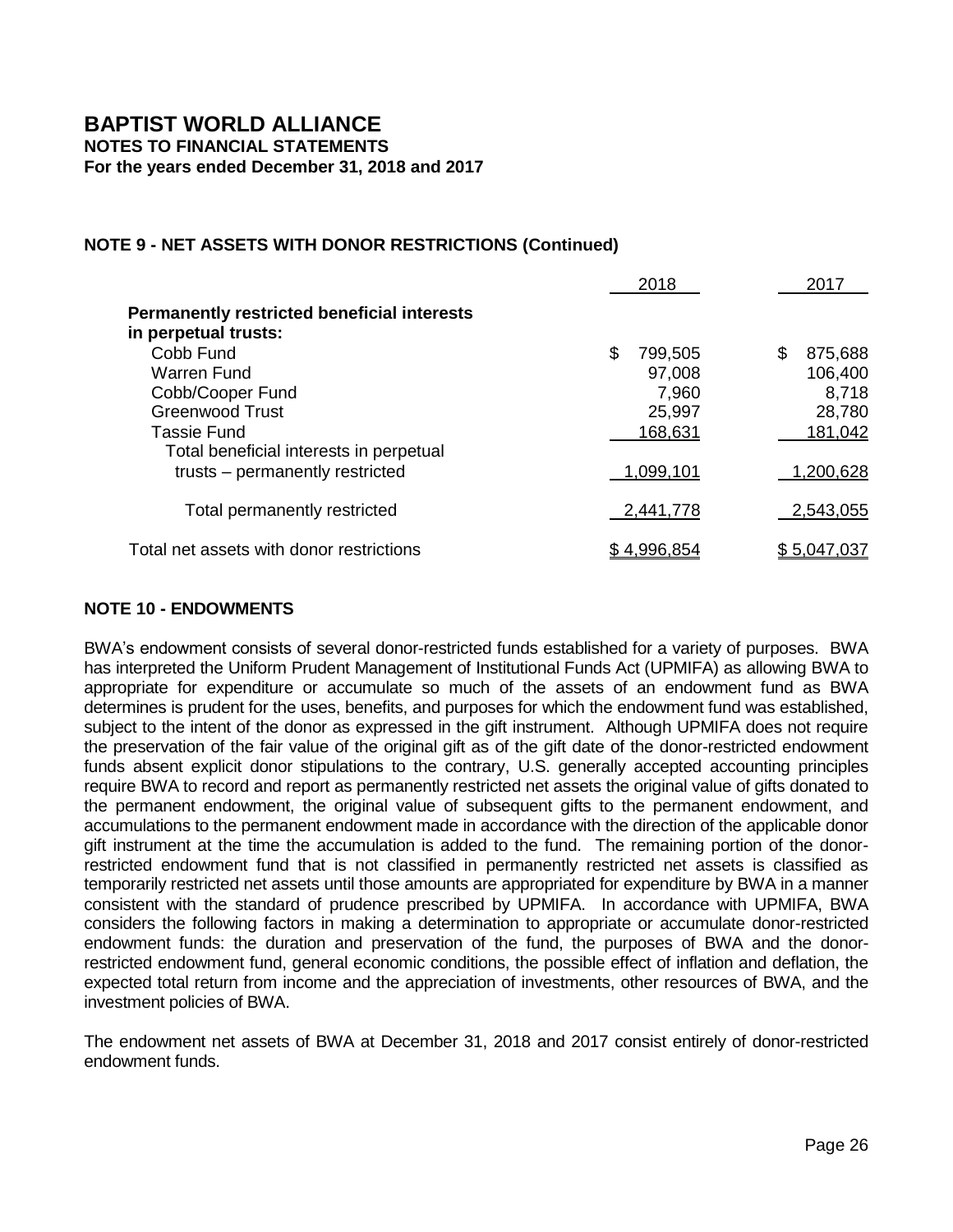# BAPTIST WORLD ALLIANCE
**NOTES TO FINANCIAL STATEMENTS**
**For the years ended December 31, 2018 and 2017**

## NOTE 9 - NET ASSETS WITH DONOR RESTRICTIONS (Continued)

| | 2018 | 2017 |
|---|---|---|
| **Permanently restricted beneficial interests in perpetual trusts:** | | |
| Cobb Fund | $ 799,505 | $ 875,688 |
| Warren Fund | 97,008 | 106,400 |
| Cobb/Cooper Fund | 7,960 | 8,718 |
| Greenwood Trust | 25,997 | 28,780 |
| Tassie Fund | 168,631 | 181,042 |
| Total beneficial interests in perpetual trusts – permanently restricted | 1,099,101 | 1,200,628 |
| Total permanently restricted | 2,441,778 | 2,543,055 |
| Total net assets with donor restrictions | $ 4,996,854 | $ 5,047,037 |

## NOTE 10 - ENDOWMENTS

BWA's endowment consists of several donor-restricted funds established for a variety of purposes. BWA has interpreted the Uniform Prudent Management of Institutional Funds Act (UPMIFA) as allowing BWA to appropriate for expenditure or accumulate so much of the assets of an endowment fund as BWA determines is prudent for the uses, benefits, and purposes for which the endowment fund was established, subject to the intent of the donor as expressed in the gift instrument. Although UPMIFA does not require the preservation of the fair value of the original gift as of the gift date of the donor-restricted endowment funds absent explicit donor stipulations to the contrary, U.S. generally accepted accounting principles require BWA to record and report as permanently restricted net assets the original value of gifts donated to the permanent endowment, the original value of subsequent gifts to the permanent endowment, and accumulations to the permanent endowment made in accordance with the direction of the applicable donor gift instrument at the time the accumulation is added to the fund. The remaining portion of the donor-restricted endowment fund that is not classified in permanently restricted net assets is classified as temporarily restricted net assets until those amounts are appropriated for expenditure by BWA in a manner consistent with the standard of prudence prescribed by UPMIFA. In accordance with UPMIFA, BWA considers the following factors in making a determination to appropriate or accumulate donor-restricted endowment funds: the duration and preservation of the fund, the purposes of BWA and the donor-restricted endowment fund, general economic conditions, the possible effect of inflation and deflation, the expected total return from income and the appreciation of investments, other resources of BWA, and the investment policies of BWA.

The endowment net assets of BWA at December 31, 2018 and 2017 consist entirely of donor-restricted endowment funds.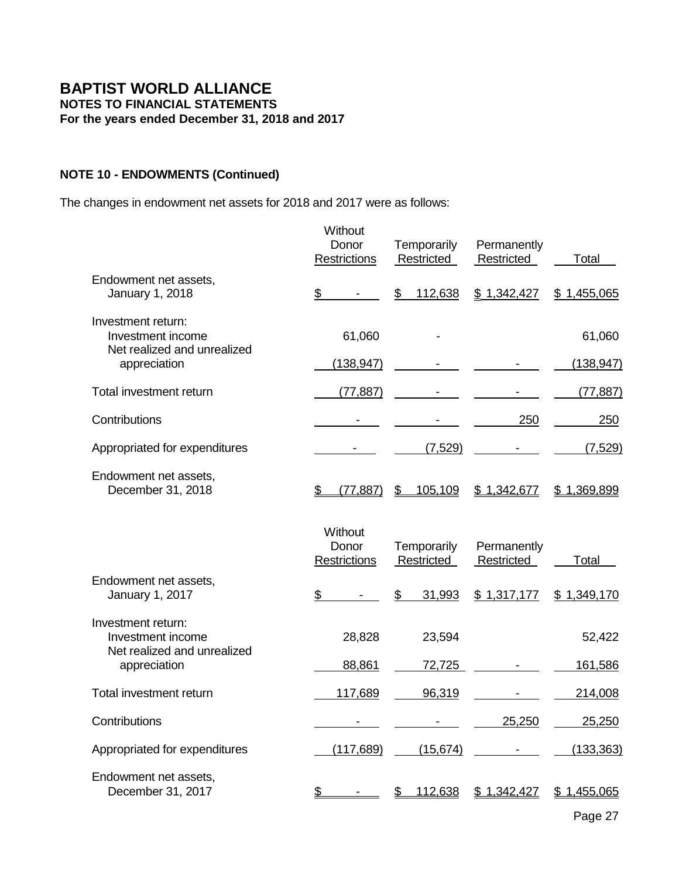# BAPTIST WORLD ALLIANCE
**NOTES TO FINANCIAL STATEMENTS**
**For the years ended December 31, 2018 and 2017**

**NOTE 10 - ENDOWMENTS (Continued)**

The changes in endowment net assets for 2018 and 2017 were as follows:

| | Without Donor Restrictions | Temporarily Restricted | Permanently Restricted | Total |
|---|---|---|---|---|
| Endowment net assets, January 1, 2018 | $ - | $ 112,638 | $ 1,342,427 | $ 1,455,065 |
| Investment return: | | | | |
| Investment income | 61,060 | - | | 61,060 |
| Net realized and unrealized appreciation | (138,947) | - | - | (138,947) |
| Total investment return | (77,887) | - | - | (77,887) |
| Contributions | - | - | 250 | 250 |
| Appropriated for expenditures | - | (7,529) | - | (7,529) |
| Endowment net assets, December 31, 2018 | $ (77,887) | $ 105,109 | $ 1,342,677 | $ 1,369,899 |

| | Without Donor Restrictions | Temporarily Restricted | Permanently Restricted | Total |
|---|---|---|---|---|
| Endowment net assets, January 1, 2017 | $ - | $ 31,993 | $ 1,317,177 | $ 1,349,170 |
| Investment return: | | | | |
| Investment income | 28,828 | 23,594 | | 52,422 |
| Net realized and unrealized appreciation | 88,861 | 72,725 | - | 161,586 |
| Total investment return | 117,689 | 96,319 | - | 214,008 |
| Contributions | - | - | 25,250 | 25,250 |
| Appropriated for expenditures | (117,689) | (15,674) | - | (133,363) |
| Endowment net assets, December 31, 2017 | $ - | $ 112,638 | $ 1,342,427 | $ 1,455,065 |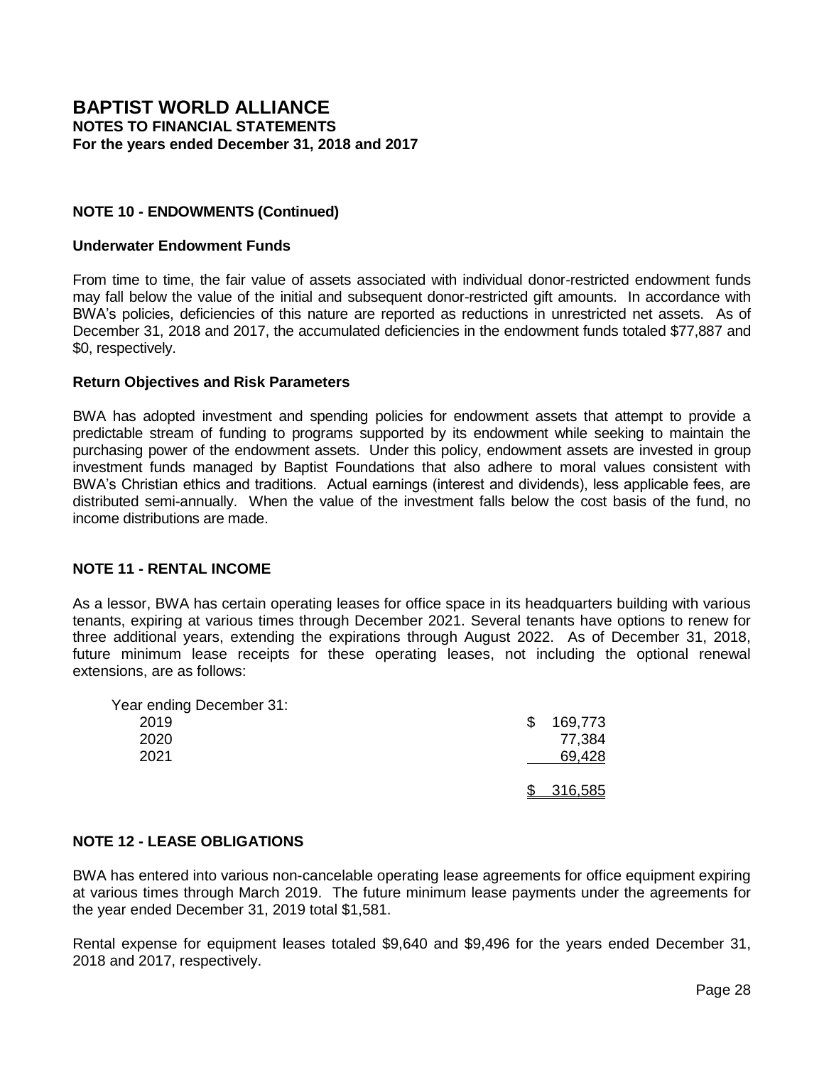# BAPTIST WORLD ALLIANCE
**NOTES TO FINANCIAL STATEMENTS**
**For the years ended December 31, 2018 and 2017**

## NOTE 10 - ENDOWMENTS (Continued)

### Underwater Endowment Funds

From time to time, the fair value of assets associated with individual donor-restricted endowment funds may fall below the value of the initial and subsequent donor-restricted gift amounts. In accordance with BWA's policies, deficiencies of this nature are reported as reductions in unrestricted net assets. As of December 31, 2018 and 2017, the accumulated deficiencies in the endowment funds totaled $77,887 and $0, respectively.

### Return Objectives and Risk Parameters

BWA has adopted investment and spending policies for endowment assets that attempt to provide a predictable stream of funding to programs supported by its endowment while seeking to maintain the purchasing power of the endowment assets. Under this policy, endowment assets are invested in group investment funds managed by Baptist Foundations that also adhere to moral values consistent with BWA's Christian ethics and traditions. Actual earnings (interest and dividends), less applicable fees, are distributed semi-annually. When the value of the investment falls below the cost basis of the fund, no income distributions are made.

## NOTE 11 - RENTAL INCOME

As a lessor, BWA has certain operating leases for office space in its headquarters building with various tenants, expiring at various times through December 2021. Several tenants have options to renew for three additional years, extending the expirations through August 2022. As of December 31, 2018, future minimum lease receipts for these operating leases, not including the optional renewal extensions, are as follows:

| | |
|---|---|
| Year ending December 31: | |
| 2019 | $ 169,773 |
| 2020 | 77,384 |
| 2021 | 69,428 |
| | $ 316,585 |

## NOTE 12 - LEASE OBLIGATIONS

BWA has entered into various non-cancelable operating lease agreements for office equipment expiring at various times through March 2019. The future minimum lease payments under the agreements for the year ended December 31, 2019 total $1,581.

Rental expense for equipment leases totaled $9,640 and $9,496 for the years ended December 31, 2018 and 2017, respectively.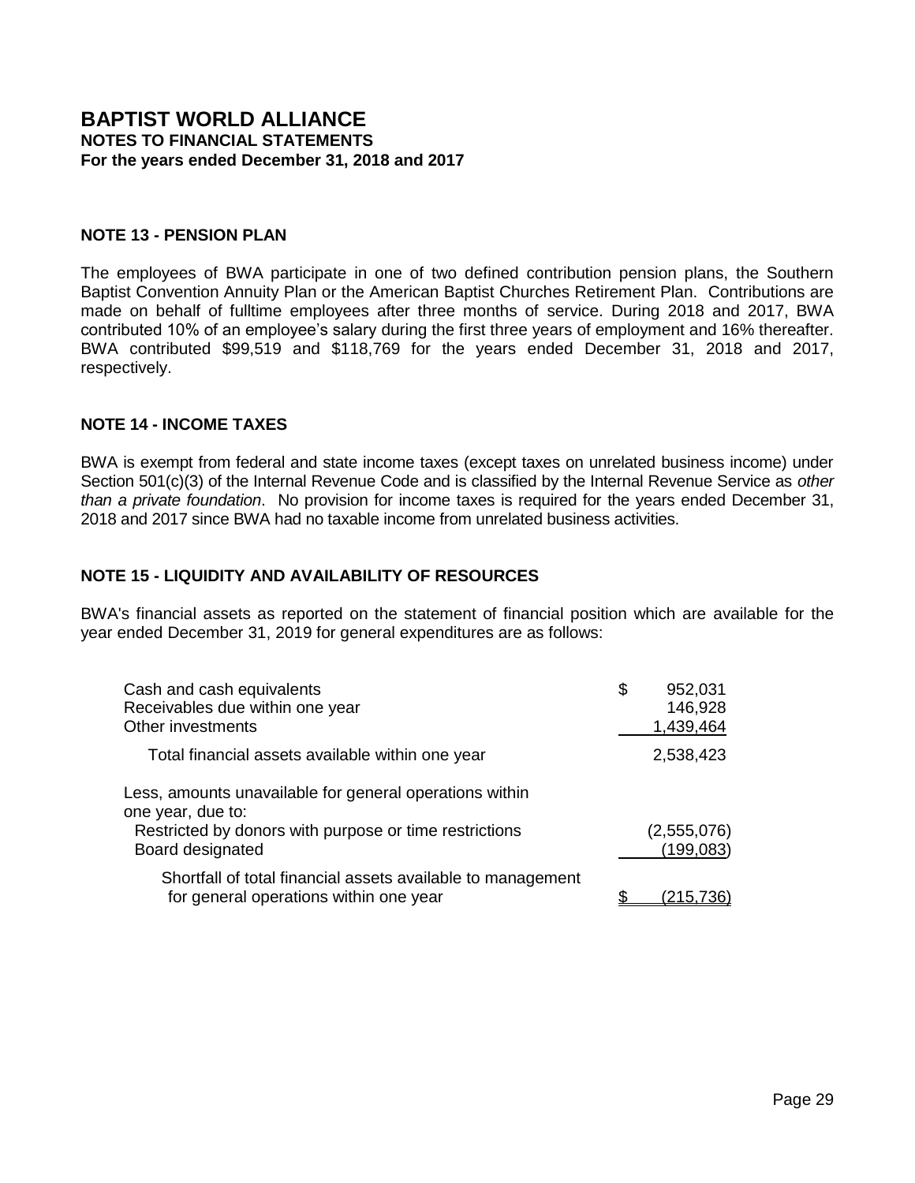# BAPTIST WORLD ALLIANCE

**NOTES TO FINANCIAL STATEMENTS**
**For the years ended December 31, 2018 and 2017**

## NOTE 13 - PENSION PLAN

The employees of BWA participate in one of two defined contribution pension plans, the Southern Baptist Convention Annuity Plan or the American Baptist Churches Retirement Plan. Contributions are made on behalf of fulltime employees after three months of service. During 2018 and 2017, BWA contributed 10% of an employee's salary during the first three years of employment and 16% thereafter. BWA contributed $99,519 and $118,769 for the years ended December 31, 2018 and 2017, respectively.

## NOTE 14 - INCOME TAXES

BWA is exempt from federal and state income taxes (except taxes on unrelated business income) under Section 501(c)(3) of the Internal Revenue Code and is classified by the Internal Revenue Service as *other than a private foundation*. No provision for income taxes is required for the years ended December 31, 2018 and 2017 since BWA had no taxable income from unrelated business activities.

## NOTE 15 - LIQUIDITY AND AVAILABILITY OF RESOURCES

BWA's financial assets as reported on the statement of financial position which are available for the year ended December 31, 2019 for general expenditures are as follows:

| | |
|---|---|
| Cash and cash equivalents | $ 952,031 |
| Receivables due within one year | 146,928 |
| Other investments | 1,439,464 |
| Total financial assets available within one year | 2,538,423 |
| Less, amounts unavailable for general operations within one year, due to: | |
| Restricted by donors with purpose or time restrictions | (2,555,076) |
| Board designated | (199,083) |
| Shortfall of total financial assets available to management for general operations within one year | $ (215,736) |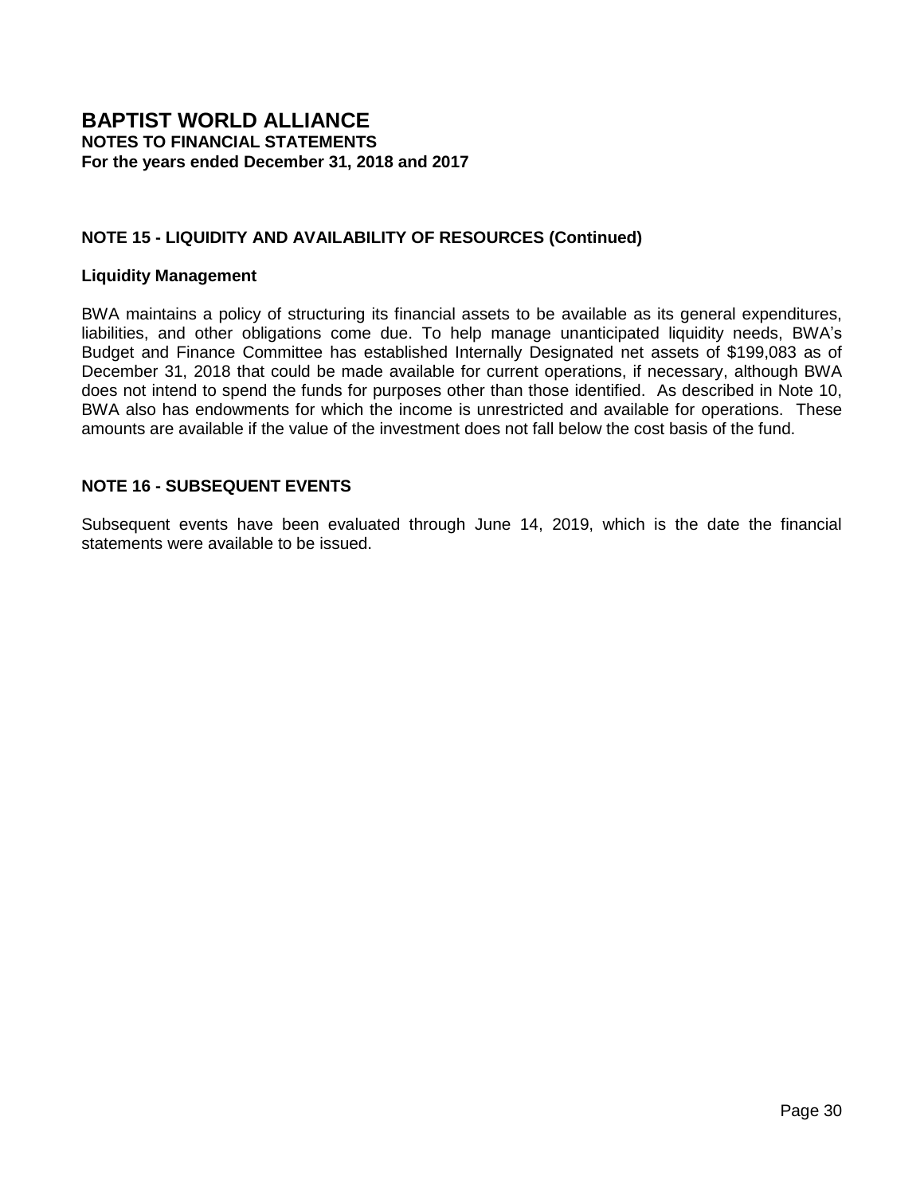## NOTE 15 - LIQUIDITY AND AVAILABILITY OF RESOURCES (Continued)

### Liquidity Management

BWA maintains a policy of structuring its financial assets to be available as its general expenditures, liabilities, and other obligations come due. To help manage unanticipated liquidity needs, BWA's Budget and Finance Committee has established Internally Designated net assets of $199,083 as of December 31, 2018 that could be made available for current operations, if necessary, although BWA does not intend to spend the funds for purposes other than those identified. As described in Note 10, BWA also has endowments for which the income is unrestricted and available for operations. These amounts are available if the value of the investment does not fall below the cost basis of the fund.

## NOTE 16 - SUBSEQUENT EVENTS

Subsequent events have been evaluated through June 14, 2019, which is the date the financial statements were available to be issued.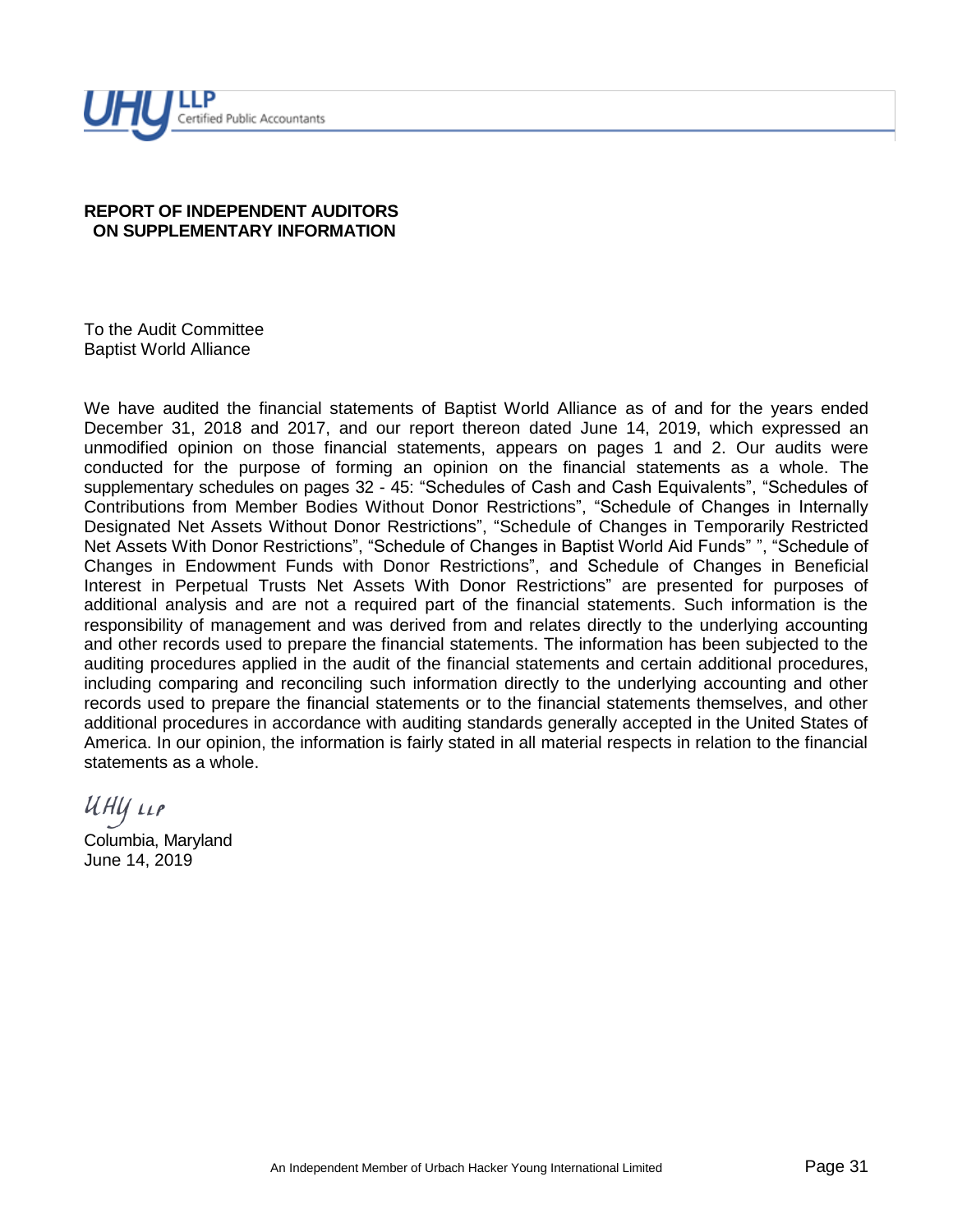**UHY LLP**
Certified Public Accountants

## REPORT OF INDEPENDENT AUDITORS ON SUPPLEMENTARY INFORMATION

To the Audit Committee
Baptist World Alliance

We have audited the financial statements of Baptist World Alliance as of and for the years ended December 31, 2018 and 2017, and our report thereon dated June 14, 2019, which expressed an unmodified opinion on those financial statements, appears on pages 1 and 2. Our audits were conducted for the purpose of forming an opinion on the financial statements as a whole. The supplementary schedules on pages 32 - 45: "Schedules of Cash and Cash Equivalents", "Schedules of Contributions from Member Bodies Without Donor Restrictions", "Schedule of Changes in Internally Designated Net Assets Without Donor Restrictions", "Schedule of Changes in Temporarily Restricted Net Assets With Donor Restrictions", "Schedule of Changes in Baptist World Aid Funds" ", "Schedule of Changes in Endowment Funds with Donor Restrictions", and Schedule of Changes in Beneficial Interest in Perpetual Trusts Net Assets With Donor Restrictions" are presented for purposes of additional analysis and are not a required part of the financial statements. Such information is the responsibility of management and was derived from and relates directly to the underlying accounting and other records used to prepare the financial statements. The information has been subjected to the auditing procedures applied in the audit of the financial statements and certain additional procedures, including comparing and reconciling such information directly to the underlying accounting and other records used to prepare the financial statements or to the financial statements themselves, and other additional procedures in accordance with auditing standards generally accepted in the United States of America. In our opinion, the information is fairly stated in all material respects in relation to the financial statements as a whole.

*UHY LLP*

Columbia, Maryland
June 14, 2019

An Independent Member of Urbach Hacker Young International Limited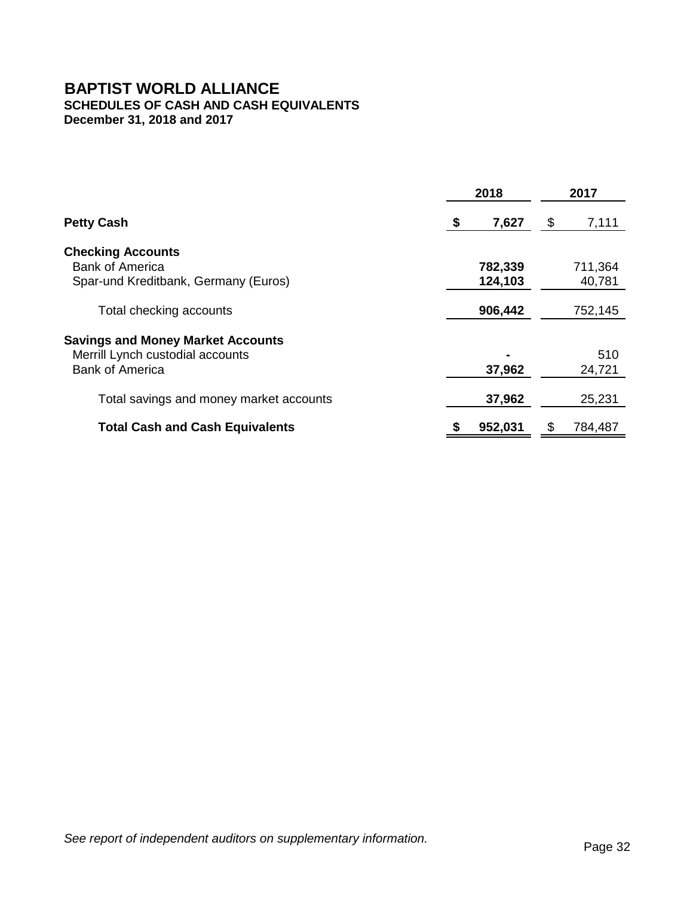# BAPTIST WORLD ALLIANCE

**SCHEDULES OF CASH AND CASH EQUIVALENTS**
**December 31, 2018 and 2017**

| | 2018 | 2017 |
|---|---|---|
| **Petty Cash** | **$ 7,627** | $ 7,111 |
| **Checking Accounts** | | |
| Bank of America | **782,339** | 711,364 |
| Spar-und Kreditbank, Germany (Euros) | **124,103** | 40,781 |
| Total checking accounts | **906,442** | 752,145 |
| **Savings and Money Market Accounts** | | |
| Merrill Lynch custodial accounts | **-** | 510 |
| Bank of America | **37,962** | 24,721 |
| Total savings and money market accounts | **37,962** | 25,231 |
| **Total Cash and Cash Equivalents** | **$ 952,031** | $ 784,487 |

*See report of independent auditors on supplementary information.*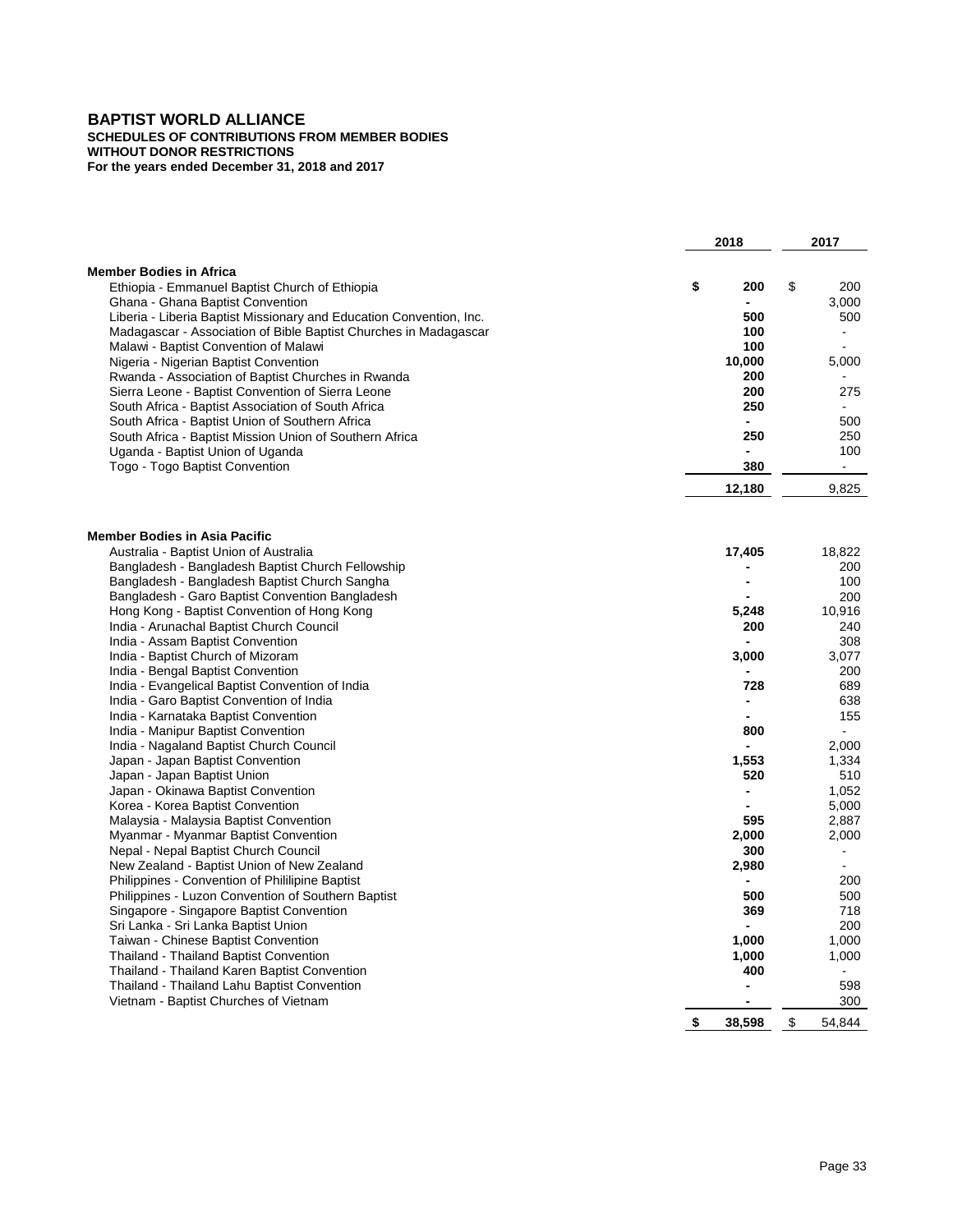# BAPTIST WORLD ALLIANCE
## SCHEDULES OF CONTRIBUTIONS FROM MEMBER BODIES
## WITHOUT DONOR RESTRICTIONS
## For the years ended December 31, 2018 and 2017

| | 2018 | 2017 |
|---|---|---|
| **Member Bodies in Africa** | | |
| Ethiopia - Emmanuel Baptist Church of Ethiopia | $ 200 | $ 200 |
| Ghana - Ghana Baptist Convention | - | 3,000 |
| Liberia - Liberia Baptist Missionary and Education Convention, Inc. | 500 | 500 |
| Madagascar - Association of Bible Baptist Churches in Madagascar | 100 | - |
| Malawi - Baptist Convention of Malawi | 100 | - |
| Nigeria - Nigerian Baptist Convention | 10,000 | 5,000 |
| Rwanda - Association of Baptist Churches in Rwanda | 200 | - |
| Sierra Leone - Baptist Convention of Sierra Leone | 200 | 275 |
| South Africa - Baptist Association of South Africa | 250 | - |
| South Africa - Baptist Union of Southern Africa | - | 500 |
| South Africa - Baptist Mission Union of Southern Africa | 250 | 250 |
| Uganda - Baptist Union of Uganda | - | 100 |
| Togo - Togo Baptist Convention | 380 | - |
| | 12,180 | 9,825 |
| **Member Bodies in Asia Pacific** | | |
| Australia - Baptist Union of Australia | 17,405 | 18,822 |
| Bangladesh - Bangladesh Baptist Church Fellowship | - | 200 |
| Bangladesh - Bangladesh Baptist Church Sangha | - | 100 |
| Bangladesh - Garo Baptist Convention Bangladesh | - | 200 |
| Hong Kong - Baptist Convention of Hong Kong | 5,248 | 10,916 |
| India - Arunachal Baptist Church Council | 200 | 240 |
| India - Assam Baptist Convention | - | 308 |
| India - Baptist Church of Mizoram | 3,000 | 3,077 |
| India - Bengal Baptist Convention | - | 200 |
| India - Evangelical Baptist Convention of India | 728 | 689 |
| India - Garo Baptist Convention of India | - | 638 |
| India - Karnataka Baptist Convention | - | 155 |
| India - Manipur Baptist Convention | 800 | - |
| India - Nagaland Baptist Church Council | - | 2,000 |
| Japan - Japan Baptist Convention | 1,553 | 1,334 |
| Japan - Japan Baptist Union | 520 | 510 |
| Japan - Okinawa Baptist Convention | - | 1,052 |
| Korea - Korea Baptist Convention | - | 5,000 |
| Malaysia - Malaysia Baptist Convention | 595 | 2,887 |
| Myanmar - Myanmar Baptist Convention | 2,000 | 2,000 |
| Nepal - Nepal Baptist Church Council | 300 | - |
| New Zealand - Baptist Union of New Zealand | 2,980 | - |
| Philippines - Convention of Phililipine Baptist | - | 200 |
| Philippines - Luzon Convention of Southern Baptist | 500 | 500 |
| Singapore - Singapore Baptist Convention | 369 | 718 |
| Sri Lanka - Sri Lanka Baptist Union | - | 200 |
| Taiwan - Chinese Baptist Convention | 1,000 | 1,000 |
| Thailand - Thailand Baptist Convention | 1,000 | 1,000 |
| Thailand - Thailand Karen Baptist Convention | 400 | - |
| Thailand - Thailand Lahu Baptist Convention | - | 598 |
| Vietnam - Baptist Churches of Vietnam | - | 300 |
| | $ 38,598 | $ 54,844 |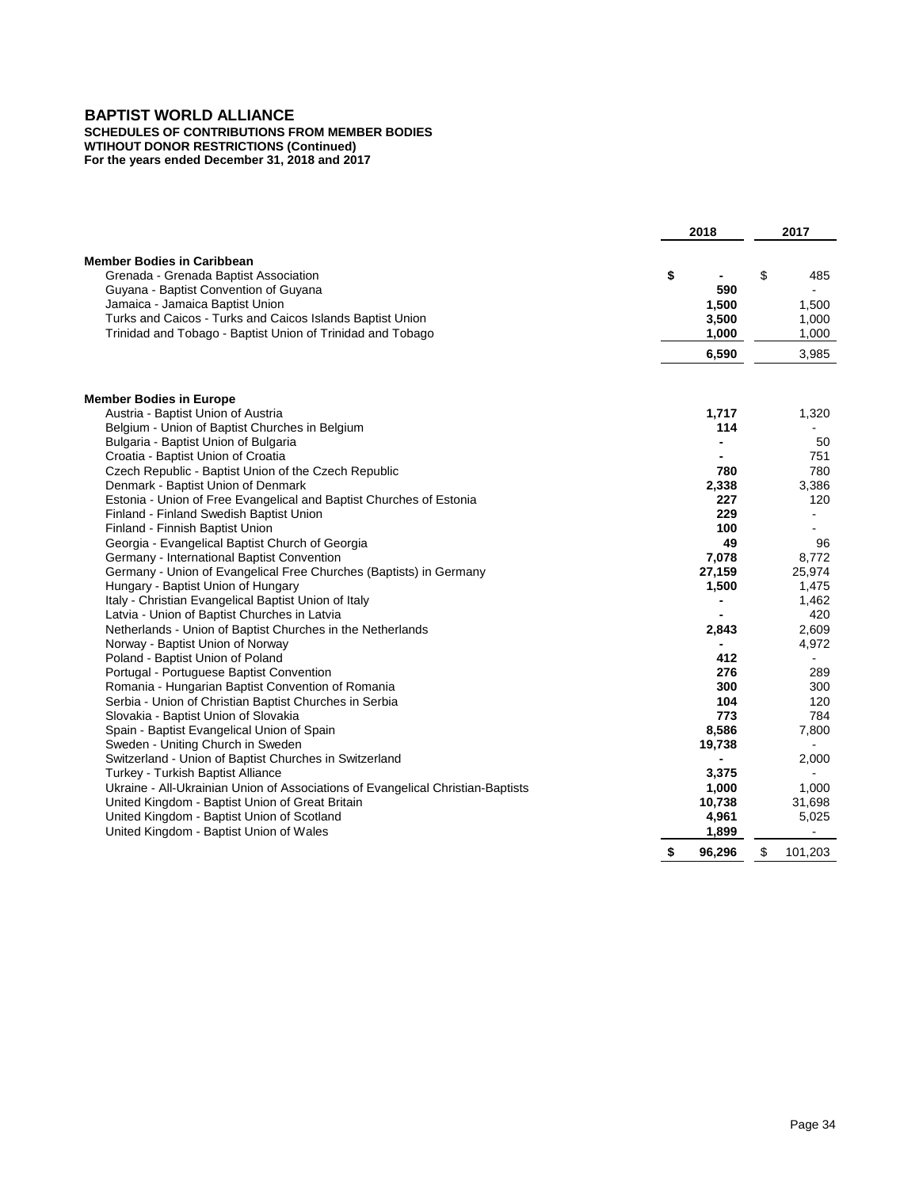## BAPTIST WORLD ALLIANCE

**SCHEDULES OF CONTRIBUTIONS FROM MEMBER BODIES**
**WTIHOUT DONOR RESTRICTIONS (Continued)**
**For the years ended December 31, 2018 and 2017**

| | 2018 | 2017 |
|---|---|---|
| **Member Bodies in Caribbean** | | |
| Grenada - Grenada Baptist Association | $ - | $ 485 |
| Guyana - Baptist Convention of Guyana | 590 | - |
| Jamaica - Jamaica Baptist Union | 1,500 | 1,500 |
| Turks and Caicos - Turks and Caicos Islands Baptist Union | 3,500 | 1,000 |
| Trinidad and Tobago - Baptist Union of Trinidad and Tobago | 1,000 | 1,000 |
| | 6,590 | 3,985 |
| **Member Bodies in Europe** | | |
| Austria - Baptist Union of Austria | 1,717 | 1,320 |
| Belgium - Union of Baptist Churches in Belgium | 114 | - |
| Bulgaria - Baptist Union of Bulgaria | - | 50 |
| Croatia - Baptist Union of Croatia | - | 751 |
| Czech Republic - Baptist Union of the Czech Republic | 780 | 780 |
| Denmark - Baptist Union of Denmark | 2,338 | 3,386 |
| Estonia - Union of Free Evangelical and Baptist Churches of Estonia | 227 | 120 |
| Finland - Finland Swedish Baptist Union | 229 | - |
| Finland - Finnish Baptist Union | 100 | - |
| Georgia - Evangelical Baptist Church of Georgia | 49 | 96 |
| Germany - International Baptist Convention | 7,078 | 8,772 |
| Germany - Union of Evangelical Free Churches (Baptists) in Germany | 27,159 | 25,974 |
| Hungary - Baptist Union of Hungary | 1,500 | 1,475 |
| Italy - Christian Evangelical Baptist Union of Italy | - | 1,462 |
| Latvia - Union of Baptist Churches in Latvia | - | 420 |
| Netherlands - Union of Baptist Churches in the Netherlands | 2,843 | 2,609 |
| Norway - Baptist Union of Norway | - | 4,972 |
| Poland - Baptist Union of Poland | 412 | - |
| Portugal - Portuguese Baptist Convention | 276 | 289 |
| Romania - Hungarian Baptist Convention of Romania | 300 | 300 |
| Serbia - Union of Christian Baptist Churches in Serbia | 104 | 120 |
| Slovakia - Baptist Union of Slovakia | 773 | 784 |
| Spain - Baptist Evangelical Union of Spain | 8,586 | 7,800 |
| Sweden - Uniting Church in Sweden | 19,738 | - |
| Switzerland - Union of Baptist Churches in Switzerland | - | 2,000 |
| Turkey - Turkish Baptist Alliance | 3,375 | - |
| Ukraine - All-Ukrainian Union of Associations of Evangelical Christian-Baptists | 1,000 | 1,000 |
| United Kingdom - Baptist Union of Great Britain | 10,738 | 31,698 |
| United Kingdom - Baptist Union of Scotland | 4,961 | 5,025 |
| United Kingdom - Baptist Union of Wales | 1,899 | - |
| | $ 96,296 | $ 101,203 |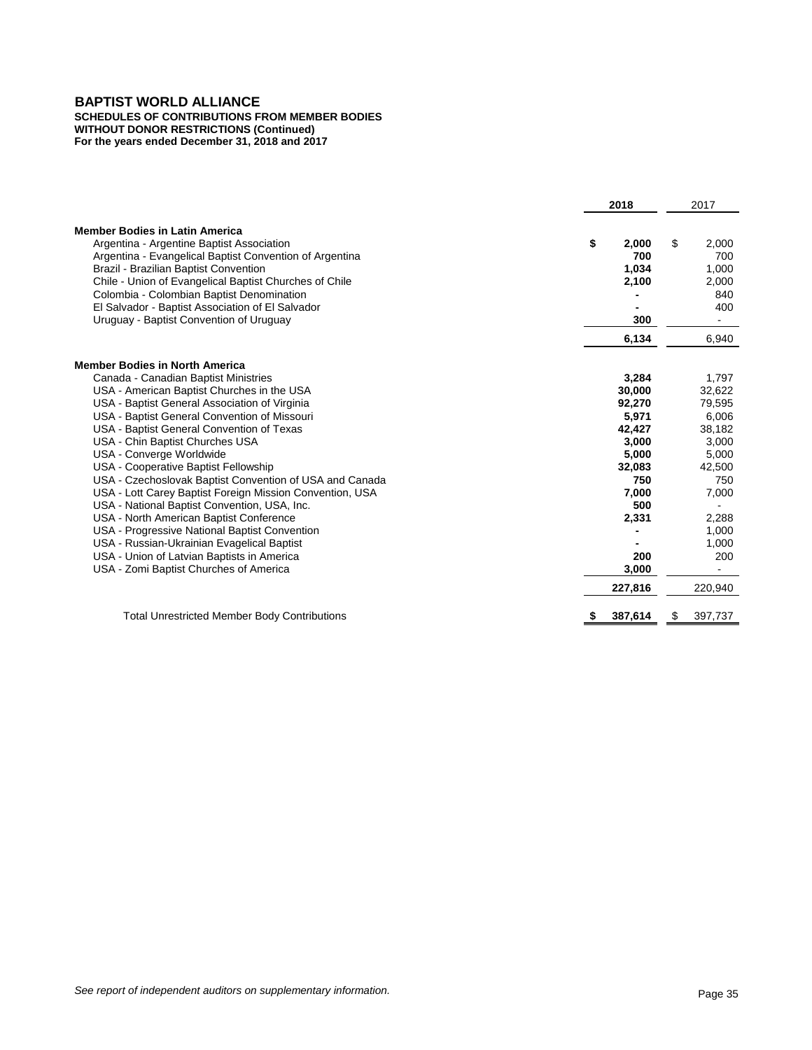# BAPTIST WORLD ALLIANCE

**SCHEDULES OF CONTRIBUTIONS FROM MEMBER BODIES**
**WITHOUT DONOR RESTRICTIONS (Continued)**
**For the years ended December 31, 2018 and 2017**

| | 2018 | 2017 |
|---|---|---|
| **Member Bodies in Latin America** | | |
| Argentina - Argentine Baptist Association | **$ 2,000** | $ 2,000 |
| Argentina - Evangelical Baptist Convention of Argentina | **700** | 700 |
| Brazil - Brazilian Baptist Convention | **1,034** | 1,000 |
| Chile - Union of Evangelical Baptist Churches of Chile | **2,100** | 2,000 |
| Colombia - Colombian Baptist Denomination | **-** | 840 |
| El Salvador - Baptist Association of El Salvador | **-** | 400 |
| Uruguay - Baptist Convention of Uruguay | **300** | - |
| | **6,134** | 6,940 |
| **Member Bodies in North America** | | |
| Canada - Canadian Baptist Ministries | **3,284** | 1,797 |
| USA - American Baptist Churches in the USA | **30,000** | 32,622 |
| USA - Baptist General Association of Virginia | **92,270** | 79,595 |
| USA - Baptist General Convention of Missouri | **5,971** | 6,006 |
| USA - Baptist General Convention of Texas | **42,427** | 38,182 |
| USA - Chin Baptist Churches USA | **3,000** | 3,000 |
| USA - Converge Worldwide | **5,000** | 5,000 |
| USA - Cooperative Baptist Fellowship | **32,083** | 42,500 |
| USA - Czechoslovak Baptist Convention of USA and Canada | **750** | 750 |
| USA - Lott Carey Baptist Foreign Mission Convention, USA | **7,000** | 7,000 |
| USA - National Baptist Convention, USA, Inc. | **500** | - |
| USA - North American Baptist Conference | **2,331** | 2,288 |
| USA - Progressive National Baptist Convention | **-** | 1,000 |
| USA - Russian-Ukrainian Evagelical Baptist | **-** | 1,000 |
| USA - Union of Latvian Baptists in America | **200** | 200 |
| USA - Zomi Baptist Churches of America | **3,000** | - |
| | **227,816** | 220,940 |
| Total Unrestricted Member Body Contributions | **$ 387,614** | $ 397,737 |

*See report of independent auditors on supplementary information.*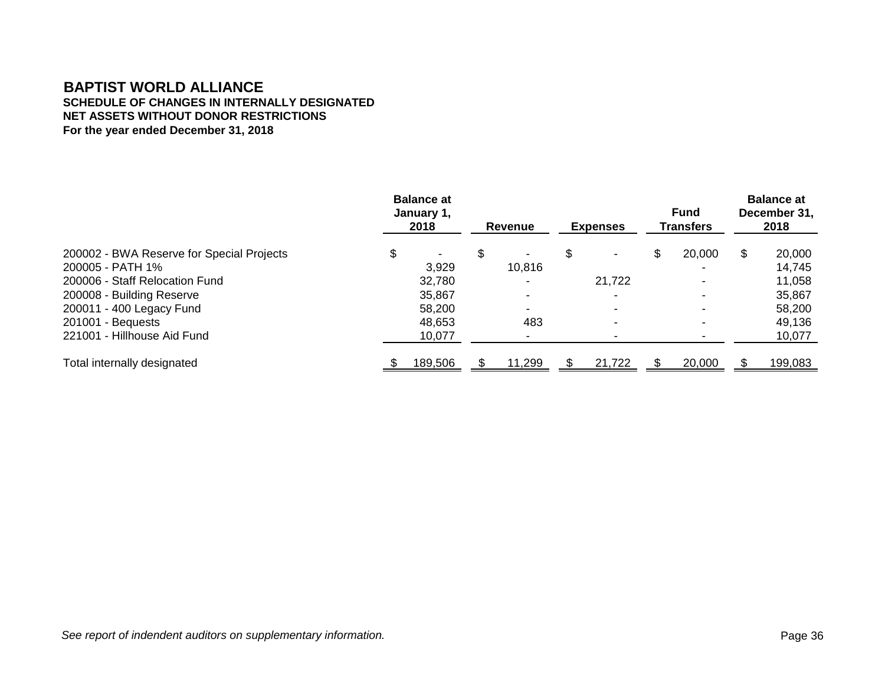# BAPTIST WORLD ALLIANCE

**SCHEDULE OF CHANGES IN INTERNALLY DESIGNATED NET ASSETS WITHOUT DONOR RESTRICTIONS**

**For the year ended December 31, 2018**

| | Balance at January 1, 2018 | Revenue | Expenses | Fund Transfers | Balance at December 31, 2018 |
|---|---|---|---|---|---|
| 200002 - BWA Reserve for Special Projects | $ - | $ - | $ - | $ 20,000 | $ 20,000 |
| 200005 - PATH 1% | 3,929 | 10,816 | | - | 14,745 |
| 200006 - Staff Relocation Fund | 32,780 | - | 21,722 | - | 11,058 |
| 200008 - Building Reserve | 35,867 | - | - | - | 35,867 |
| 200011 - 400 Legacy Fund | 58,200 | - | - | - | 58,200 |
| 201001 - Bequests | 48,653 | 483 | - | - | 49,136 |
| 221001 - Hillhouse Aid Fund | 10,077 | - | - | - | 10,077 |
| Total internally designated | $ 189,506 | $ 11,299 | $ 21,722 | $ 20,000 | $ 199,083 |

*See report of indendent auditors on supplementary information.*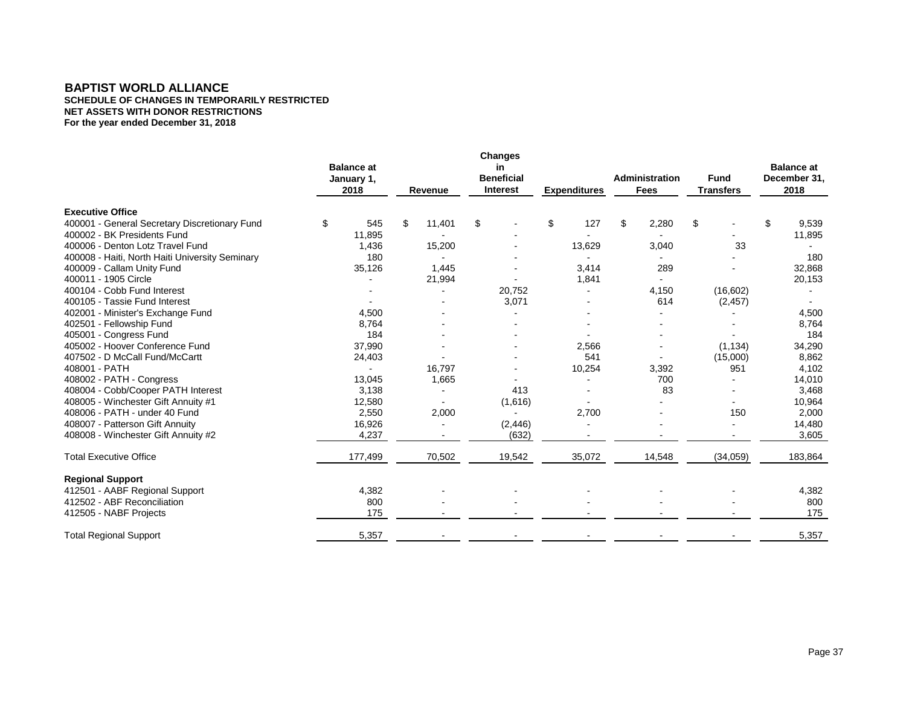**BAPTIST WORLD ALLIANCE**
**SCHEDULE OF CHANGES IN TEMPORARILY RESTRICTED NET ASSETS WITH DONOR RESTRICTIONS**
**For the year ended December 31, 2018**

| | Balance at January 1, 2018 | Revenue | Changes in Beneficial Interest | Expenditures | Administration Fees | Fund Transfers | Balance at December 31, 2018 |
|---|---|---|---|---|---|---|---|
| **Executive Office** | | | | | | | |
| 400001 - General Secretary Discretionary Fund | $ 545 | $ 11,401 | $ - | $ 127 | $ 2,280 | $ - | $ 9,539 |
| 400002 - BK Presidents Fund | 11,895 | - | - | - | - | - | 11,895 |
| 400006 - Denton Lotz Travel Fund | 1,436 | 15,200 | - | 13,629 | 3,040 | 33 | - |
| 400008 - Haiti, North Haiti University Seminary | 180 | - | - | - | - | - | 180 |
| 400009 - Callam Unity Fund | 35,126 | 1,445 | - | 3,414 | 289 | - | 32,868 |
| 400011 - 1905 Circle | - | 21,994 | - | 1,841 | - | - | 20,153 |
| 400104 - Cobb Fund Interest | - | - | 20,752 | - | 4,150 | (16,602) | - |
| 400105 - Tassie Fund Interest | - | - | 3,071 | - | 614 | (2,457) | - |
| 402001 - Minister's Exchange Fund | 4,500 | - | - | - | - | - | 4,500 |
| 402501 - Fellowship Fund | 8,764 | - | - | - | - | - | 8,764 |
| 405001 - Congress Fund | 184 | - | - | - | - | - | 184 |
| 405002 - Hoover Conference Fund | 37,990 | - | - | 2,566 | - | (1,134) | 34,290 |
| 407502 - D McCall Fund/McCartt | 24,403 | - | - | 541 | - | (15,000) | 8,862 |
| 408001 - PATH | - | 16,797 | - | 10,254 | 3,392 | 951 | 4,102 |
| 408002 - PATH - Congress | 13,045 | 1,665 | - | - | 700 | - | 14,010 |
| 408004 - Cobb/Cooper PATH Interest | 3,138 | - | 413 | - | 83 | - | 3,468 |
| 408005 - Winchester Gift Annuity #1 | 12,580 | - | (1,616) | - | - | - | 10,964 |
| 408006 - PATH - under 40 Fund | 2,550 | 2,000 | - | 2,700 | - | 150 | 2,000 |
| 408007 - Patterson Gift Annuity | 16,926 | - | (2,446) | - | - | - | 14,480 |
| 408008 - Winchester Gift Annuity #2 | 4,237 | - | (632) | - | - | - | 3,605 |
| Total Executive Office | 177,499 | 70,502 | 19,542 | 35,072 | 14,548 | (34,059) | 183,864 |
| **Regional Support** | | | | | | | |
| 412501 - AABF Regional Support | 4,382 | - | - | - | - | - | 4,382 |
| 412502 - ABF Reconciliation | 800 | - | - | - | - | - | 800 |
| 412505 - NABF Projects | 175 | - | - | - | - | - | 175 |
| Total Regional Support | 5,357 | - | - | - | - | - | 5,357 |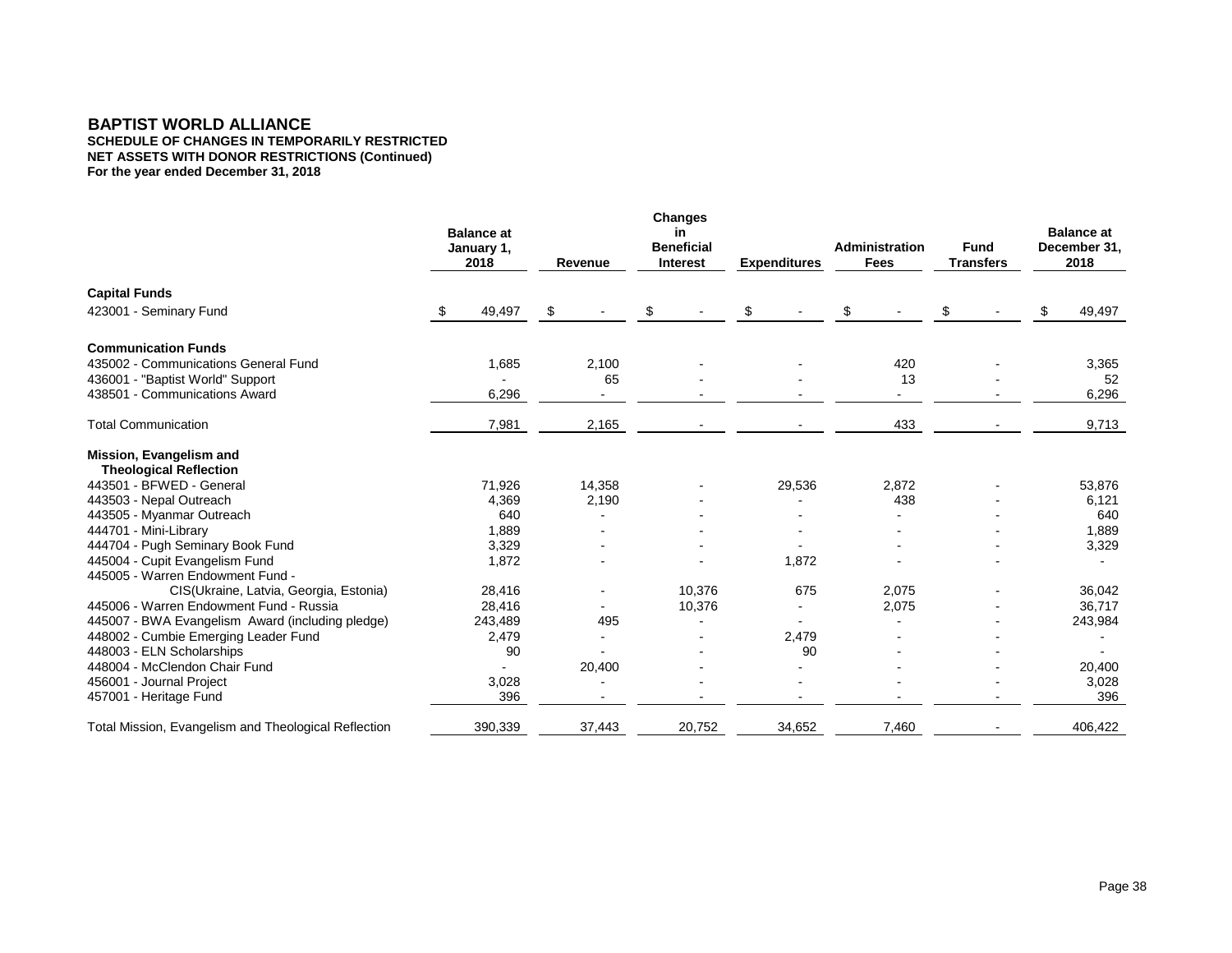# BAPTIST WORLD ALLIANCE

**SCHEDULE OF CHANGES IN TEMPORARILY RESTRICTED NET ASSETS WITH DONOR RESTRICTIONS (Continued)**
**For the year ended December 31, 2018**

| | Balance at January 1, 2018 | Revenue | Changes in Beneficial Interest | Expenditures | Administration Fees | Fund Transfers | Balance at December 31, 2018 |
|---|---|---|---|---|---|---|---|
| **Capital Funds** | | | | | | | |
| 423001 - Seminary Fund | $ 49,497 | $ - | $ - | $ - | $ - | $ - | $ 49,497 |
| **Communication Funds** | | | | | | | |
| 435002 - Communications General Fund | 1,685 | 2,100 | - | - | 420 | - | 3,365 |
| 436001 - "Baptist World" Support | - | 65 | - | - | 13 | - | 52 |
| 438501 - Communications Award | 6,296 | - | - | - | - | - | 6,296 |
| Total Communication | 7,981 | 2,165 | - | - | 433 | - | 9,713 |
| **Mission, Evangelism and Theological Reflection** | | | | | | | |
| 443501 - BFWED - General | 71,926 | 14,358 | - | 29,536 | 2,872 | - | 53,876 |
| 443503 - Nepal Outreach | 4,369 | 2,190 | - | - | 438 | - | 6,121 |
| 443505 - Myanmar Outreach | 640 | - | - | - | - | - | 640 |
| 444701 - Mini-Library | 1,889 | - | - | - | - | - | 1,889 |
| 444704 - Pugh Seminary Book Fund | 3,329 | - | - | - | - | - | 3,329 |
| 445004 - Cupit Evangelism Fund | 1,872 | - | - | 1,872 | - | - | - |
| 445005 - Warren Endowment Fund - CIS(Ukraine, Latvia, Georgia, Estonia) | 28,416 | - | 10,376 | 675 | 2,075 | - | 36,042 |
| 445006 - Warren Endowment Fund - Russia | 28,416 | - | 10,376 | - | 2,075 | - | 36,717 |
| 445007 - BWA Evangelism Award (including pledge) | 243,489 | 495 | - | - | - | - | 243,984 |
| 448002 - Cumbie Emerging Leader Fund | 2,479 | - | - | 2,479 | - | - | - |
| 448003 - ELN Scholarships | 90 | - | - | 90 | - | - | - |
| 448004 - McClendon Chair Fund | - | 20,400 | - | - | - | - | 20,400 |
| 456001 - Journal Project | 3,028 | - | - | - | - | - | 3,028 |
| 457001 - Heritage Fund | 396 | - | - | - | - | - | 396 |
| Total Mission, Evangelism and Theological Reflection | 390,339 | 37,443 | 20,752 | 34,652 | 7,460 | - | 406,422 |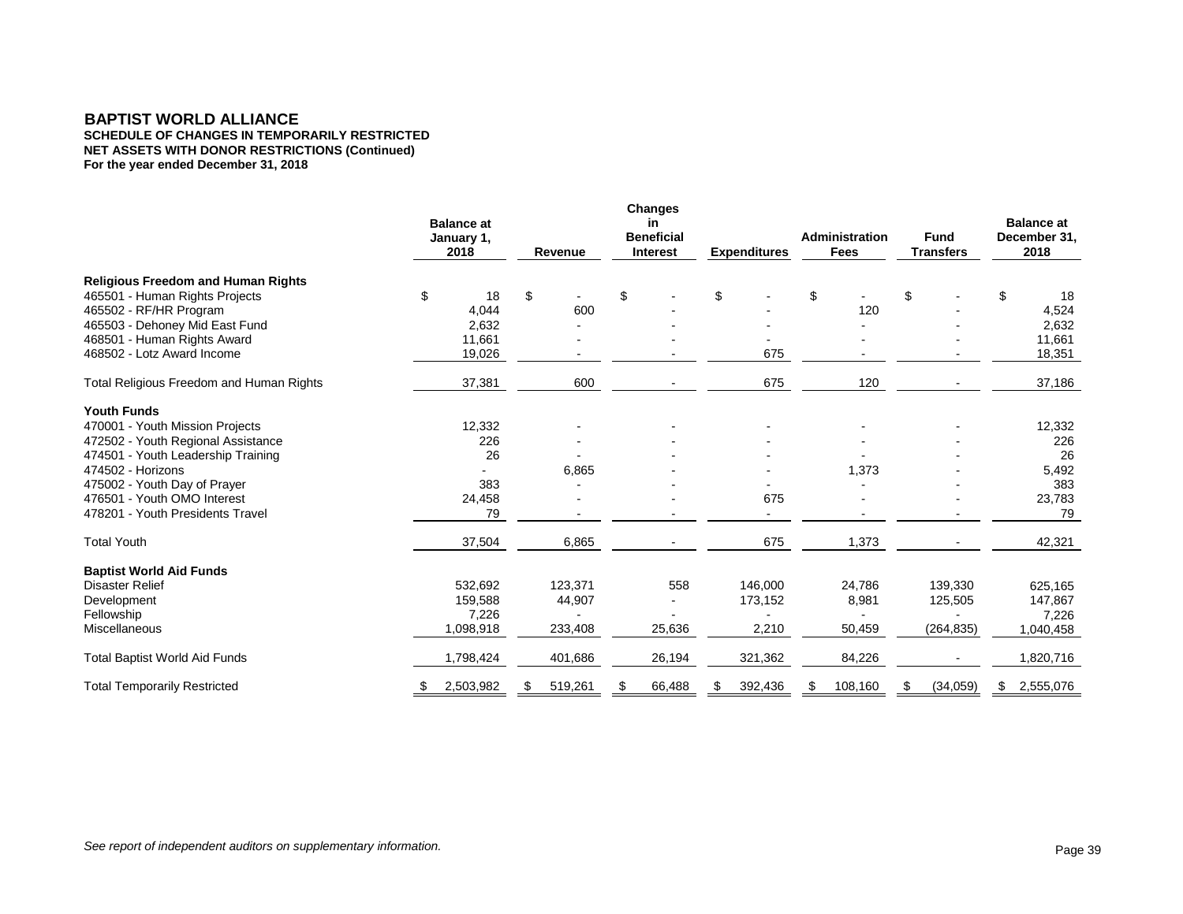# BAPTIST WORLD ALLIANCE

**SCHEDULE OF CHANGES IN TEMPORARILY RESTRICTED NET ASSETS WITH DONOR RESTRICTIONS (Continued)**
**For the year ended December 31, 2018**

| | Balance at January 1, 2018 | Revenue | Changes in Beneficial Interest | Expenditures | Administration Fees | Fund Transfers | Balance at December 31, 2018 |
|---|---|---|---|---|---|---|---|
| **Religious Freedom and Human Rights** | | | | | | | |
| 465501 - Human Rights Projects | $ 18 | $ - | $ - | $ - | $ - | $ - | $ 18 |
| 465502 - RF/HR Program | 4,044 | 600 | - | - | 120 | - | 4,524 |
| 465503 - Dehoney Mid East Fund | 2,632 | - | - | - | - | - | 2,632 |
| 468501 - Human Rights Award | 11,661 | - | - | - | - | - | 11,661 |
| 468502 - Lotz Award Income | 19,026 | - | - | 675 | - | - | 18,351 |
| Total Religious Freedom and Human Rights | 37,381 | 600 | - | 675 | 120 | - | 37,186 |
| **Youth Funds** | | | | | | | |
| 470001 - Youth Mission Projects | 12,332 | - | - | - | - | - | 12,332 |
| 472502 - Youth Regional Assistance | 226 | - | - | - | - | - | 226 |
| 474501 - Youth Leadership Training | 26 | - | - | - | - | - | 26 |
| 474502 - Horizons | - | 6,865 | - | - | 1,373 | - | 5,492 |
| 475002 - Youth Day of Prayer | 383 | - | - | - | - | - | 383 |
| 476501 - Youth OMO Interest | 24,458 | - | - | 675 | - | - | 23,783 |
| 478201 - Youth Presidents Travel | 79 | - | - | - | - | - | 79 |
| Total Youth | 37,504 | 6,865 | - | 675 | 1,373 | - | 42,321 |
| **Baptist World Aid Funds** | | | | | | | |
| Disaster Relief | 532,692 | 123,371 | 558 | 146,000 | 24,786 | 139,330 | 625,165 |
| Development | 159,588 | 44,907 | - | 173,152 | 8,981 | 125,505 | 147,867 |
| Fellowship | 7,226 | - | - | - | - | - | 7,226 |
| Miscellaneous | 1,098,918 | 233,408 | 25,636 | 2,210 | 50,459 | (264,835) | 1,040,458 |
| Total Baptist World Aid Funds | 1,798,424 | 401,686 | 26,194 | 321,362 | 84,226 | - | 1,820,716 |
| Total Temporarily Restricted | $ 2,503,982 | $ 519,261 | $ 66,488 | $ 392,436 | $ 108,160 | $ (34,059) | $ 2,555,076 |

*See report of independent auditors on supplementary information.*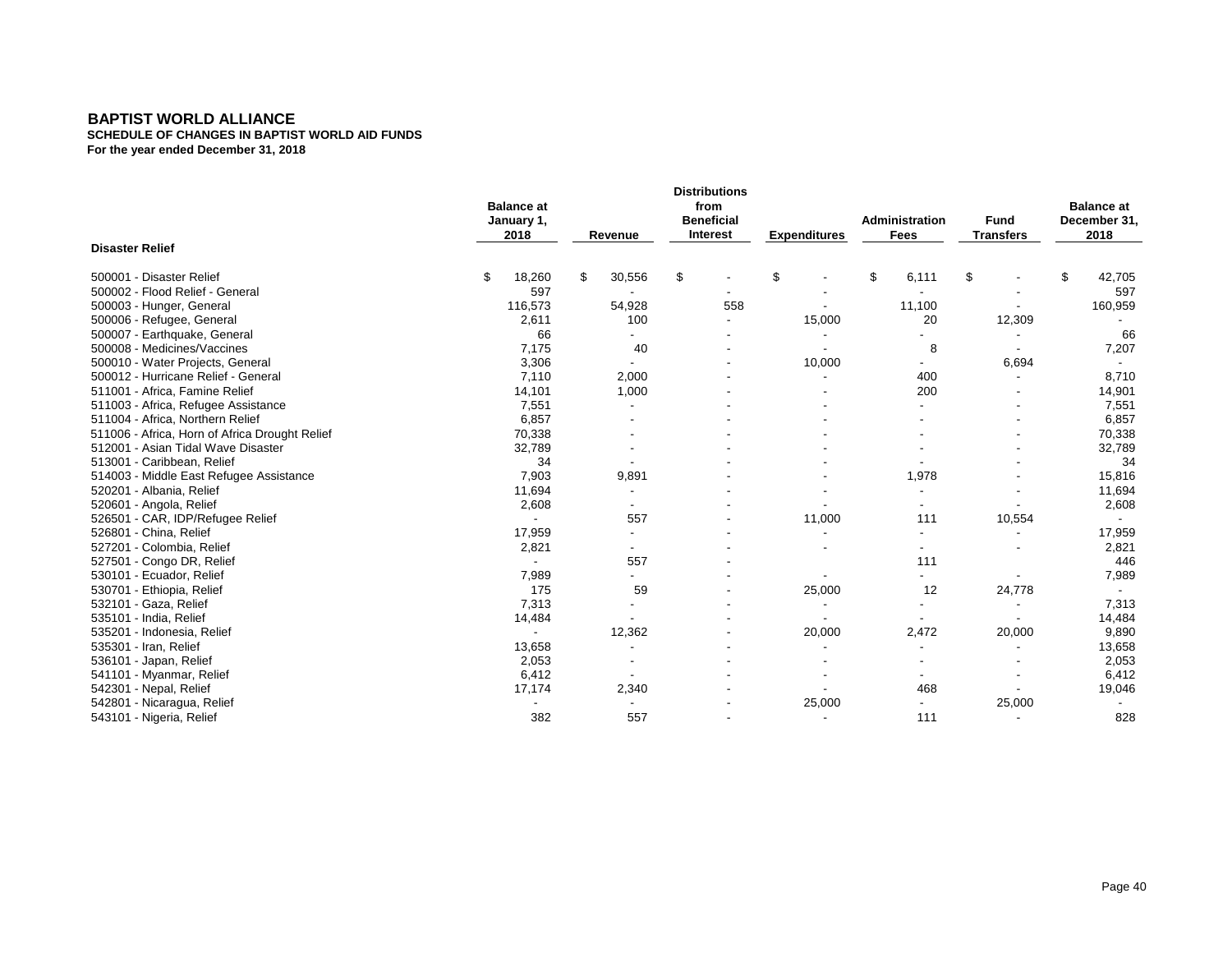**BAPTIST WORLD ALLIANCE**
**SCHEDULE OF CHANGES IN BAPTIST WORLD AID FUNDS**
**For the year ended December 31, 2018**

| Disaster Relief | Balance at January 1, 2018 | Revenue | Distributions from Beneficial Interest | Expenditures | Administration Fees | Fund Transfers | Balance at December 31, 2018 |
|---|---|---|---|---|---|---|---|
| 500001 - Disaster Relief | $ 18,260 | $ 30,556 | $ - | $ - | $ 6,111 | $ - | $ 42,705 |
| 500002 - Flood Relief - General | 597 | - | - | - | - | - | 597 |
| 500003 - Hunger, General | 116,573 | 54,928 | 558 | - | 11,100 | - | 160,959 |
| 500006 - Refugee, General | 2,611 | 100 | - | 15,000 | 20 | 12,309 | - |
| 500007 - Earthquake, General | 66 | - | - | - | - | - | 66 |
| 500008 - Medicines/Vaccines | 7,175 | 40 | - | - | 8 | - | 7,207 |
| 500010 - Water Projects, General | 3,306 | - | - | 10,000 | - | 6,694 | - |
| 500012 - Hurricane Relief - General | 7,110 | 2,000 | - | - | 400 | - | 8,710 |
| 511001 - Africa, Famine Relief | 14,101 | 1,000 | - | - | 200 | - | 14,901 |
| 511003 - Africa, Refugee Assistance | 7,551 | - | - | - | - | - | 7,551 |
| 511004 - Africa, Northern Relief | 6,857 | - | - | - | - | - | 6,857 |
| 511006 - Africa, Horn of Africa Drought Relief | 70,338 | - | - | - | - | - | 70,338 |
| 512001 - Asian Tidal Wave Disaster | 32,789 | - | - | - | - | - | 32,789 |
| 513001 - Caribbean, Relief | 34 | - | - | - | - | - | 34 |
| 514003 - Middle East Refugee Assistance | 7,903 | 9,891 | - | - | 1,978 | - | 15,816 |
| 520201 - Albania, Relief | 11,694 | - | - | - | - | - | 11,694 |
| 520601 - Angola, Relief | 2,608 | - | - | - | - | - | 2,608 |
| 526501 - CAR, IDP/Refugee Relief | - | 557 | - | 11,000 | 111 | 10,554 | - |
| 526801 - China, Relief | 17,959 | - | - | - | - | - | 17,959 |
| 527201 - Colombia, Relief | 2,821 | - | - | - | - | - | 2,821 |
| 527501 - Congo DR, Relief | - | 557 | - | | 111 | | 446 |
| 530101 - Ecuador, Relief | 7,989 | - | - | - | - | - | 7,989 |
| 530701 - Ethiopia, Relief | 175 | 59 | - | 25,000 | 12 | 24,778 | - |
| 532101 - Gaza, Relief | 7,313 | - | - | - | - | - | 7,313 |
| 535101 - India, Relief | 14,484 | - | - | - | - | - | 14,484 |
| 535201 - Indonesia, Relief | - | 12,362 | - | 20,000 | 2,472 | 20,000 | 9,890 |
| 535301 - Iran, Relief | 13,658 | - | - | - | - | - | 13,658 |
| 536101 - Japan, Relief | 2,053 | - | - | - | - | - | 2,053 |
| 541101 - Myanmar, Relief | 6,412 | - | - | - | - | - | 6,412 |
| 542301 - Nepal, Relief | 17,174 | 2,340 | - | - | 468 | - | 19,046 |
| 542801 - Nicaragua, Relief | - | - | - | 25,000 | - | 25,000 | - |
| 543101 - Nigeria, Relief | 382 | 557 | - | - | 111 | - | 828 |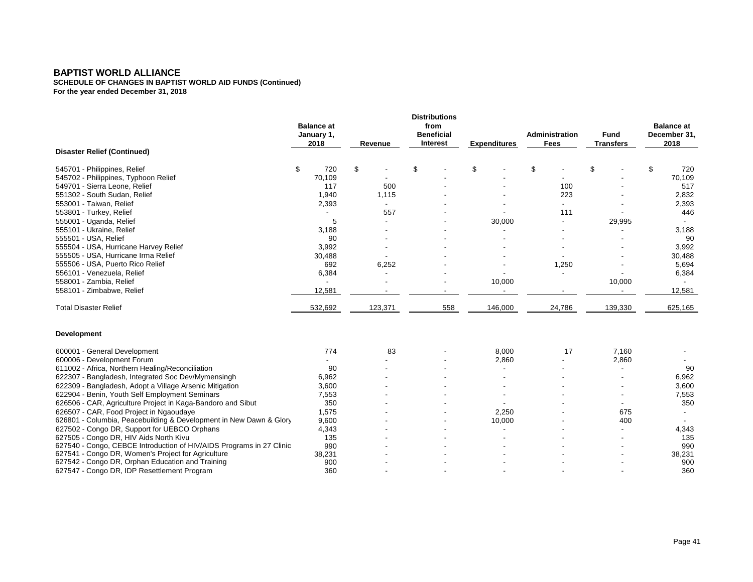**BAPTIST WORLD ALLIANCE**
**SCHEDULE OF CHANGES IN BAPTIST WORLD AID FUNDS (Continued)**
**For the year ended December 31, 2018**

| | Balance at January 1, 2018 | Revenue | Distributions from Beneficial Interest | Expenditures | Administration Fees | Fund Transfers | Balance at December 31, 2018 |
|---|---|---|---|---|---|---|---|
| **Disaster Relief (Continued)** | | | | | | | |
| 545701 - Philippines, Relief | $ 720 | $ - | $ - | $ - | $ - | $ - | $ 720 |
| 545702 - Philippines, Typhoon Relief | 70,109 | - | - | - | - | - | 70,109 |
| 549701 - Sierra Leone, Relief | 117 | 500 | - | - | 100 | - | 517 |
| 551302 - South Sudan, Relief | 1,940 | 1,115 | - | - | 223 | - | 2,832 |
| 553001 - Taiwan, Relief | 2,393 | - | - | - | - | - | 2,393 |
| 553801 - Turkey, Relief | - | 557 | - | - | 111 | - | 446 |
| 555001 - Uganda, Relief | 5 | - | - | 30,000 | - | 29,995 | - |
| 555101 - Ukraine, Relief | 3,188 | - | - | - | - | - | 3,188 |
| 555501 - USA, Relief | 90 | - | - | - | - | - | 90 |
| 555504 - USA, Hurricane Harvey Relief | 3,992 | - | - | - | - | - | 3,992 |
| 555505 - USA, Hurricane Irma Relief | 30,488 | - | - | - | - | - | 30,488 |
| 555506 - USA, Puerto Rico Relief | 692 | 6,252 | - | - | 1,250 | - | 5,694 |
| 556101 - Venezuela, Relief | 6,384 | - | - | - | - | - | 6,384 |
| 558001 - Zambia, Relief | - | - | - | 10,000 | | 10,000 | - |
| 558101 - Zimbabwe, Relief | 12,581 | - | - | - | - | - | 12,581 |
| Total Disaster Relief | 532,692 | 123,371 | 558 | 146,000 | 24,786 | 139,330 | 625,165 |
| **Development** | | | | | | | |
| 600001 - General Development | 774 | 83 | - | 8,000 | 17 | 7,160 | - |
| 600006 - Development Forum | - | - | - | 2,860 | - | 2,860 | - |
| 611002 - Africa, Northern Healing/Reconciliation | 90 | - | - | - | - | - | 90 |
| 622307 - Bangladesh, Integrated Soc Dev/Mymensingh | 6,962 | - | - | - | - | - | 6,962 |
| 622309 - Bangladesh, Adopt a Village Arsenic Mitigation | 3,600 | - | - | - | - | - | 3,600 |
| 622904 - Benin, Youth Self Employment Seminars | 7,553 | - | - | - | - | - | 7,553 |
| 626506 - CAR, Agriculture Project in Kaga-Bandoro and Sibut | 350 | - | - | - | - | - | 350 |
| 626507 - CAR, Food Project in Ngaoudaye | 1,575 | - | - | 2,250 | - | 675 | - |
| 626801 - Columbia, Peacebuilding & Development in New Dawn & Glory | 9,600 | - | - | 10,000 | - | 400 | - |
| 627502 - Congo DR, Support for UEBCO Orphans | 4,343 | - | - | - | - | - | 4,343 |
| 627505 - Congo DR, HIV Aids North Kivu | 135 | - | - | - | - | - | 135 |
| 627540 - Congo, CEBCE Introduction of HIV/AIDS Programs in 27 Clinic | 990 | - | - | - | - | - | 990 |
| 627541 - Congo DR, Women's Project for Agriculture | 38,231 | - | - | - | - | - | 38,231 |
| 627542 - Congo DR, Orphan Education and Training | 900 | - | - | - | - | - | 900 |
| 627547 - Congo DR, IDP Resettlement Program | 360 | - | - | - | - | - | 360 |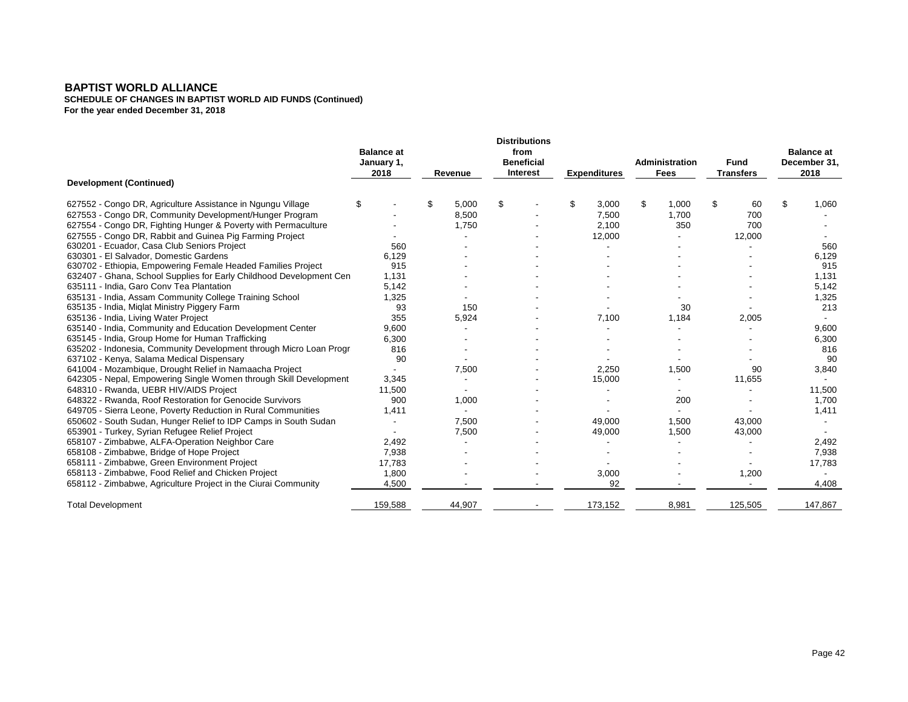**BAPTIST WORLD ALLIANCE**
**SCHEDULE OF CHANGES IN BAPTIST WORLD AID FUNDS (Continued)**
**For the year ended December 31, 2018**

| Development (Continued) | Balance at January 1, 2018 | Revenue | Distributions from Beneficial Interest | Expenditures | Administration Fees | Fund Transfers | Balance at December 31, 2018 |
|---|---|---|---|---|---|---|---|
| 627552 - Congo DR, Agriculture Assistance in Ngungu Village | $ - | $ 5,000 | $ - | $ 3,000 | $ 1,000 | $ 60 | $ 1,060 |
| 627553 - Congo DR, Community Development/Hunger Program | - | 8,500 | - | 7,500 | 1,700 | 700 | - |
| 627554 - Congo DR, Fighting Hunger & Poverty with Permaculture | - | 1,750 | - | 2,100 | 350 | 700 | - |
| 627555 - Congo DR, Rabbit and Guinea Pig Farming Project | - | - | - | 12,000 | - | 12,000 | - |
| 630201 - Ecuador, Casa Club Seniors Project | 560 | - | - | - | - | - | 560 |
| 630301 - El Salvador, Domestic Gardens | 6,129 | - | - | - | - | - | 6,129 |
| 630702 - Ethiopia, Empowering Female Headed Families Project | 915 | - | - | - | - | - | 915 |
| 632407 - Ghana, School Supplies for Early Childhood Development Cen | 1,131 | - | - | - | - | - | 1,131 |
| 635111 - India, Garo Conv Tea Plantation | 5,142 | - | - | - | - | - | 5,142 |
| 635131 - India, Assam Community College Training School | 1,325 | - | - | - | - | - | 1,325 |
| 635135 - India, Miqlat Ministry Piggery Farm | 93 | 150 | - | - | 30 | - | 213 |
| 635136 - India, Living Water Project | 355 | 5,924 | - | 7,100 | 1,184 | 2,005 | - |
| 635140 - India, Community and Education Development Center | 9,600 | - | - | - | - | - | 9,600 |
| 635145 - India, Group Home for Human Trafficking | 6,300 | - | - | - | - | - | 6,300 |
| 635202 - Indonesia, Community Development through Micro Loan Progr | 816 | - | - | - | - | - | 816 |
| 637102 - Kenya, Salama Medical Dispensary | 90 | - | - | - | - | - | 90 |
| 641004 - Mozambique, Drought Relief in Namaacha Project | - | 7,500 | - | 2,250 | 1,500 | 90 | 3,840 |
| 642305 - Nepal, Empowering Single Women through Skill Development | 3,345 | - | - | 15,000 | - | 11,655 | - |
| 648310 - Rwanda, UEBR HIV/AIDS Project | 11,500 | - | - | - | - | - | 11,500 |
| 648322 - Rwanda, Roof Restoration for Genocide Survivors | 900 | 1,000 | - | - | 200 | - | 1,700 |
| 649705 - Sierra Leone, Poverty Reduction in Rural Communities | 1,411 | - | - | - | - | - | 1,411 |
| 650602 - South Sudan, Hunger Relief to IDP Camps in South Sudan | - | 7,500 | - | 49,000 | 1,500 | 43,000 | - |
| 653901 - Turkey, Syrian Refugee Relief Project | - | 7,500 | - | 49,000 | 1,500 | 43,000 | - |
| 658107 - Zimbabwe, ALFA-Operation Neighbor Care | 2,492 | - | - | - | - | - | 2,492 |
| 658108 - Zimbabwe, Bridge of Hope Project | 7,938 | - | - | - | - | - | 7,938 |
| 658111 - Zimbabwe, Green Environment Project | 17,783 | - | - | - | - | - | 17,783 |
| 658113 - Zimbabwe, Food Relief and Chicken Project | 1,800 | - | - | 3,000 | - | 1,200 | - |
| 658112 - Zimbabwe, Agriculture Project in the Ciurai Community | 4,500 | - | - | 92 | - | - | 4,408 |
| Total Development | 159,588 | 44,907 | - | 173,152 | 8,981 | 125,505 | 147,867 |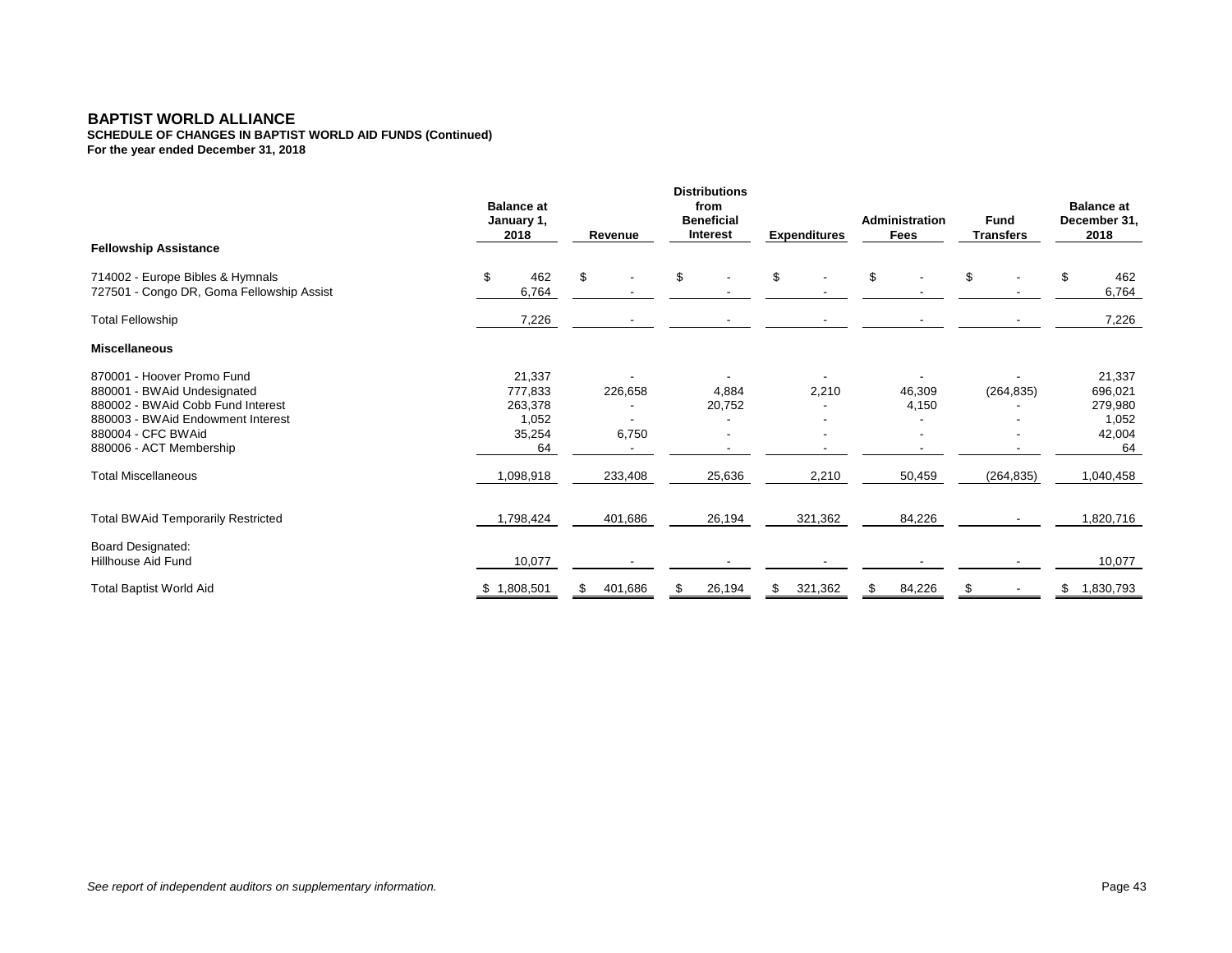# BAPTIST WORLD ALLIANCE

**SCHEDULE OF CHANGES IN BAPTIST WORLD AID FUNDS (Continued)**
**For the year ended December 31, 2018**

| | Balance at January 1, 2018 | Revenue | Distributions from Beneficial Interest | Expenditures | Administration Fees | Fund Transfers | Balance at December 31, 2018 |
|---|---|---|---|---|---|---|---|
| **Fellowship Assistance** | | | | | | | |
| 714002 - Europe Bibles & Hymnals | $ 462 | $ - | $ - | $ - | $ - | $ - | $ 462 |
| 727501 - Congo DR, Goma Fellowship Assist | 6,764 | - | - | - | - | - | 6,764 |
| Total Fellowship | 7,226 | - | - | - | - | - | 7,226 |
| **Miscellaneous** | | | | | | | |
| 870001 - Hoover Promo Fund | 21,337 | - | - | - | - | - | 21,337 |
| 880001 - BWAid Undesignated | 777,833 | 226,658 | 4,884 | 2,210 | 46,309 | (264,835) | 696,021 |
| 880002 - BWAid Cobb Fund Interest | 263,378 | - | 20,752 | - | 4,150 | - | 279,980 |
| 880003 - BWAid Endowment Interest | 1,052 | - | - | - | - | - | 1,052 |
| 880004 - CFC BWAid | 35,254 | 6,750 | - | - | - | - | 42,004 |
| 880006 - ACT Membership | 64 | - | - | - | - | - | 64 |
| Total Miscellaneous | 1,098,918 | 233,408 | 25,636 | 2,210 | 50,459 | (264,835) | 1,040,458 |
| Total BWAid Temporarily Restricted | 1,798,424 | 401,686 | 26,194 | 321,362 | 84,226 | - | 1,820,716 |
| Board Designated: | | | | | | | |
| Hillhouse Aid Fund | 10,077 | - | - | - | - | - | 10,077 |
| Total Baptist World Aid | $ 1,808,501 | $ 401,686 | $ 26,194 | $ 321,362 | $ 84,226 | $ - | $ 1,830,793 |

*See report of independent auditors on supplementary information.*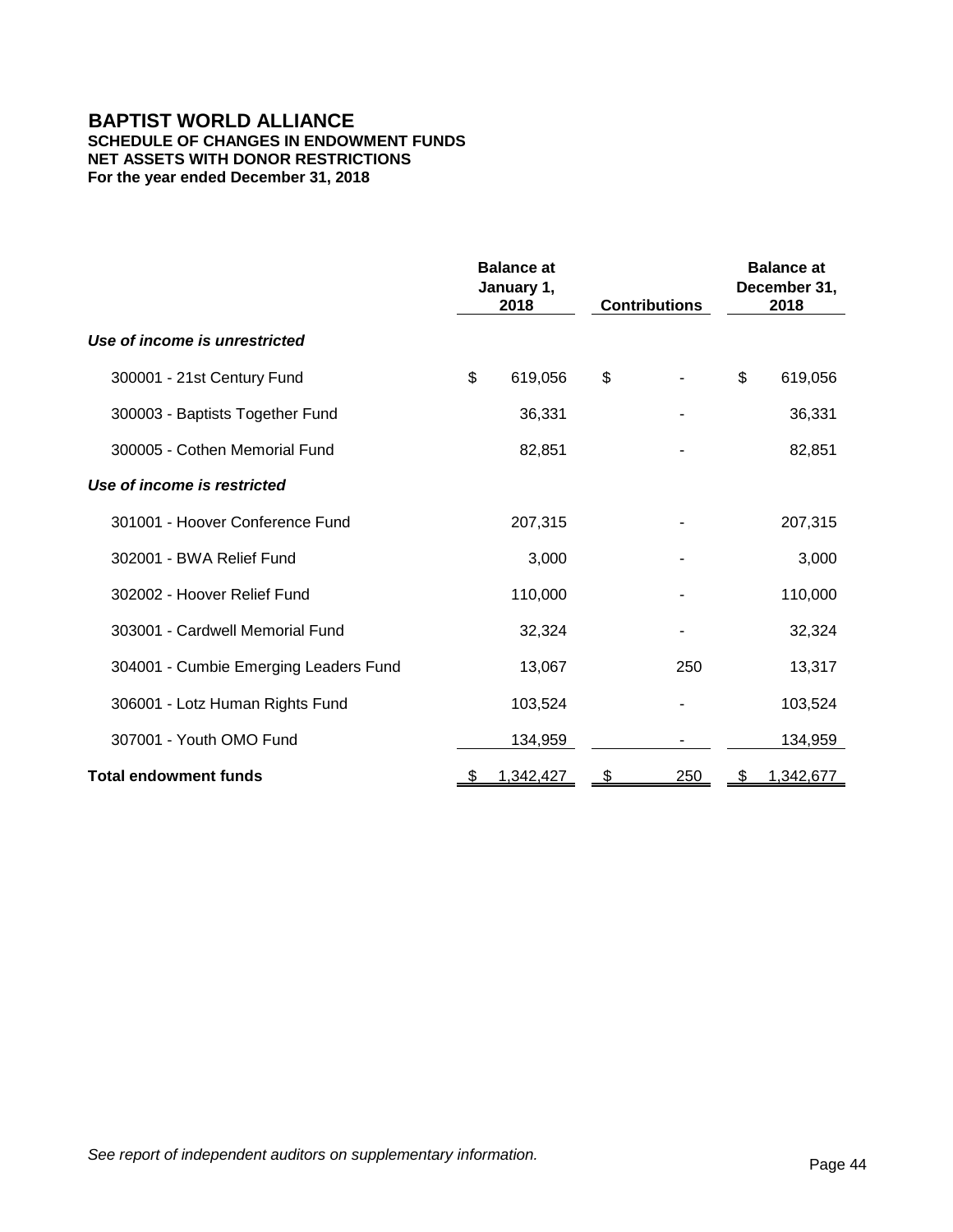# BAPTIST WORLD ALLIANCE
## SCHEDULE OF CHANGES IN ENDOWMENT FUNDS
## NET ASSETS WITH DONOR RESTRICTIONS
## For the year ended December 31, 2018

| | Balance at January 1, 2018 | Contributions | Balance at December 31, 2018 |
|---|---|---|---|
| ***Use of income is unrestricted*** | | | |
| 300001 - 21st Century Fund | $ 619,056 | $ - | $ 619,056 |
| 300003 - Baptists Together Fund | 36,331 | - | 36,331 |
| 300005 - Cothen Memorial Fund | 82,851 | - | 82,851 |
| ***Use of income is restricted*** | | | |
| 301001 - Hoover Conference Fund | 207,315 | - | 207,315 |
| 302001 - BWA Relief Fund | 3,000 | - | 3,000 |
| 302002 - Hoover Relief Fund | 110,000 | - | 110,000 |
| 303001 - Cardwell Memorial Fund | 32,324 | - | 32,324 |
| 304001 - Cumbie Emerging Leaders Fund | 13,067 | 250 | 13,317 |
| 306001 - Lotz Human Rights Fund | 103,524 | - | 103,524 |
| 307001 - Youth OMO Fund | 134,959 | - | 134,959 |
| **Total endowment funds** | $ 1,342,427 | $ 250 | $ 1,342,677 |

*See report of independent auditors on supplementary information.*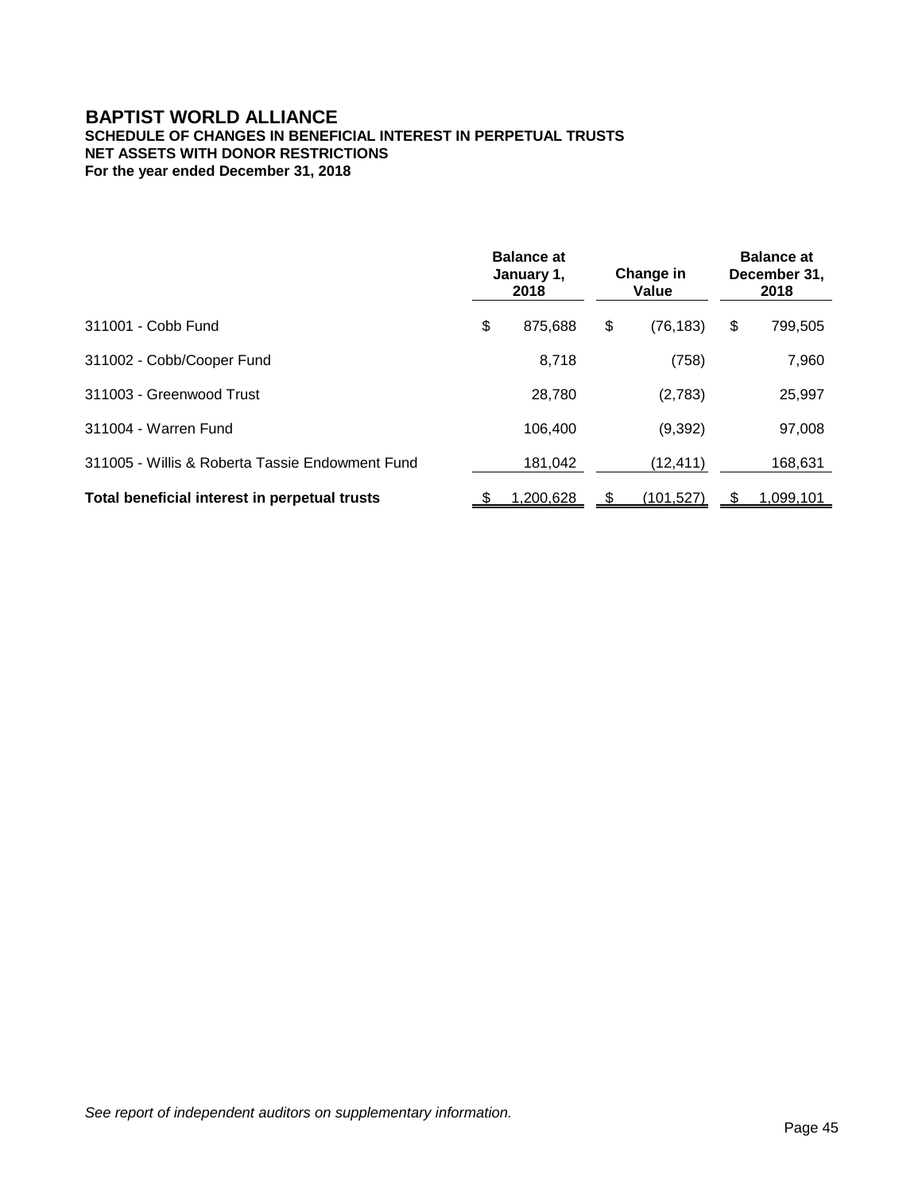# BAPTIST WORLD ALLIANCE

**SCHEDULE OF CHANGES IN BENEFICIAL INTEREST IN PERPETUAL TRUSTS**
**NET ASSETS WITH DONOR RESTRICTIONS**
**For the year ended December 31, 2018**

| | Balance at January 1, 2018 | Change in Value | Balance at December 31, 2018 |
|---|---|---|---|
| 311001 - Cobb Fund | $ 875,688 | $ (76,183) | $ 799,505 |
| 311002 - Cobb/Cooper Fund | 8,718 | (758) | 7,960 |
| 311003 - Greenwood Trust | 28,780 | (2,783) | 25,997 |
| 311004 - Warren Fund | 106,400 | (9,392) | 97,008 |
| 311005 - Willis & Roberta Tassie Endowment Fund | 181,042 | (12,411) | 168,631 |
| **Total beneficial interest in perpetual trusts** | $ 1,200,628 | $ (101,527) | $ 1,099,101 |

*See report of independent auditors on supplementary information.*